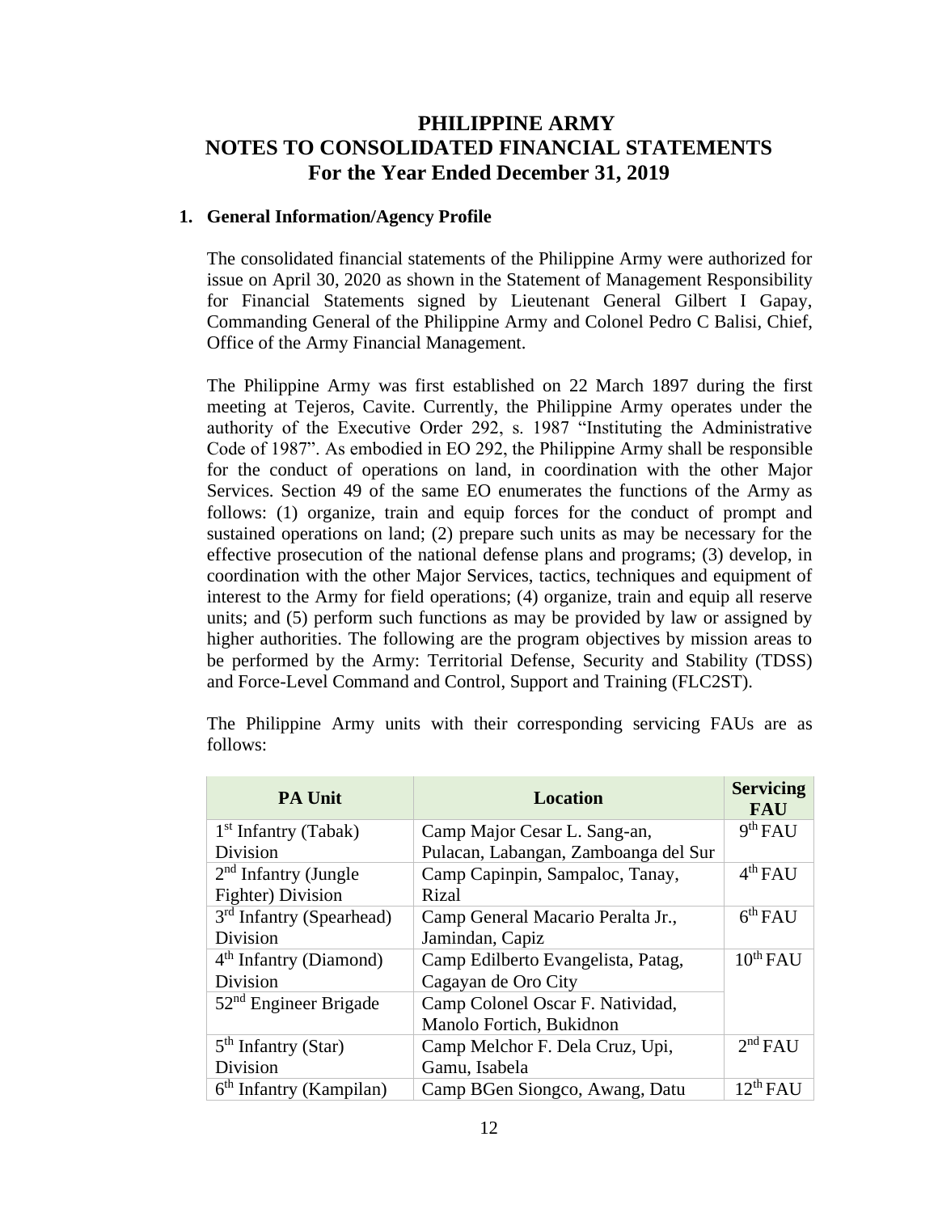# PHILIPPINE ARMY
# NOTES TO CONSOLIDATED FINANCIAL STATEMENTS
# For the Year Ended December 31, 2019

## 1. General Information/Agency Profile

The consolidated financial statements of the Philippine Army were authorized for issue on April 30, 2020 as shown in the Statement of Management Responsibility for Financial Statements signed by Lieutenant General Gilbert I Gapay, Commanding General of the Philippine Army and Colonel Pedro C Balisi, Chief, Office of the Army Financial Management.

The Philippine Army was first established on 22 March 1897 during the first meeting at Tejeros, Cavite. Currently, the Philippine Army operates under the authority of the Executive Order 292, s. 1987 "Instituting the Administrative Code of 1987". As embodied in EO 292, the Philippine Army shall be responsible for the conduct of operations on land, in coordination with the other Major Services. Section 49 of the same EO enumerates the functions of the Army as follows: (1) organize, train and equip forces for the conduct of prompt and sustained operations on land; (2) prepare such units as may be necessary for the effective prosecution of the national defense plans and programs; (3) develop, in coordination with the other Major Services, tactics, techniques and equipment of interest to the Army for field operations; (4) organize, train and equip all reserve units; and (5) perform such functions as may be provided by law or assigned by higher authorities. The following are the program objectives by mission areas to be performed by the Army: Territorial Defense, Security and Stability (TDSS) and Force-Level Command and Control, Support and Training (FLC2ST).

The Philippine Army units with their corresponding servicing FAUs are as follows:

| PA Unit | Location | Servicing FAU |
|---|---|---|
| 1st Infantry (Tabak) Division | Camp Major Cesar L. Sang-an, Pulacan, Labangan, Zamboanga del Sur | 9th FAU |
| 2nd Infantry (Jungle Fighter) Division | Camp Capinpin, Sampaloc, Tanay, Rizal | 4th FAU |
| 3rd Infantry (Spearhead) Division | Camp General Macario Peralta Jr., Jamindan, Capiz | 6th FAU |
| 4th Infantry (Diamond) Division | Camp Edilberto Evangelista, Patag, Cagayan de Oro City | 10th FAU |
| 52nd Engineer Brigade | Camp Colonel Oscar F. Natividad, Manolo Fortich, Bukidnon | |
| 5th Infantry (Star) Division | Camp Melchor F. Dela Cruz, Upi, Gamu, Isabela | 2nd FAU |
| 6th Infantry (Kampilan) | Camp BGen Siongco, Awang, Datu | 12th FAU |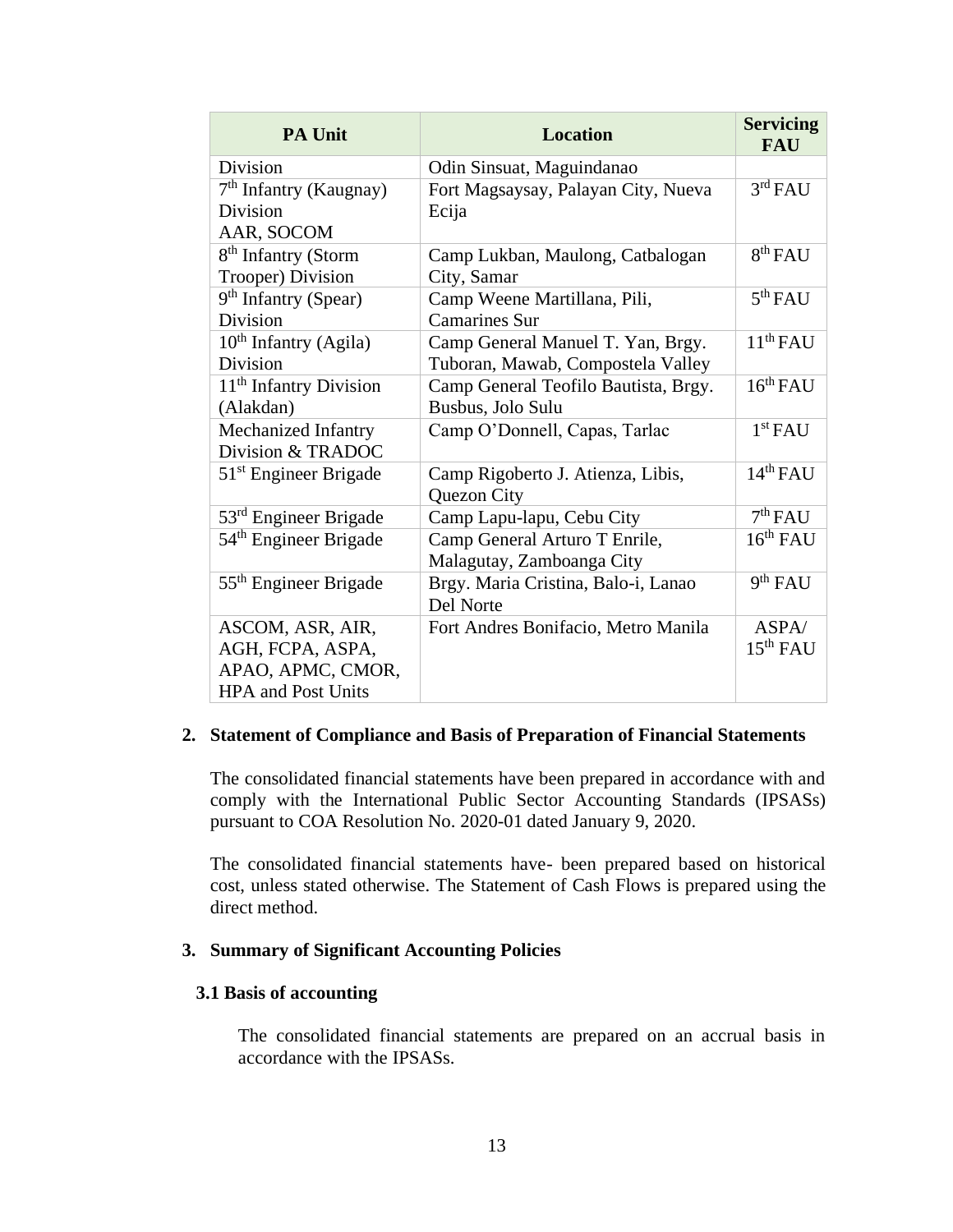| PA Unit | Location | Servicing FAU |
|---|---|---|
| Division | Odin Sinsuat, Maguindanao | |
| 7th Infantry (Kaugnay) Division AAR, SOCOM | Fort Magsaysay, Palayan City, Nueva Ecija | 3rd FAU |
| 8th Infantry (Storm Trooper) Division | Camp Lukban, Maulong, Catbalogan City, Samar | 8th FAU |
| 9th Infantry (Spear) Division | Camp Weene Martillana, Pili, Camarines Sur | 5th FAU |
| 10th Infantry (Agila) Division | Camp General Manuel T. Yan, Brgy. Tuboran, Mawab, Compostela Valley | 11th FAU |
| 11th Infantry Division (Alakdan) | Camp General Teofilo Bautista, Brgy. Busbus, Jolo Sulu | 16th FAU |
| Mechanized Infantry Division & TRADOC | Camp O'Donnell, Capas, Tarlac | 1st FAU |
| 51st Engineer Brigade | Camp Rigoberto J. Atienza, Libis, Quezon City | 14th FAU |
| 53rd Engineer Brigade | Camp Lapu-lapu, Cebu City | 7th FAU |
| 54th Engineer Brigade | Camp General Arturo T Enrile, Malagutay, Zamboanga City | 16th FAU |
| 55th Engineer Brigade | Brgy. Maria Cristina, Balo-i, Lanao Del Norte | 9th FAU |
| ASCOM, ASR, AIR, AGH, FCPA, ASPA, APAO, APMC, CMOR, HPA and Post Units | Fort Andres Bonifacio, Metro Manila | ASPA/ 15th FAU |

## 2. Statement of Compliance and Basis of Preparation of Financial Statements

The consolidated financial statements have been prepared in accordance with and comply with the International Public Sector Accounting Standards (IPSASs) pursuant to COA Resolution No. 2020-01 dated January 9, 2020.

The consolidated financial statements have- been prepared based on historical cost, unless stated otherwise. The Statement of Cash Flows is prepared using the direct method.

## 3. Summary of Significant Accounting Policies

### 3.1 Basis of accounting

The consolidated financial statements are prepared on an accrual basis in accordance with the IPSASs.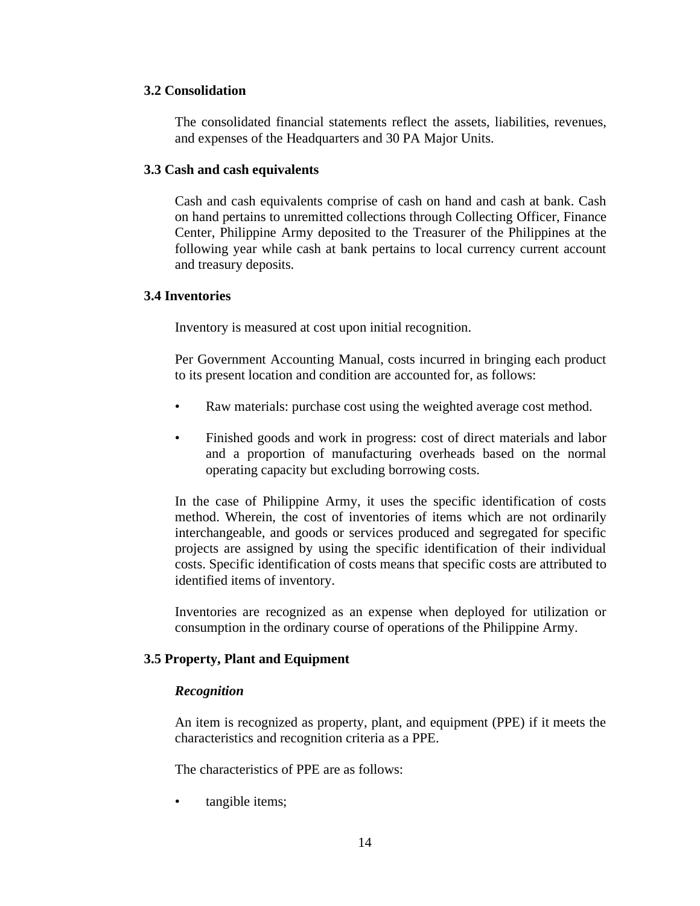### 3.2 Consolidation

The consolidated financial statements reflect the assets, liabilities, revenues, and expenses of the Headquarters and 30 PA Major Units.

### 3.3 Cash and cash equivalents

Cash and cash equivalents comprise of cash on hand and cash at bank. Cash on hand pertains to unremitted collections through Collecting Officer, Finance Center, Philippine Army deposited to the Treasurer of the Philippines at the following year while cash at bank pertains to local currency current account and treasury deposits.

### 3.4 Inventories

Inventory is measured at cost upon initial recognition.

Per Government Accounting Manual, costs incurred in bringing each product to its present location and condition are accounted for, as follows:

- Raw materials: purchase cost using the weighted average cost method.
- Finished goods and work in progress: cost of direct materials and labor and a proportion of manufacturing overheads based on the normal operating capacity but excluding borrowing costs.

In the case of Philippine Army, it uses the specific identification of costs method. Wherein, the cost of inventories of items which are not ordinarily interchangeable, and goods or services produced and segregated for specific projects are assigned by using the specific identification of their individual costs. Specific identification of costs means that specific costs are attributed to identified items of inventory.

Inventories are recognized as an expense when deployed for utilization or consumption in the ordinary course of operations of the Philippine Army.

### 3.5 Property, Plant and Equipment

***Recognition***

An item is recognized as property, plant, and equipment (PPE) if it meets the characteristics and recognition criteria as a PPE.

The characteristics of PPE are as follows:

- tangible items;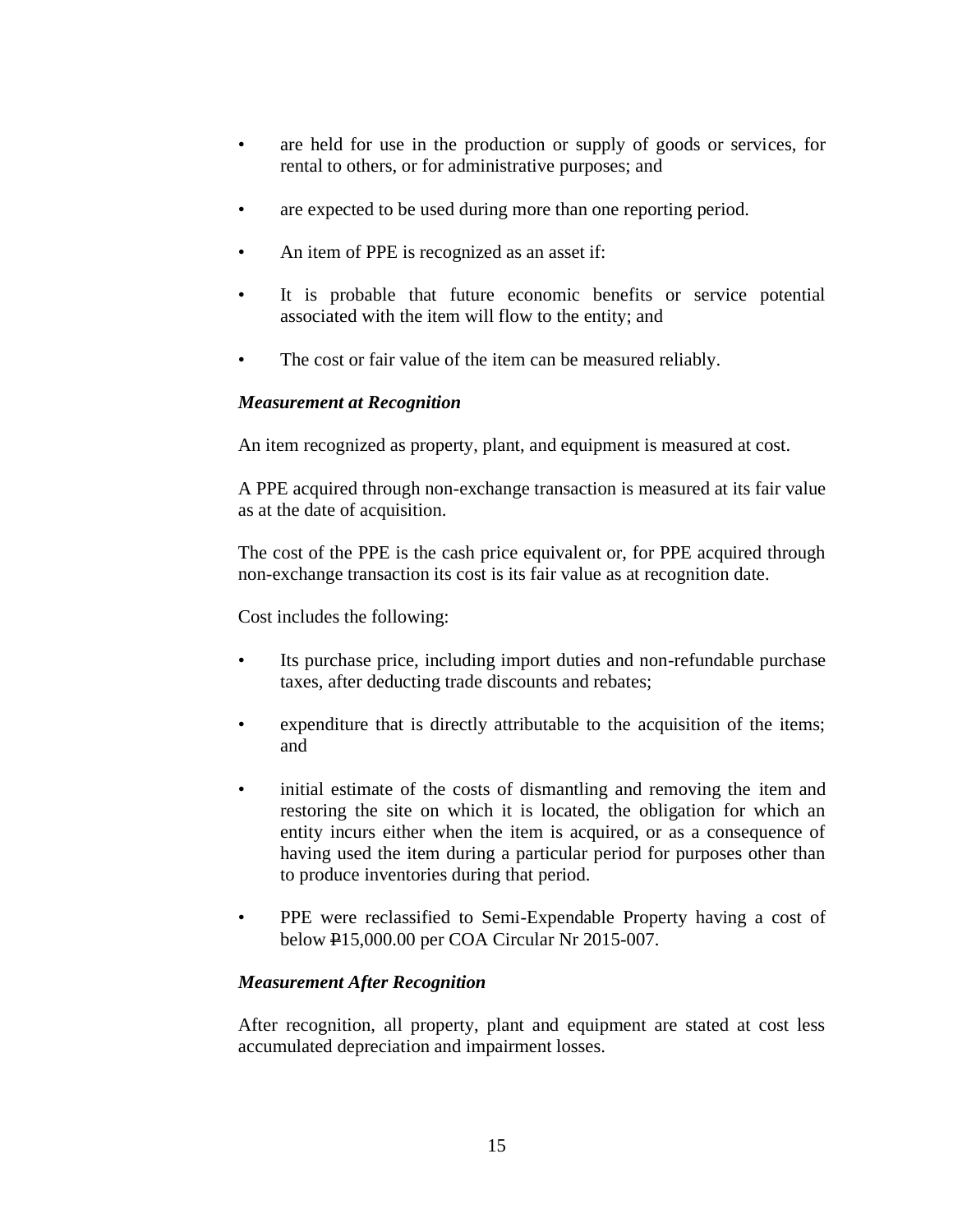- are held for use in the production or supply of goods or services, for rental to others, or for administrative purposes; and
- are expected to be used during more than one reporting period.
- An item of PPE is recognized as an asset if:
- It is probable that future economic benefits or service potential associated with the item will flow to the entity; and
- The cost or fair value of the item can be measured reliably.

***Measurement at Recognition***

An item recognized as property, plant, and equipment is measured at cost.

A PPE acquired through non-exchange transaction is measured at its fair value as at the date of acquisition.

The cost of the PPE is the cash price equivalent or, for PPE acquired through non-exchange transaction its cost is its fair value as at recognition date.

Cost includes the following:

- Its purchase price, including import duties and non-refundable purchase taxes, after deducting trade discounts and rebates;
- expenditure that is directly attributable to the acquisition of the items; and
- initial estimate of the costs of dismantling and removing the item and restoring the site on which it is located, the obligation for which an entity incurs either when the item is acquired, or as a consequence of having used the item during a particular period for purposes other than to produce inventories during that period.
- PPE were reclassified to Semi-Expendable Property having a cost of below ₱15,000.00 per COA Circular Nr 2015-007.

***Measurement After Recognition***

After recognition, all property, plant and equipment are stated at cost less accumulated depreciation and impairment losses.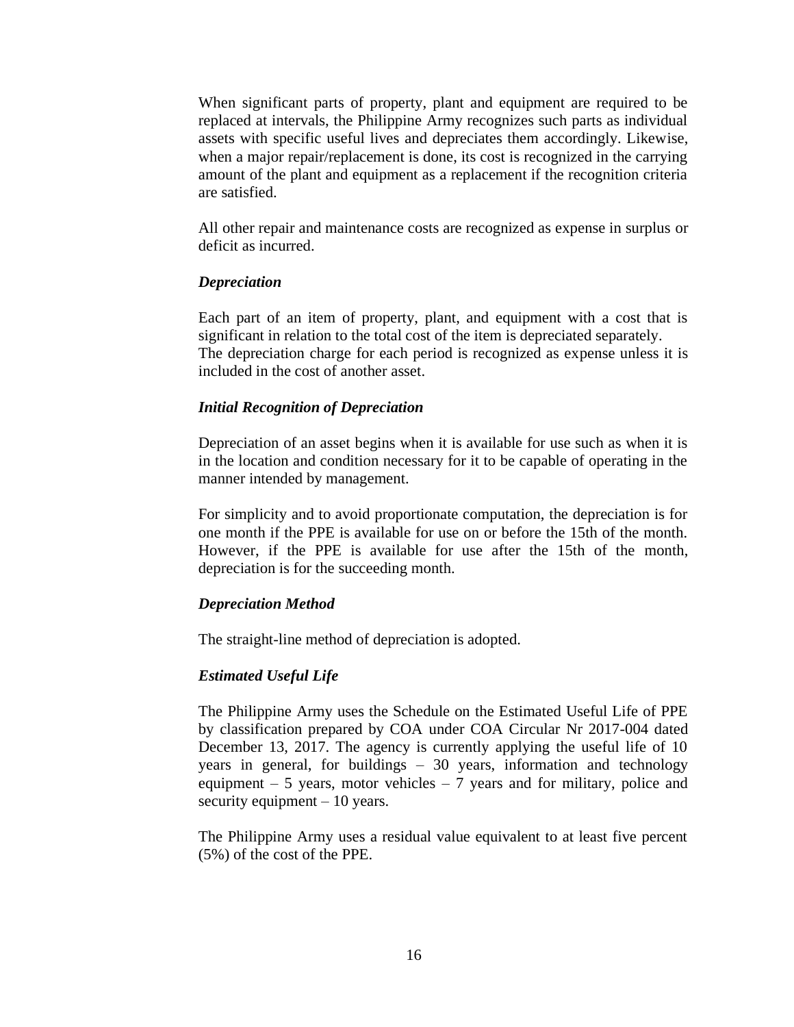When significant parts of property, plant and equipment are required to be replaced at intervals, the Philippine Army recognizes such parts as individual assets with specific useful lives and depreciates them accordingly. Likewise, when a major repair/replacement is done, its cost is recognized in the carrying amount of the plant and equipment as a replacement if the recognition criteria are satisfied.

All other repair and maintenance costs are recognized as expense in surplus or deficit as incurred.

***Depreciation***

Each part of an item of property, plant, and equipment with a cost that is significant in relation to the total cost of the item is depreciated separately.
The depreciation charge for each period is recognized as expense unless it is included in the cost of another asset.

***Initial Recognition of Depreciation***

Depreciation of an asset begins when it is available for use such as when it is in the location and condition necessary for it to be capable of operating in the manner intended by management.

For simplicity and to avoid proportionate computation, the depreciation is for one month if the PPE is available for use on or before the 15th of the month. However, if the PPE is available for use after the 15th of the month, depreciation is for the succeeding month.

***Depreciation Method***

The straight-line method of depreciation is adopted.

***Estimated Useful Life***

The Philippine Army uses the Schedule on the Estimated Useful Life of PPE by classification prepared by COA under COA Circular Nr 2017-004 dated December 13, 2017. The agency is currently applying the useful life of 10 years in general, for buildings – 30 years, information and technology equipment – 5 years, motor vehicles – 7 years and for military, police and security equipment – 10 years.

The Philippine Army uses a residual value equivalent to at least five percent (5%) of the cost of the PPE.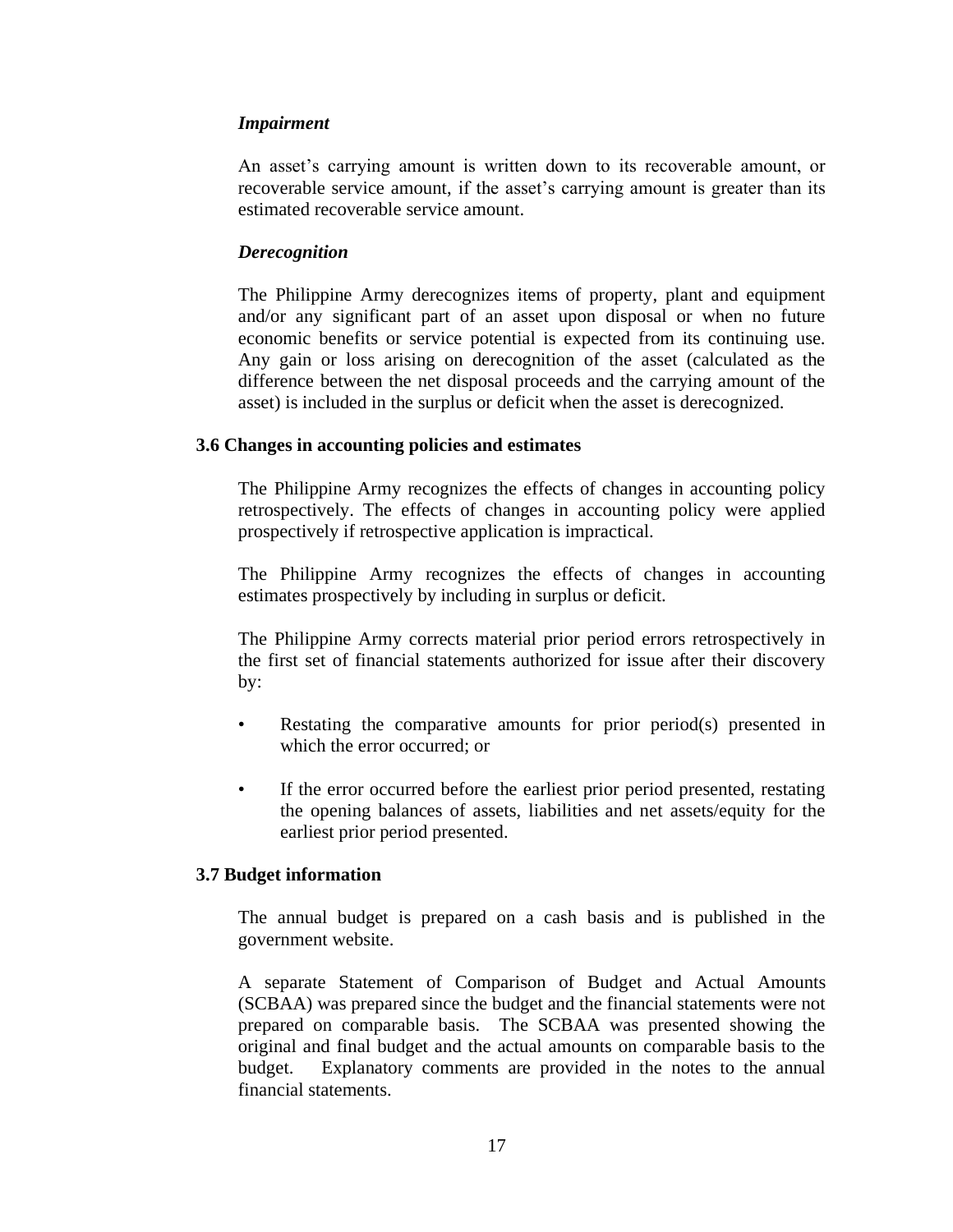*Impairment*

An asset's carrying amount is written down to its recoverable amount, or recoverable service amount, if the asset's carrying amount is greater than its estimated recoverable service amount.

*Derecognition*

The Philippine Army derecognizes items of property, plant and equipment and/or any significant part of an asset upon disposal or when no future economic benefits or service potential is expected from its continuing use. Any gain or loss arising on derecognition of the asset (calculated as the difference between the net disposal proceeds and the carrying amount of the asset) is included in the surplus or deficit when the asset is derecognized.

**3.6 Changes in accounting policies and estimates**

The Philippine Army recognizes the effects of changes in accounting policy retrospectively. The effects of changes in accounting policy were applied prospectively if retrospective application is impractical.

The Philippine Army recognizes the effects of changes in accounting estimates prospectively by including in surplus or deficit.

The Philippine Army corrects material prior period errors retrospectively in the first set of financial statements authorized for issue after their discovery by:

- Restating the comparative amounts for prior period(s) presented in which the error occurred; or

- If the error occurred before the earliest prior period presented, restating the opening balances of assets, liabilities and net assets/equity for the earliest prior period presented.

**3.7 Budget information**

The annual budget is prepared on a cash basis and is published in the government website.

A separate Statement of Comparison of Budget and Actual Amounts (SCBAA) was prepared since the budget and the financial statements were not prepared on comparable basis. The SCBAA was presented showing the original and final budget and the actual amounts on comparable basis to the budget. Explanatory comments are provided in the notes to the annual financial statements.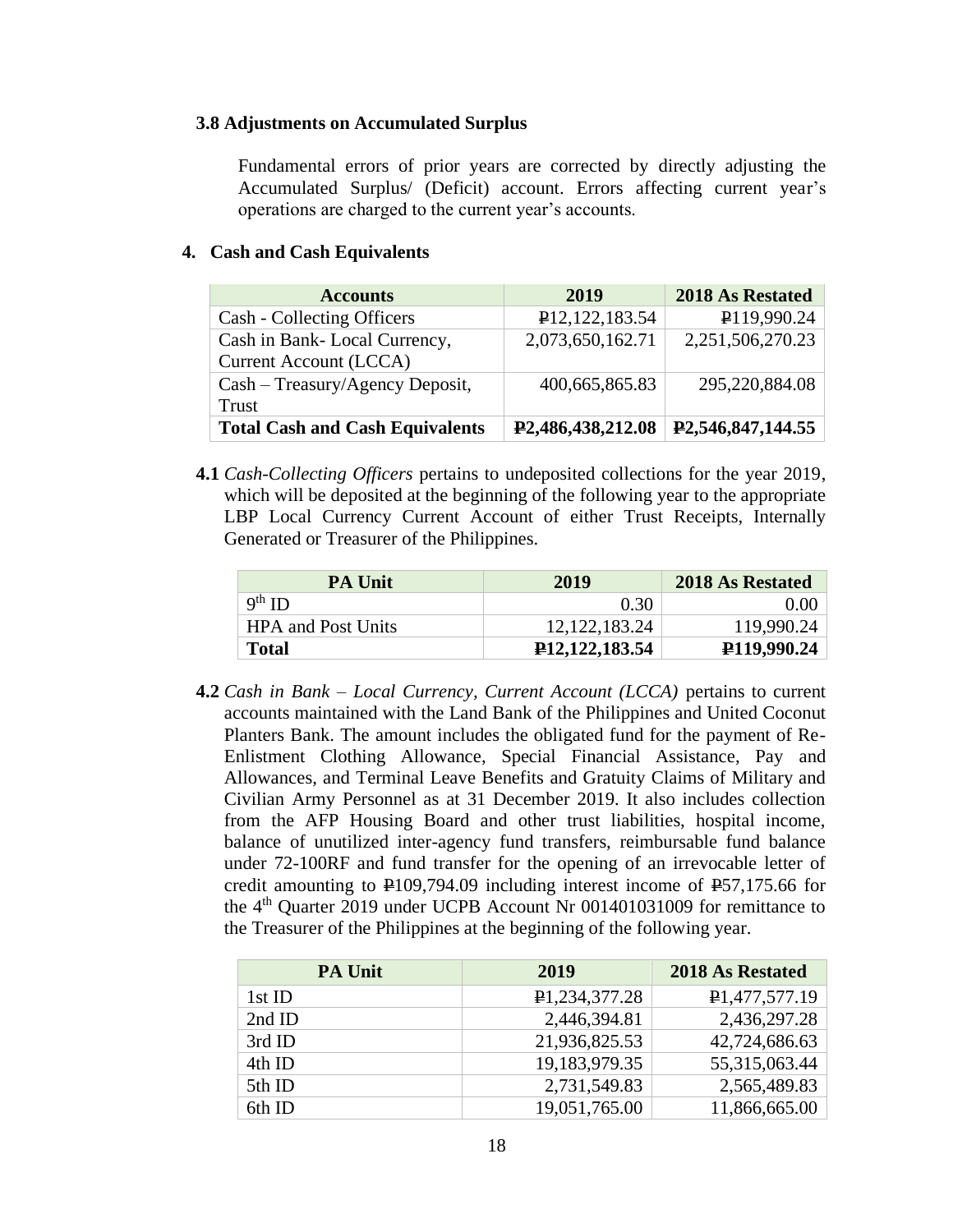### 3.8 Adjustments on Accumulated Surplus

Fundamental errors of prior years are corrected by directly adjusting the Accumulated Surplus/ (Deficit) account. Errors affecting current year's operations are charged to the current year's accounts.

## 4. Cash and Cash Equivalents

| Accounts | 2019 | 2018 As Restated |
|---|---|---|
| Cash - Collecting Officers | ₱12,122,183.54 | ₱119,990.24 |
| Cash in Bank- Local Currency, Current Account (LCCA) | 2,073,650,162.71 | 2,251,506,270.23 |
| Cash – Treasury/Agency Deposit, Trust | 400,665,865.83 | 295,220,884.08 |
| **Total Cash and Cash Equivalents** | **₱2,486,438,212.08** | **₱2,546,847,144.55** |

**4.1** *Cash-Collecting Officers* pertains to undeposited collections for the year 2019, which will be deposited at the beginning of the following year to the appropriate LBP Local Currency Current Account of either Trust Receipts, Internally Generated or Treasurer of the Philippines.

| PA Unit | 2019 | 2018 As Restated |
|---|---|---|
| 9th ID | 0.30 | 0.00 |
| HPA and Post Units | 12,122,183.24 | 119,990.24 |
| **Total** | **₱12,122,183.54** | **₱119,990.24** |

**4.2** *Cash in Bank – Local Currency, Current Account (LCCA)* pertains to current accounts maintained with the Land Bank of the Philippines and United Coconut Planters Bank. The amount includes the obligated fund for the payment of Re-Enlistment Clothing Allowance, Special Financial Assistance, Pay and Allowances, and Terminal Leave Benefits and Gratuity Claims of Military and Civilian Army Personnel as at 31 December 2019. It also includes collection from the AFP Housing Board and other trust liabilities, hospital income, balance of unutilized inter-agency fund transfers, reimbursable fund balance under 72-100RF and fund transfer for the opening of an irrevocable letter of credit amounting to ₱109,794.09 including interest income of ₱57,175.66 for the 4th Quarter 2019 under UCPB Account Nr 001401031009 for remittance to the Treasurer of the Philippines at the beginning of the following year.

| PA Unit | 2019 | 2018 As Restated |
|---|---|---|
| 1st ID | ₱1,234,377.28 | ₱1,477,577.19 |
| 2nd ID | 2,446,394.81 | 2,436,297.28 |
| 3rd ID | 21,936,825.53 | 42,724,686.63 |
| 4th ID | 19,183,979.35 | 55,315,063.44 |
| 5th ID | 2,731,549.83 | 2,565,489.83 |
| 6th ID | 19,051,765.00 | 11,866,665.00 |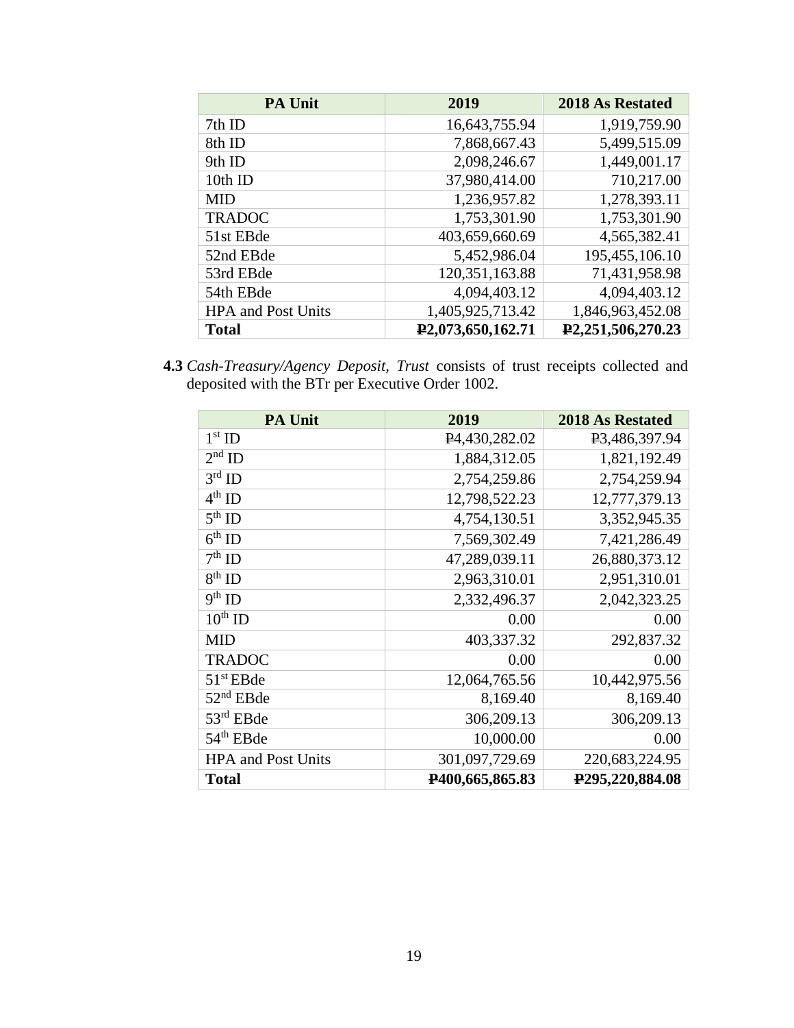| PA Unit | 2019 | 2018 As Restated |
| --- | --- | --- |
| 7th ID | 16,643,755.94 | 1,919,759.90 |
| 8th ID | 7,868,667.43 | 5,499,515.09 |
| 9th ID | 2,098,246.67 | 1,449,001.17 |
| 10th ID | 37,980,414.00 | 710,217.00 |
| MID | 1,236,957.82 | 1,278,393.11 |
| TRADOC | 1,753,301.90 | 1,753,301.90 |
| 51st EBde | 403,659,660.69 | 4,565,382.41 |
| 52nd EBde | 5,452,986.04 | 195,455,106.10 |
| 53rd EBde | 120,351,163.88 | 71,431,958.98 |
| 54th EBde | 4,094,403.12 | 4,094,403.12 |
| HPA and Post Units | 1,405,925,713.42 | 1,846,963,452.08 |
| **Total** | **₱2,073,650,162.71** | **₱2,251,506,270.23** |

**4.3** *Cash-Treasury/Agency Deposit, Trust* consists of trust receipts collected and deposited with the BTr per Executive Order 1002.

| PA Unit | 2019 | 2018 As Restated |
| --- | --- | --- |
| 1st ID | ₱4,430,282.02 | ₱3,486,397.94 |
| 2nd ID | 1,884,312.05 | 1,821,192.49 |
| 3rd ID | 2,754,259.86 | 2,754,259.94 |
| 4th ID | 12,798,522.23 | 12,777,379.13 |
| 5th ID | 4,754,130.51 | 3,352,945.35 |
| 6th ID | 7,569,302.49 | 7,421,286.49 |
| 7th ID | 47,289,039.11 | 26,880,373.12 |
| 8th ID | 2,963,310.01 | 2,951,310.01 |
| 9th ID | 2,332,496.37 | 2,042,323.25 |
| 10th ID | 0.00 | 0.00 |
| MID | 403,337.32 | 292,837.32 |
| TRADOC | 0.00 | 0.00 |
| 51st EBde | 12,064,765.56 | 10,442,975.56 |
| 52nd EBde | 8,169.40 | 8,169.40 |
| 53rd EBde | 306,209.13 | 306,209.13 |
| 54th EBde | 10,000.00 | 0.00 |
| HPA and Post Units | 301,097,729.69 | 220,683,224.95 |
| **Total** | **₱400,665,865.83** | **₱295,220,884.08** |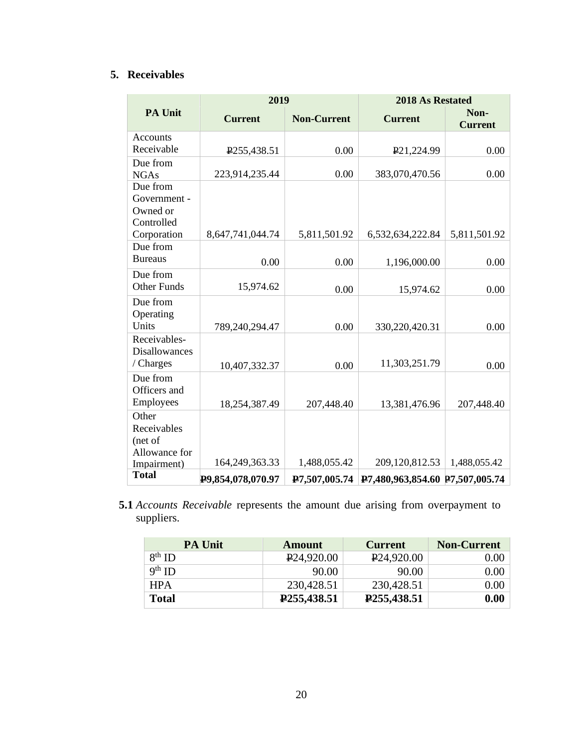## 5. Receivables

| PA Unit | 2019 | | 2018 As Restated | |
|---|---|---|---|---|
| | Current | Non-Current | Current | Non-Current |
| Accounts Receivable | ₱255,438.51 | 0.00 | ₱21,224.99 | 0.00 |
| Due from NGAs | 223,914,235.44 | 0.00 | 383,070,470.56 | 0.00 |
| Due from Government - Owned or Controlled Corporation | 8,647,741,044.74 | 5,811,501.92 | 6,532,634,222.84 | 5,811,501.92 |
| Due from Bureaus | 0.00 | 0.00 | 1,196,000.00 | 0.00 |
| Due from Other Funds | 15,974.62 | 0.00 | 15,974.62 | 0.00 |
| Due from Operating Units | 789,240,294.47 | 0.00 | 330,220,420.31 | 0.00 |
| Receivables-Disallowances / Charges | 10,407,332.37 | 0.00 | 11,303,251.79 | 0.00 |
| Due from Officers and Employees | 18,254,387.49 | 207,448.40 | 13,381,476.96 | 207,448.40 |
| Other Receivables (net of Allowance for Impairment) | 164,249,363.33 | 1,488,055.42 | 209,120,812.53 | 1,488,055.42 |
| **Total** | **₱9,854,078,070.97** | **₱7,507,005.74** | **₱7,480,963,854.60** | **₱7,507,005.74** |

**5.1** *Accounts Receivable* represents the amount due arising from overpayment to suppliers.

| PA Unit | Amount | Current | Non-Current |
|---|---|---|---|
| 8th ID | ₱24,920.00 | ₱24,920.00 | 0.00 |
| 9th ID | 90.00 | 90.00 | 0.00 |
| HPA | 230,428.51 | 230,428.51 | 0.00 |
| **Total** | **₱255,438.51** | **₱255,438.51** | **0.00** |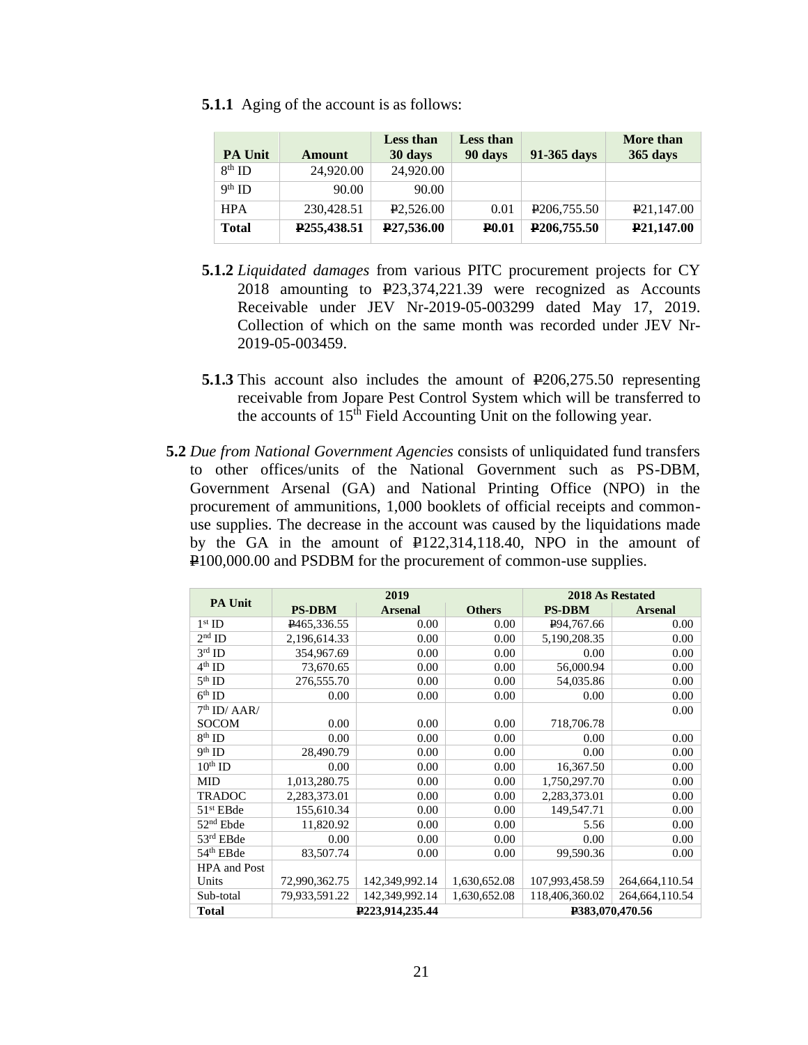**5.1.1** Aging of the account is as follows:

| PA Unit | Amount | Less than 30 days | Less than 90 days | 91-365 days | More than 365 days |
|---|---|---|---|---|---|
| 8th ID | 24,920.00 | 24,920.00 | | | |
| 9th ID | 90.00 | 90.00 | | | |
| HPA | 230,428.51 | ₱2,526.00 | 0.01 | ₱206,755.50 | ₱21,147.00 |
| **Total** | **₱255,438.51** | **₱27,536.00** | **₱0.01** | **₱206,755.50** | **₱21,147.00** |

**5.1.2** *Liquidated damages* from various PITC procurement projects for CY 2018 amounting to ₱23,374,221.39 were recognized as Accounts Receivable under JEV Nr-2019-05-003299 dated May 17, 2019. Collection of which on the same month was recorded under JEV Nr-2019-05-003459.

**5.1.3** This account also includes the amount of ₱206,275.50 representing receivable from Jopare Pest Control System which will be transferred to the accounts of 15th Field Accounting Unit on the following year.

**5.2** *Due from National Government Agencies* consists of unliquidated fund transfers to other offices/units of the National Government such as PS-DBM, Government Arsenal (GA) and National Printing Office (NPO) in the procurement of ammunitions, 1,000 booklets of official receipts and common-use supplies. The decrease in the account was caused by the liquidations made by the GA in the amount of ₱122,314,118.40, NPO in the amount of ₱100,000.00 and PSDBM for the procurement of common-use supplies.

| PA Unit | 2019 | | | 2018 As Restated | |
|---|---|---|---|---|---|
| | PS-DBM | Arsenal | Others | PS-DBM | Arsenal |
| 1st ID | ₱465,336.55 | 0.00 | 0.00 | ₱94,767.66 | 0.00 |
| 2nd ID | 2,196,614.33 | 0.00 | 0.00 | 5,190,208.35 | 0.00 |
| 3rd ID | 354,967.69 | 0.00 | 0.00 | 0.00 | 0.00 |
| 4th ID | 73,670.65 | 0.00 | 0.00 | 56,000.94 | 0.00 |
| 5th ID | 276,555.70 | 0.00 | 0.00 | 54,035.86 | 0.00 |
| 6th ID | 0.00 | 0.00 | 0.00 | 0.00 | 0.00 |
| 7th ID/ AAR/ SOCOM | 0.00 | 0.00 | 0.00 | 718,706.78 | 0.00 |
| 8th ID | 0.00 | 0.00 | 0.00 | 0.00 | 0.00 |
| 9th ID | 28,490.79 | 0.00 | 0.00 | 0.00 | 0.00 |
| 10th ID | 0.00 | 0.00 | 0.00 | 16,367.50 | 0.00 |
| MID | 1,013,280.75 | 0.00 | 0.00 | 1,750,297.70 | 0.00 |
| TRADOC | 2,283,373.01 | 0.00 | 0.00 | 2,283,373.01 | 0.00 |
| 51st EBde | 155,610.34 | 0.00 | 0.00 | 149,547.71 | 0.00 |
| 52nd Ebde | 11,820.92 | 0.00 | 0.00 | 5.56 | 0.00 |
| 53rd EBde | 0.00 | 0.00 | 0.00 | 0.00 | 0.00 |
| 54th EBde | 83,507.74 | 0.00 | 0.00 | 99,590.36 | 0.00 |
| HPA and Post Units | 72,990,362.75 | 142,349,992.14 | 1,630,652.08 | 107,993,458.59 | 264,664,110.54 |
| Sub-total | 79,933,591.22 | 142,349,992.14 | 1,630,652.08 | 118,406,360.02 | 264,664,110.54 |
| **Total** | ₱223,914,235.44 | | | ₱383,070,470.56 | |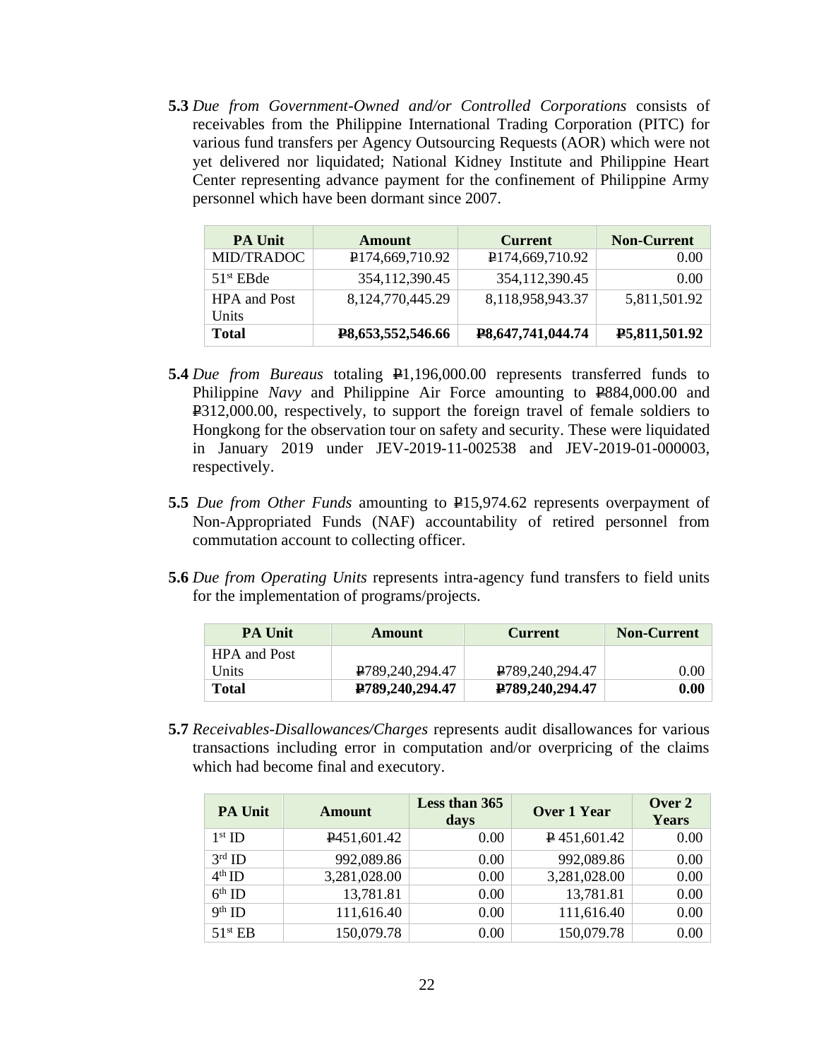**5.3** *Due from Government-Owned and/or Controlled Corporations* consists of receivables from the Philippine International Trading Corporation (PITC) for various fund transfers per Agency Outsourcing Requests (AOR) which were not yet delivered nor liquidated; National Kidney Institute and Philippine Heart Center representing advance payment for the confinement of Philippine Army personnel which have been dormant since 2007.

| PA Unit | Amount | Current | Non-Current |
|---|---|---|---|
| MID/TRADOC | ₱174,669,710.92 | ₱174,669,710.92 | 0.00 |
| 51st EBde | 354,112,390.45 | 354,112,390.45 | 0.00 |
| HPA and Post Units | 8,124,770,445.29 | 8,118,958,943.37 | 5,811,501.92 |
| **Total** | **₱8,653,552,546.66** | **₱8,647,741,044.74** | **₱5,811,501.92** |

**5.4** *Due from Bureaus* totaling ₱1,196,000.00 represents transferred funds to Philippine *Navy* and Philippine Air Force amounting to ₱884,000.00 and ₱312,000.00, respectively, to support the foreign travel of female soldiers to Hongkong for the observation tour on safety and security. These were liquidated in January 2019 under JEV-2019-11-002538 and JEV-2019-01-000003, respectively.

**5.5** *Due from Other Funds* amounting to ₱15,974.62 represents overpayment of Non-Appropriated Funds (NAF) accountability of retired personnel from commutation account to collecting officer.

**5.6** *Due from Operating Units* represents intra-agency fund transfers to field units for the implementation of programs/projects.

| PA Unit | Amount | Current | Non-Current |
|---|---|---|---|
| HPA and Post Units | ₱789,240,294.47 | ₱789,240,294.47 | 0.00 |
| **Total** | **₱789,240,294.47** | **₱789,240,294.47** | **0.00** |

**5.7** *Receivables-Disallowances/Charges* represents audit disallowances for various transactions including error in computation and/or overpricing of the claims which had become final and executory.

| PA Unit | Amount | Less than 365 days | Over 1 Year | Over 2 Years |
|---|---|---|---|---|
| 1st ID | ₱451,601.42 | 0.00 | ₱ 451,601.42 | 0.00 |
| 3rd ID | 992,089.86 | 0.00 | 992,089.86 | 0.00 |
| 4th ID | 3,281,028.00 | 0.00 | 3,281,028.00 | 0.00 |
| 6th ID | 13,781.81 | 0.00 | 13,781.81 | 0.00 |
| 9th ID | 111,616.40 | 0.00 | 111,616.40 | 0.00 |
| 51st EB | 150,079.78 | 0.00 | 150,079.78 | 0.00 |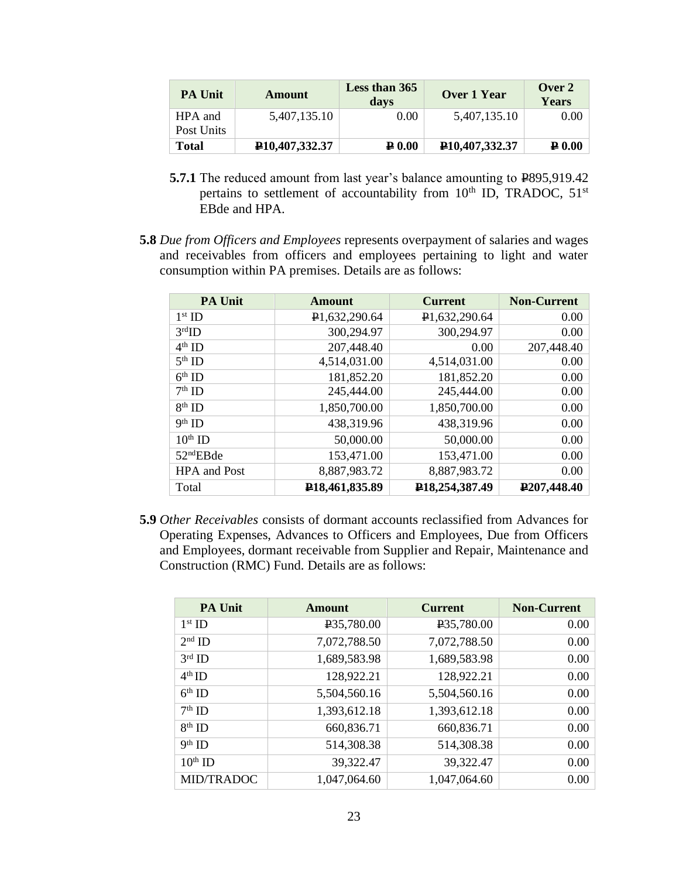| PA Unit | Amount | Less than 365 days | Over 1 Year | Over 2 Years |
|---|---|---|---|---|
| HPA and Post Units | 5,407,135.10 | 0.00 | 5,407,135.10 | 0.00 |
| **Total** | **₱10,407,332.37** | **₱ 0.00** | **₱10,407,332.37** | **₱ 0.00** |

**5.7.1** The reduced amount from last year's balance amounting to ₱895,919.42 pertains to settlement of accountability from 10th ID, TRADOC, 51st EBde and HPA.

**5.8** *Due from Officers and Employees* represents overpayment of salaries and wages and receivables from officers and employees pertaining to light and water consumption within PA premises. Details are as follows:

| PA Unit | Amount | Current | Non-Current |
|---|---|---|---|
| 1st ID | ₱1,632,290.64 | ₱1,632,290.64 | 0.00 |
| 3rdID | 300,294.97 | 300,294.97 | 0.00 |
| 4th ID | 207,448.40 | 0.00 | 207,448.40 |
| 5th ID | 4,514,031.00 | 4,514,031.00 | 0.00 |
| 6th ID | 181,852.20 | 181,852.20 | 0.00 |
| 7th ID | 245,444.00 | 245,444.00 | 0.00 |
| 8th ID | 1,850,700.00 | 1,850,700.00 | 0.00 |
| 9th ID | 438,319.96 | 438,319.96 | 0.00 |
| 10th ID | 50,000.00 | 50,000.00 | 0.00 |
| 52ndEBde | 153,471.00 | 153,471.00 | 0.00 |
| HPA and Post | 8,887,983.72 | 8,887,983.72 | 0.00 |
| Total | **₱18,461,835.89** | **₱18,254,387.49** | **₱207,448.40** |

**5.9** *Other Receivables* consists of dormant accounts reclassified from Advances for Operating Expenses, Advances to Officers and Employees, Due from Officers and Employees, dormant receivable from Supplier and Repair, Maintenance and Construction (RMC) Fund. Details are as follows:

| PA Unit | Amount | Current | Non-Current |
|---|---|---|---|
| 1st ID | ₱35,780.00 | ₱35,780.00 | 0.00 |
| 2nd ID | 7,072,788.50 | 7,072,788.50 | 0.00 |
| 3rd ID | 1,689,583.98 | 1,689,583.98 | 0.00 |
| 4th ID | 128,922.21 | 128,922.21 | 0.00 |
| 6th ID | 5,504,560.16 | 5,504,560.16 | 0.00 |
| 7th ID | 1,393,612.18 | 1,393,612.18 | 0.00 |
| 8th ID | 660,836.71 | 660,836.71 | 0.00 |
| 9th ID | 514,308.38 | 514,308.38 | 0.00 |
| 10th ID | 39,322.47 | 39,322.47 | 0.00 |
| MID/TRADOC | 1,047,064.60 | 1,047,064.60 | 0.00 |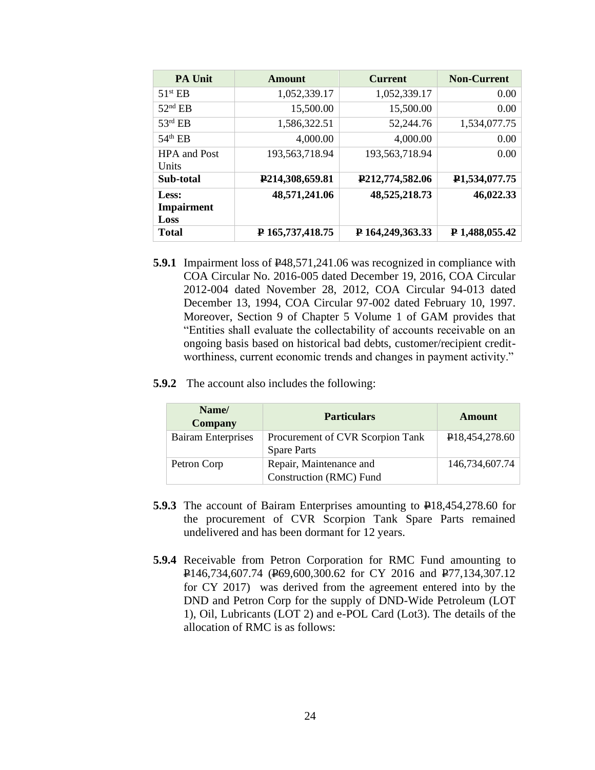| PA Unit | Amount | Current | Non-Current |
|---|---|---|---|
| 51st EB | 1,052,339.17 | 1,052,339.17 | 0.00 |
| 52nd EB | 15,500.00 | 15,500.00 | 0.00 |
| 53rd EB | 1,586,322.51 | 52,244.76 | 1,534,077.75 |
| 54th EB | 4,000.00 | 4,000.00 | 0.00 |
| HPA and Post Units | 193,563,718.94 | 193,563,718.94 | 0.00 |
| **Sub-total** | **₱214,308,659.81** | **₱212,774,582.06** | **₱1,534,077.75** |
| **Less: Impairment Loss** | **48,571,241.06** | **48,525,218.73** | **46,022.33** |
| **Total** | **₱ 165,737,418.75** | **₱ 164,249,363.33** | **₱ 1,488,055.42** |

**5.9.1** Impairment loss of ₱48,571,241.06 was recognized in compliance with COA Circular No. 2016-005 dated December 19, 2016, COA Circular 2012-004 dated November 28, 2012, COA Circular 94-013 dated December 13, 1994, COA Circular 97-002 dated February 10, 1997. Moreover, Section 9 of Chapter 5 Volume 1 of GAM provides that "Entities shall evaluate the collectability of accounts receivable on an ongoing basis based on historical bad debts, customer/recipient credit-worthiness, current economic trends and changes in payment activity."

**5.9.2** The account also includes the following:

| Name/ Company | Particulars | Amount |
|---|---|---|
| Bairam Enterprises | Procurement of CVR Scorpion Tank Spare Parts | ₱18,454,278.60 |
| Petron Corp | Repair, Maintenance and Construction (RMC) Fund | 146,734,607.74 |

**5.9.3** The account of Bairam Enterprises amounting to ₱18,454,278.60 for the procurement of CVR Scorpion Tank Spare Parts remained undelivered and has been dormant for 12 years.

**5.9.4** Receivable from Petron Corporation for RMC Fund amounting to ₱146,734,607.74 (₱69,600,300.62 for CY 2016 and ₱77,134,307.12 for CY 2017) was derived from the agreement entered into by the DND and Petron Corp for the supply of DND-Wide Petroleum (LOT 1), Oil, Lubricants (LOT 2) and e-POL Card (Lot3). The details of the allocation of RMC is as follows: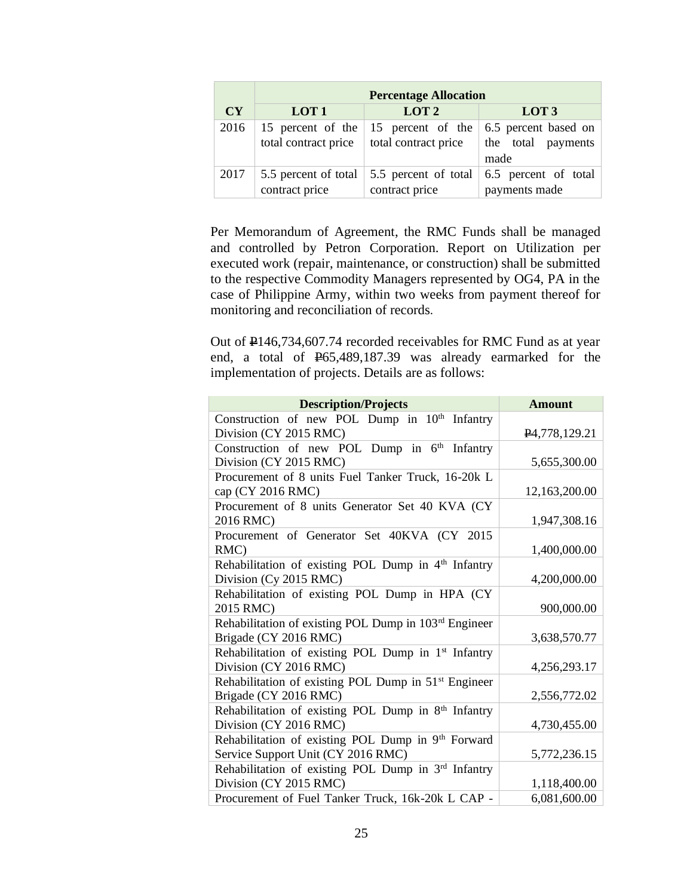| CY | Percentage Allocation | | |
|---|---|---|---|
| | **LOT 1** | **LOT 2** | **LOT 3** |
| 2016 | 15 percent of the total contract price | 15 percent of the total contract price | 6.5 percent based on the total payments made |
| 2017 | 5.5 percent of total contract price | 5.5 percent of total contract price | 6.5 percent of total payments made |

Per Memorandum of Agreement, the RMC Funds shall be managed and controlled by Petron Corporation. Report on Utilization per executed work (repair, maintenance, or construction) shall be submitted to the respective Commodity Managers represented by OG4, PA in the case of Philippine Army, within two weeks from payment thereof for monitoring and reconciliation of records.

Out of ₱146,734,607.74 recorded receivables for RMC Fund as at year end, a total of ₱65,489,187.39 was already earmarked for the implementation of projects. Details are as follows:

| Description/Projects | Amount |
|---|---|
| Construction of new POL Dump in 10th Infantry Division (CY 2015 RMC) | ₱4,778,129.21 |
| Construction of new POL Dump in 6th Infantry Division (CY 2015 RMC) | 5,655,300.00 |
| Procurement of 8 units Fuel Tanker Truck, 16-20k L cap (CY 2016 RMC) | 12,163,200.00 |
| Procurement of 8 units Generator Set 40 KVA (CY 2016 RMC) | 1,947,308.16 |
| Procurement of Generator Set 40KVA (CY 2015 RMC) | 1,400,000.00 |
| Rehabilitation of existing POL Dump in 4th Infantry Division (Cy 2015 RMC) | 4,200,000.00 |
| Rehabilitation of existing POL Dump in HPA (CY 2015 RMC) | 900,000.00 |
| Rehabilitation of existing POL Dump in 103rd Engineer Brigade (CY 2016 RMC) | 3,638,570.77 |
| Rehabilitation of existing POL Dump in 1st Infantry Division (CY 2016 RMC) | 4,256,293.17 |
| Rehabilitation of existing POL Dump in 51st Engineer Brigade (CY 2016 RMC) | 2,556,772.02 |
| Rehabilitation of existing POL Dump in 8th Infantry Division (CY 2016 RMC) | 4,730,455.00 |
| Rehabilitation of existing POL Dump in 9th Forward Service Support Unit (CY 2016 RMC) | 5,772,236.15 |
| Rehabilitation of existing POL Dump in 3rd Infantry Division (CY 2015 RMC) | 1,118,400.00 |
| Procurement of Fuel Tanker Truck, 16k-20k L CAP - | 6,081,600.00 |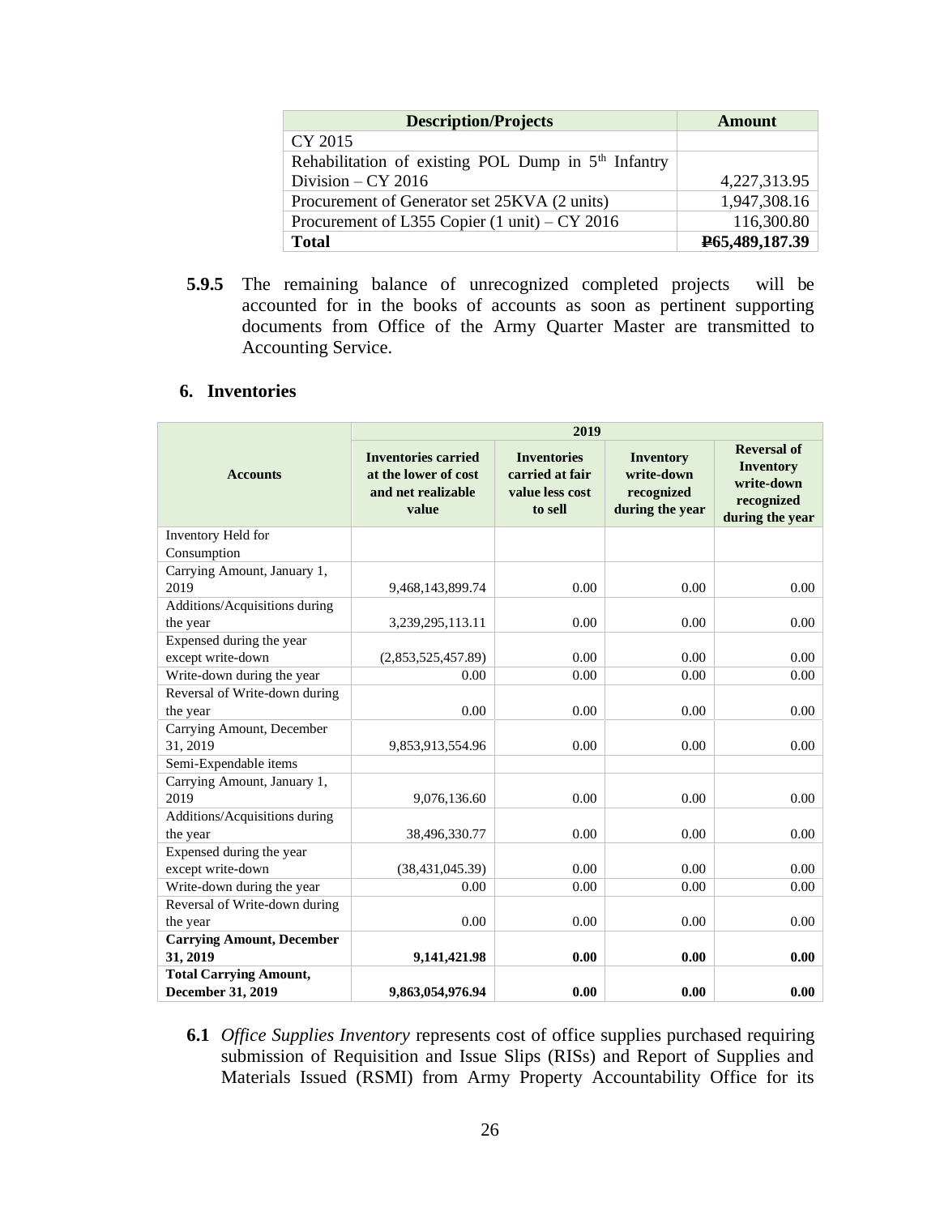| Description/Projects | Amount |
| --- | --- |
| CY 2015 | |
| Rehabilitation of existing POL Dump in 5th Infantry Division – CY 2016 | 4,227,313.95 |
| Procurement of Generator set 25KVA (2 units) | 1,947,308.16 |
| Procurement of L355 Copier (1 unit) – CY 2016 | 116,300.80 |
| **Total** | **₱65,489,187.39** |

**5.9.5** The remaining balance of unrecognized completed projects will be accounted for in the books of accounts as soon as pertinent supporting documents from Office of the Army Quarter Master are transmitted to Accounting Service.

## 6. Inventories

| Accounts | 2019 | | | |
| --- | --- | --- | --- | --- |
| | Inventories carried at the lower of cost and net realizable value | Inventories carried at fair value less cost to sell | Inventory write-down recognized during the year | Reversal of Inventory write-down recognized during the year |
| Inventory Held for Consumption | | | | |
| Carrying Amount, January 1, 2019 | 9,468,143,899.74 | 0.00 | 0.00 | 0.00 |
| Additions/Acquisitions during the year | 3,239,295,113.11 | 0.00 | 0.00 | 0.00 |
| Expensed during the year except write-down | (2,853,525,457.89) | 0.00 | 0.00 | 0.00 |
| Write-down during the year | 0.00 | 0.00 | 0.00 | 0.00 |
| Reversal of Write-down during the year | 0.00 | 0.00 | 0.00 | 0.00 |
| Carrying Amount, December 31, 2019 | 9,853,913,554.96 | 0.00 | 0.00 | 0.00 |
| Semi-Expendable items | | | | |
| Carrying Amount, January 1, 2019 | 9,076,136.60 | 0.00 | 0.00 | 0.00 |
| Additions/Acquisitions during the year | 38,496,330.77 | 0.00 | 0.00 | 0.00 |
| Expensed during the year except write-down | (38,431,045.39) | 0.00 | 0.00 | 0.00 |
| Write-down during the year | 0.00 | 0.00 | 0.00 | 0.00 |
| Reversal of Write-down during the year | 0.00 | 0.00 | 0.00 | 0.00 |
| **Carrying Amount, December 31, 2019** | **9,141,421.98** | **0.00** | **0.00** | **0.00** |
| **Total Carrying Amount, December 31, 2019** | **9,863,054,976.94** | **0.00** | **0.00** | **0.00** |

**6.1** *Office Supplies Inventory* represents cost of office supplies purchased requiring submission of Requisition and Issue Slips (RISs) and Report of Supplies and Materials Issued (RSMI) from Army Property Accountability Office for its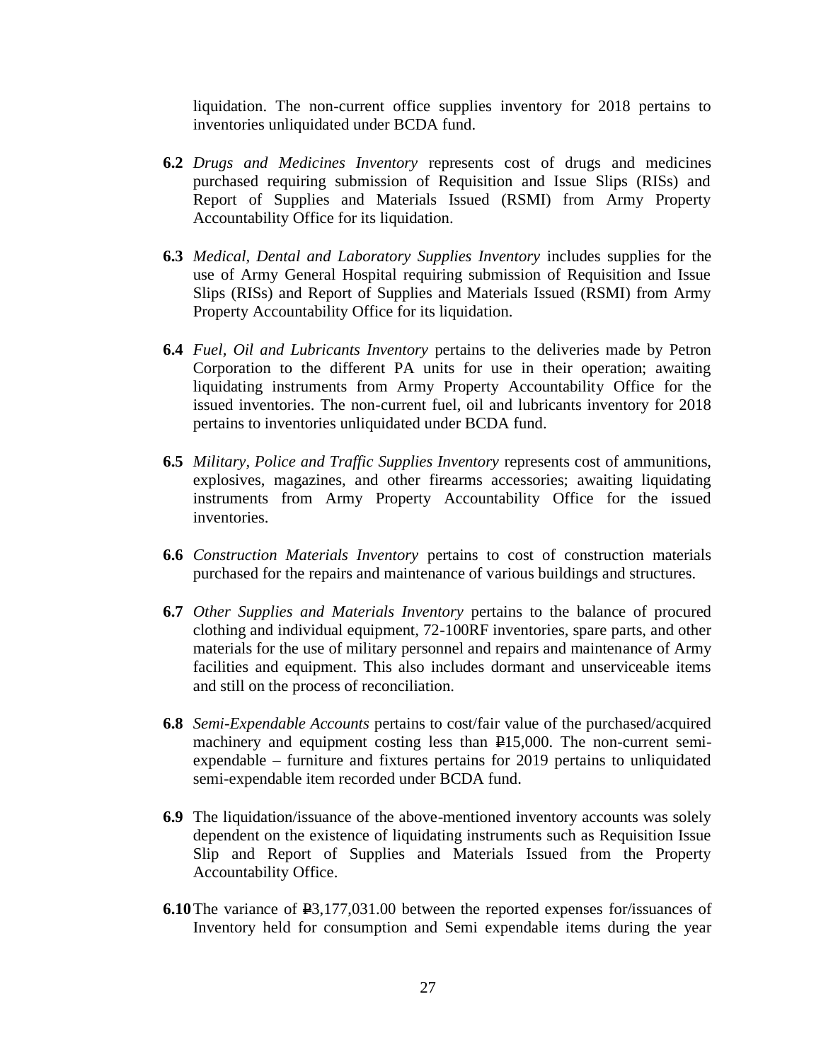liquidation. The non-current office supplies inventory for 2018 pertains to inventories unliquidated under BCDA fund.

**6.2** *Drugs and Medicines Inventory* represents cost of drugs and medicines purchased requiring submission of Requisition and Issue Slips (RISs) and Report of Supplies and Materials Issued (RSMI) from Army Property Accountability Office for its liquidation.

**6.3** *Medical, Dental and Laboratory Supplies Inventory* includes supplies for the use of Army General Hospital requiring submission of Requisition and Issue Slips (RISs) and Report of Supplies and Materials Issued (RSMI) from Army Property Accountability Office for its liquidation.

**6.4** *Fuel, Oil and Lubricants Inventory* pertains to the deliveries made by Petron Corporation to the different PA units for use in their operation; awaiting liquidating instruments from Army Property Accountability Office for the issued inventories. The non-current fuel, oil and lubricants inventory for 2018 pertains to inventories unliquidated under BCDA fund.

**6.5** *Military, Police and Traffic Supplies Inventory* represents cost of ammunitions, explosives, magazines, and other firearms accessories; awaiting liquidating instruments from Army Property Accountability Office for the issued inventories.

**6.6** *Construction Materials Inventory* pertains to cost of construction materials purchased for the repairs and maintenance of various buildings and structures.

**6.7** *Other Supplies and Materials Inventory* pertains to the balance of procured clothing and individual equipment, 72-100RF inventories, spare parts, and other materials for the use of military personnel and repairs and maintenance of Army facilities and equipment. This also includes dormant and unserviceable items and still on the process of reconciliation.

**6.8** *Semi-Expendable Accounts* pertains to cost/fair value of the purchased/acquired machinery and equipment costing less than ₱15,000. The non-current semi-expendable – furniture and fixtures pertains for 2019 pertains to unliquidated semi-expendable item recorded under BCDA fund.

**6.9** The liquidation/issuance of the above-mentioned inventory accounts was solely dependent on the existence of liquidating instruments such as Requisition Issue Slip and Report of Supplies and Materials Issued from the Property Accountability Office.

**6.10** The variance of ₱3,177,031.00 between the reported expenses for/issuances of Inventory held for consumption and Semi expendable items during the year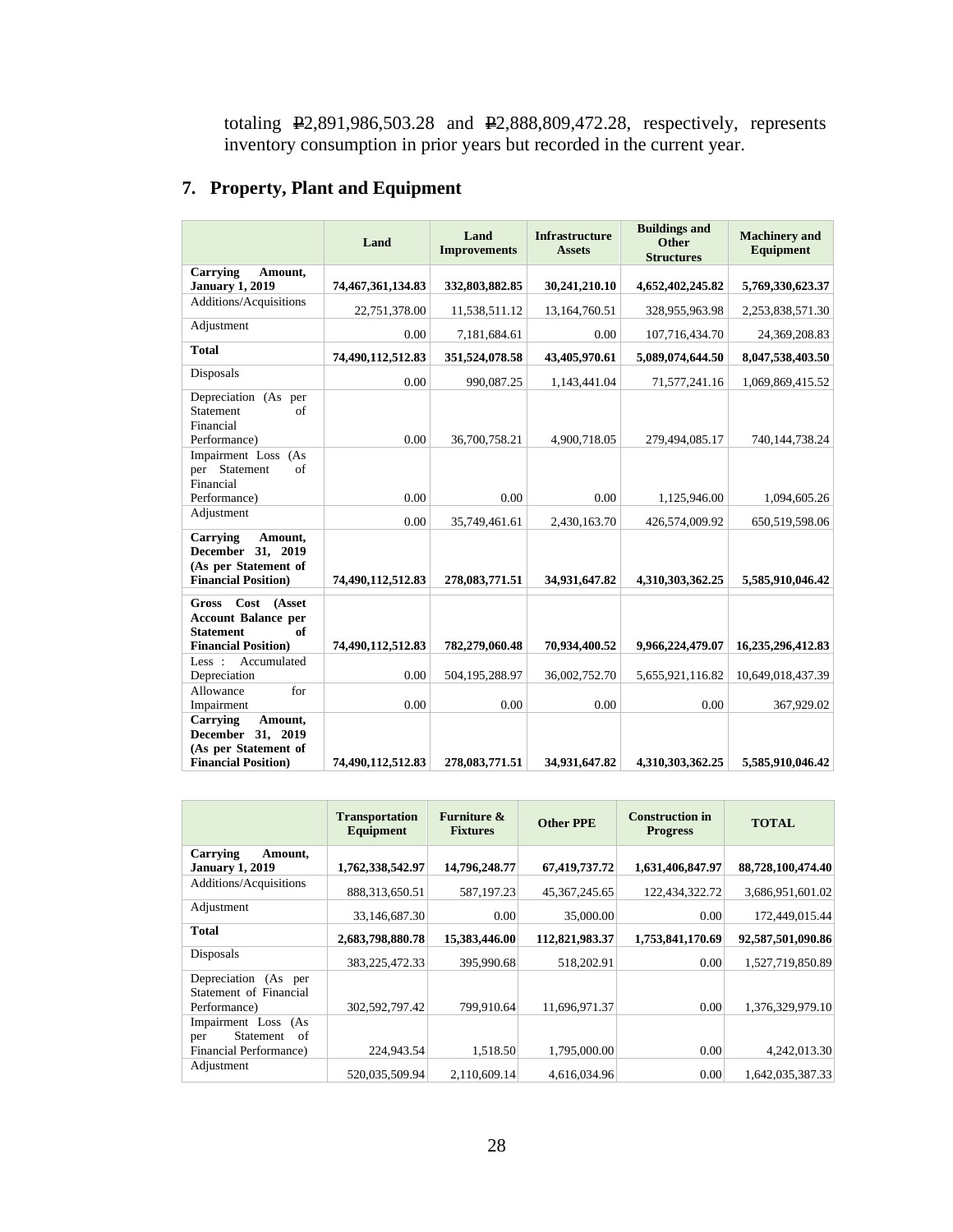totaling ₱2,891,986,503.28 and ₱2,888,809,472.28, respectively, represents inventory consumption in prior years but recorded in the current year.

## 7. Property, Plant and Equipment

| | Land | Land Improvements | Infrastructure Assets | Buildings and Other Structures | Machinery and Equipment |
|---|---|---|---|---|---|
| **Carrying Amount, January 1, 2019** | **74,467,361,134.83** | **332,803,882.85** | **30,241,210.10** | **4,652,402,245.82** | **5,769,330,623.37** |
| Additions/Acquisitions | 22,751,378.00 | 11,538,511.12 | 13,164,760.51 | 328,955,963.98 | 2,253,838,571.30 |
| Adjustment | 0.00 | 7,181,684.61 | 0.00 | 107,716,434.70 | 24,369,208.83 |
| **Total** | **74,490,112,512.83** | **351,524,078.58** | **43,405,970.61** | **5,089,074,644.50** | **8,047,538,403.50** |
| Disposals | 0.00 | 990,087.25 | 1,143,441.04 | 71,577,241.16 | 1,069,869,415.52 |
| Depreciation (As per Statement of Financial Performance) | 0.00 | 36,700,758.21 | 4,900,718.05 | 279,494,085.17 | 740,144,738.24 |
| Impairment Loss (As per Statement of Financial Performance) | 0.00 | 0.00 | 0.00 | 1,125,946.00 | 1,094,605.26 |
| Adjustment | 0.00 | 35,749,461.61 | 2,430,163.70 | 426,574,009.92 | 650,519,598.06 |
| **Carrying Amount, December 31, 2019 (As per Statement of Financial Position)** | **74,490,112,512.83** | **278,083,771.51** | **34,931,647.82** | **4,310,303,362.25** | **5,585,910,046.42** |
| **Gross Cost (Asset Account Balance per Statement of Financial Position)** | **74,490,112,512.83** | **782,279,060.48** | **70,934,400.52** | **9,966,224,479.07** | **16,235,296,412.83** |
| Less : Accumulated Depreciation | 0.00 | 504,195,288.97 | 36,002,752.70 | 5,655,921,116.82 | 10,649,018,437.39 |
| Allowance for Impairment | 0.00 | 0.00 | 0.00 | 0.00 | 367,929.02 |
| **Carrying Amount, December 31, 2019 (As per Statement of Financial Position)** | **74,490,112,512.83** | **278,083,771.51** | **34,931,647.82** | **4,310,303,362.25** | **5,585,910,046.42** |

| | Transportation Equipment | Furniture & Fixtures | Other PPE | Construction in Progress | TOTAL |
|---|---|---|---|---|---|
| **Carrying Amount, January 1, 2019** | **1,762,338,542.97** | **14,796,248.77** | **67,419,737.72** | **1,631,406,847.97** | **88,728,100,474.40** |
| Additions/Acquisitions | 888,313,650.51 | 587,197.23 | 45,367,245.65 | 122,434,322.72 | 3,686,951,601.02 |
| Adjustment | 33,146,687.30 | 0.00 | 35,000.00 | 0.00 | 172,449,015.44 |
| **Total** | **2,683,798,880.78** | **15,383,446.00** | **112,821,983.37** | **1,753,841,170.69** | **92,587,501,090.86** |
| Disposals | 383,225,472.33 | 395,990.68 | 518,202.91 | 0.00 | 1,527,719,850.89 |
| Depreciation (As per Statement of Financial Performance) | 302,592,797.42 | 799,910.64 | 11,696,971.37 | 0.00 | 1,376,329,979.10 |
| Impairment Loss (As per Statement of Financial Performance) | 224,943.54 | 1,518.50 | 1,795,000.00 | 0.00 | 4,242,013.30 |
| Adjustment | 520,035,509.94 | 2,110,609.14 | 4,616,034.96 | 0.00 | 1,642,035,387.33 |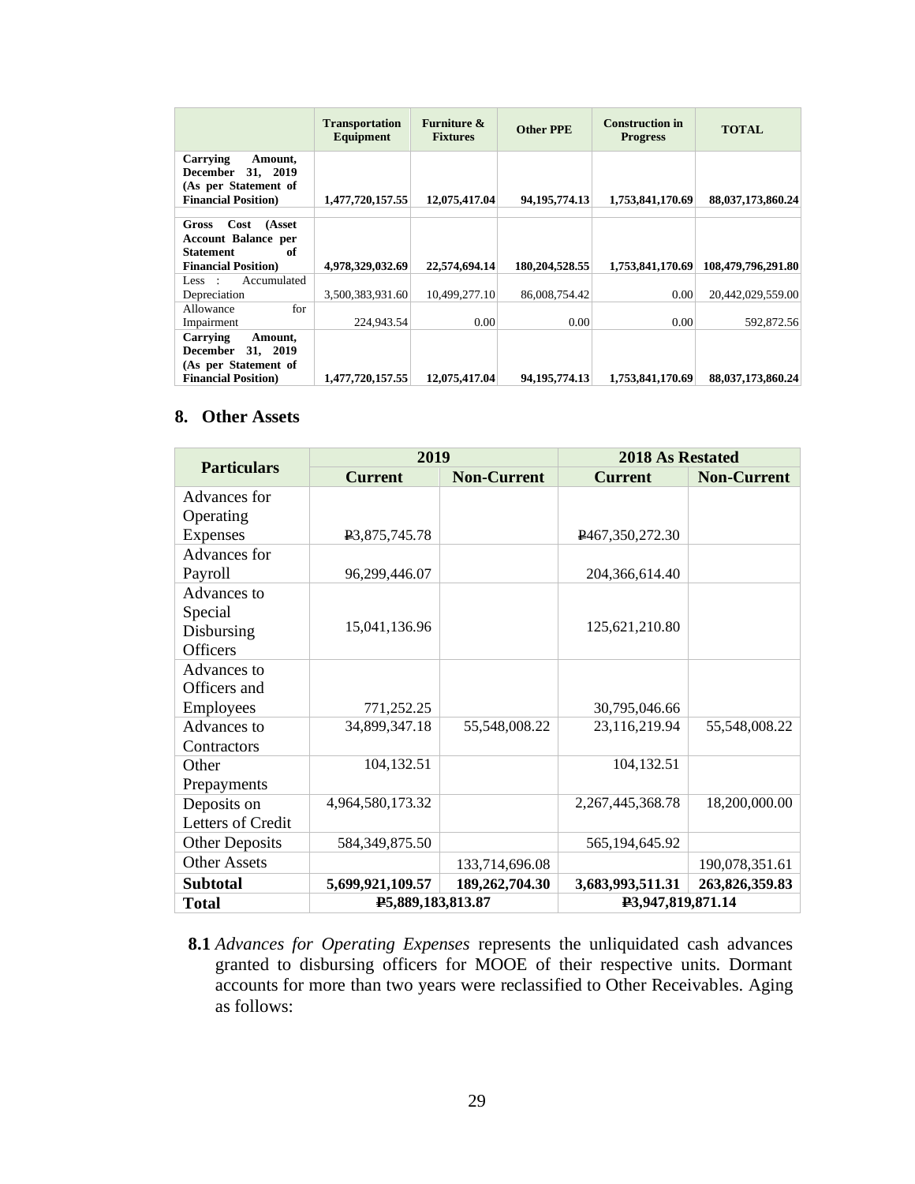| | Transportation Equipment | Furniture & Fixtures | Other PPE | Construction in Progress | TOTAL |
|---|---|---|---|---|---|
| **Carrying Amount, December 31, 2019 (As per Statement of Financial Position)** | **1,477,720,157.55** | **12,075,417.04** | **94,195,774.13** | **1,753,841,170.69** | **88,037,173,860.24** |
| | | | | | |
| **Gross Cost (Asset Account Balance per Statement of Financial Position)** | **4,978,329,032.69** | **22,574,694.14** | **180,204,528.55** | **1,753,841,170.69** | **108,479,796,291.80** |
| Less : Accumulated Depreciation | 3,500,383,931.60 | 10,499,277.10 | 86,008,754.42 | 0.00 | 20,442,029,559.00 |
| Allowance for Impairment | 224,943.54 | 0.00 | 0.00 | 0.00 | 592,872.56 |
| **Carrying Amount, December 31, 2019 (As per Statement of Financial Position)** | **1,477,720,157.55** | **12,075,417.04** | **94,195,774.13** | **1,753,841,170.69** | **88,037,173,860.24** |

## 8. Other Assets

| Particulars | 2019 | | 2018 As Restated | |
|---|---|---|---|---|
| | **Current** | **Non-Current** | **Current** | **Non-Current** |
| Advances for Operating Expenses | ₱3,875,745.78 | | ₱467,350,272.30 | |
| Advances for Payroll | 96,299,446.07 | | 204,366,614.40 | |
| Advances to Special Disbursing Officers | 15,041,136.96 | | 125,621,210.80 | |
| Advances to Officers and Employees | 771,252.25 | | 30,795,046.66 | |
| Advances to Contractors | 34,899,347.18 | 55,548,008.22 | 23,116,219.94 | 55,548,008.22 |
| Other Prepayments | 104,132.51 | | 104,132.51 | |
| Deposits on Letters of Credit | 4,964,580,173.32 | | 2,267,445,368.78 | 18,200,000.00 |
| Other Deposits | 584,349,875.50 | | 565,194,645.92 | |
| Other Assets | | 133,714,696.08 | | 190,078,351.61 |
| **Subtotal** | **5,699,921,109.57** | **189,262,704.30** | **3,683,993,511.31** | **263,826,359.83** |
| **Total** | **₱5,889,183,813.87** | | **₱3,947,819,871.14** | |

**8.1** *Advances for Operating Expenses* represents the unliquidated cash advances granted to disbursing officers for MOOE of their respective units. Dormant accounts for more than two years were reclassified to Other Receivables. Aging as follows: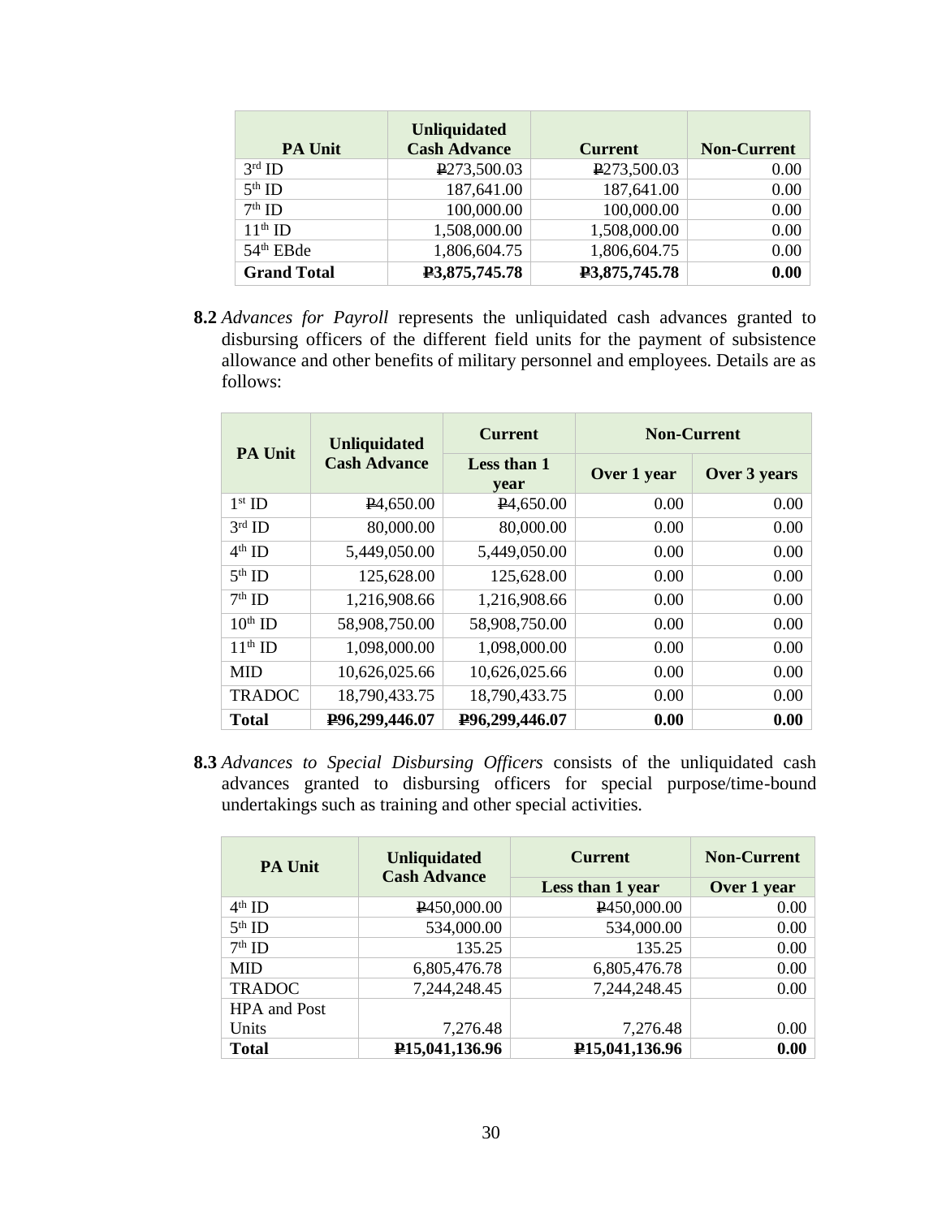| PA Unit | Unliquidated Cash Advance | Current | Non-Current |
|---|---|---|---|
| 3rd ID | ₱273,500.03 | ₱273,500.03 | 0.00 |
| 5th ID | 187,641.00 | 187,641.00 | 0.00 |
| 7th ID | 100,000.00 | 100,000.00 | 0.00 |
| 11th ID | 1,508,000.00 | 1,508,000.00 | 0.00 |
| 54th EBde | 1,806,604.75 | 1,806,604.75 | 0.00 |
| **Grand Total** | **₱3,875,745.78** | **₱3,875,745.78** | **0.00** |

**8.2** *Advances for Payroll* represents the unliquidated cash advances granted to disbursing officers of the different field units for the payment of subsistence allowance and other benefits of military personnel and employees. Details are as follows:

| PA Unit | Unliquidated Cash Advance | Current | Non-Current | |
|---|---|---|---|---|
| | | Less than 1 year | Over 1 year | Over 3 years |
| 1st ID | ₱4,650.00 | ₱4,650.00 | 0.00 | 0.00 |
| 3rd ID | 80,000.00 | 80,000.00 | 0.00 | 0.00 |
| 4th ID | 5,449,050.00 | 5,449,050.00 | 0.00 | 0.00 |
| 5th ID | 125,628.00 | 125,628.00 | 0.00 | 0.00 |
| 7th ID | 1,216,908.66 | 1,216,908.66 | 0.00 | 0.00 |
| 10th ID | 58,908,750.00 | 58,908,750.00 | 0.00 | 0.00 |
| 11th ID | 1,098,000.00 | 1,098,000.00 | 0.00 | 0.00 |
| MID | 10,626,025.66 | 10,626,025.66 | 0.00 | 0.00 |
| TRADOC | 18,790,433.75 | 18,790,433.75 | 0.00 | 0.00 |
| **Total** | **₱96,299,446.07** | **₱96,299,446.07** | **0.00** | **0.00** |

**8.3** *Advances to Special Disbursing Officers* consists of the unliquidated cash advances granted to disbursing officers for special purpose/time-bound undertakings such as training and other special activities.

| PA Unit | Unliquidated Cash Advance | Current | Non-Current |
|---|---|---|---|
| | | Less than 1 year | Over 1 year |
| 4th ID | ₱450,000.00 | ₱450,000.00 | 0.00 |
| 5th ID | 534,000.00 | 534,000.00 | 0.00 |
| 7th ID | 135.25 | 135.25 | 0.00 |
| MID | 6,805,476.78 | 6,805,476.78 | 0.00 |
| TRADOC | 7,244,248.45 | 7,244,248.45 | 0.00 |
| HPA and Post Units | 7,276.48 | 7,276.48 | 0.00 |
| **Total** | **₱15,041,136.96** | **₱15,041,136.96** | **0.00** |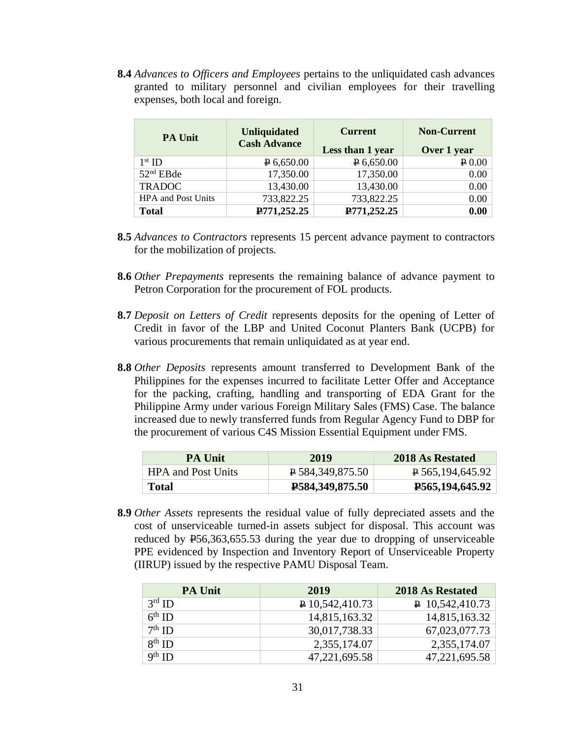**8.4** *Advances to Officers and Employees* pertains to the unliquidated cash advances granted to military personnel and civilian employees for their travelling expenses, both local and foreign.

| PA Unit | Unliquidated Cash Advance | Current<br>Less than 1 year | Non-Current<br>Over 1 year |
|---|---|---|---|
| 1st ID | ₱ 6,650.00 | ₱ 6,650.00 | ₱ 0.00 |
| 52nd EBde | 17,350.00 | 17,350.00 | 0.00 |
| TRADOC | 13,430.00 | 13,430.00 | 0.00 |
| HPA and Post Units | 733,822.25 | 733,822.25 | 0.00 |
| **Total** | **₱771,252.25** | **₱771,252.25** | **0.00** |

**8.5** *Advances to Contractors* represents 15 percent advance payment to contractors for the mobilization of projects.

**8.6** *Other Prepayments* represents the remaining balance of advance payment to Petron Corporation for the procurement of FOL products.

**8.7** *Deposit on Letters of Credit* represents deposits for the opening of Letter of Credit in favor of the LBP and United Coconut Planters Bank (UCPB) for various procurements that remain unliquidated as at year end.

**8.8** *Other Deposits* represents amount transferred to Development Bank of the Philippines for the expenses incurred to facilitate Letter Offer and Acceptance for the packing, crafting, handling and transporting of EDA Grant for the Philippine Army under various Foreign Military Sales (FMS) Case. The balance increased due to newly transferred funds from Regular Agency Fund to DBP for the procurement of various C4S Mission Essential Equipment under FMS.

| PA Unit | 2019 | 2018 As Restated |
|---|---|---|
| HPA and Post Units | ₱ 584,349,875.50 | ₱ 565,194,645.92 |
| **Total** | **₱584,349,875.50** | **₱565,194,645.92** |

**8.9** *Other Assets* represents the residual value of fully depreciated assets and the cost of unserviceable turned-in assets subject for disposal. This account was reduced by ₱56,363,655.53 during the year due to dropping of unserviceable PPE evidenced by Inspection and Inventory Report of Unserviceable Property (IIRUP) issued by the respective PAMU Disposal Team.

| PA Unit | 2019 | 2018 As Restated |
|---|---|---|
| 3rd ID | ₱ 10,542,410.73 | ₱ 10,542,410.73 |
| 6th ID | 14,815,163.32 | 14,815,163.32 |
| 7th ID | 30,017,738.33 | 67,023,077.73 |
| 8th ID | 2,355,174.07 | 2,355,174.07 |
| 9th ID | 47,221,695.58 | 47,221,695.58 |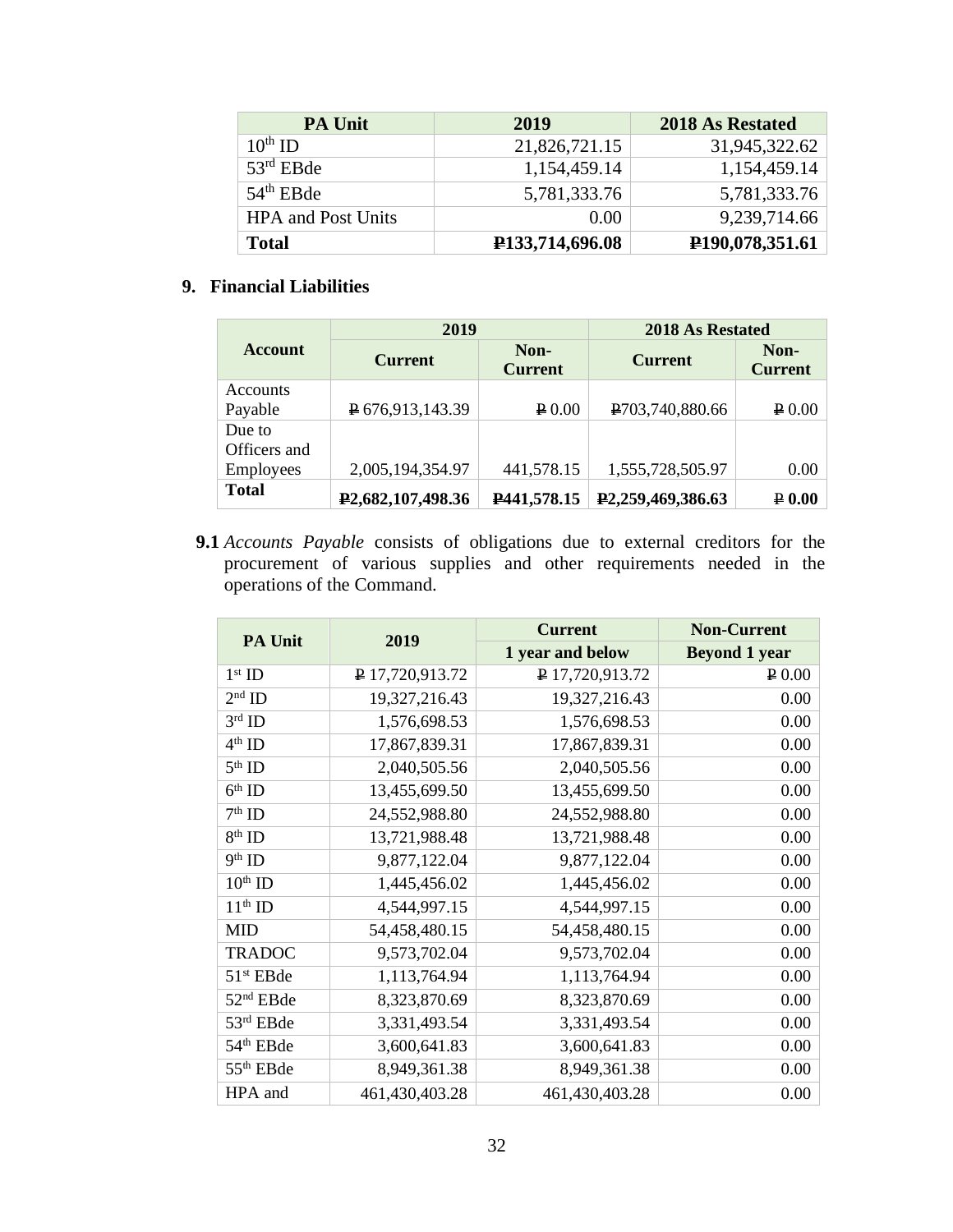| PA Unit | 2019 | 2018 As Restated |
|---|---|---|
| 10th ID | 21,826,721.15 | 31,945,322.62 |
| 53rd EBde | 1,154,459.14 | 1,154,459.14 |
| 54th EBde | 5,781,333.76 | 5,781,333.76 |
| HPA and Post Units | 0.00 | 9,239,714.66 |
| **Total** | **₱133,714,696.08** | **₱190,078,351.61** |

## 9. Financial Liabilities

| Account | 2019 | | 2018 As Restated | |
|---|---|---|---|---|
| | Current | Non-Current | Current | Non-Current |
| Accounts Payable | ₱ 676,913,143.39 | ₱ 0.00 | ₱703,740,880.66 | ₱ 0.00 |
| Due to Officers and Employees | 2,005,194,354.97 | 441,578.15 | 1,555,728,505.97 | 0.00 |
| **Total** | **₱2,682,107,498.36** | **₱441,578.15** | **₱2,259,469,386.63** | **₱ 0.00** |

**9.1** *Accounts Payable* consists of obligations due to external creditors for the procurement of various supplies and other requirements needed in the operations of the Command.

| PA Unit | 2019 | Current | Non-Current |
|---|---|---|---|
| | | 1 year and below | Beyond 1 year |
| 1st ID | ₱ 17,720,913.72 | ₱ 17,720,913.72 | ₱ 0.00 |
| 2nd ID | 19,327,216.43 | 19,327,216.43 | 0.00 |
| 3rd ID | 1,576,698.53 | 1,576,698.53 | 0.00 |
| 4th ID | 17,867,839.31 | 17,867,839.31 | 0.00 |
| 5th ID | 2,040,505.56 | 2,040,505.56 | 0.00 |
| 6th ID | 13,455,699.50 | 13,455,699.50 | 0.00 |
| 7th ID | 24,552,988.80 | 24,552,988.80 | 0.00 |
| 8th ID | 13,721,988.48 | 13,721,988.48 | 0.00 |
| 9th ID | 9,877,122.04 | 9,877,122.04 | 0.00 |
| 10th ID | 1,445,456.02 | 1,445,456.02 | 0.00 |
| 11th ID | 4,544,997.15 | 4,544,997.15 | 0.00 |
| MID | 54,458,480.15 | 54,458,480.15 | 0.00 |
| TRADOC | 9,573,702.04 | 9,573,702.04 | 0.00 |
| 51st EBde | 1,113,764.94 | 1,113,764.94 | 0.00 |
| 52nd EBde | 8,323,870.69 | 8,323,870.69 | 0.00 |
| 53rd EBde | 3,331,493.54 | 3,331,493.54 | 0.00 |
| 54th EBde | 3,600,641.83 | 3,600,641.83 | 0.00 |
| 55th EBde | 8,949,361.38 | 8,949,361.38 | 0.00 |
| HPA and | 461,430,403.28 | 461,430,403.28 | 0.00 |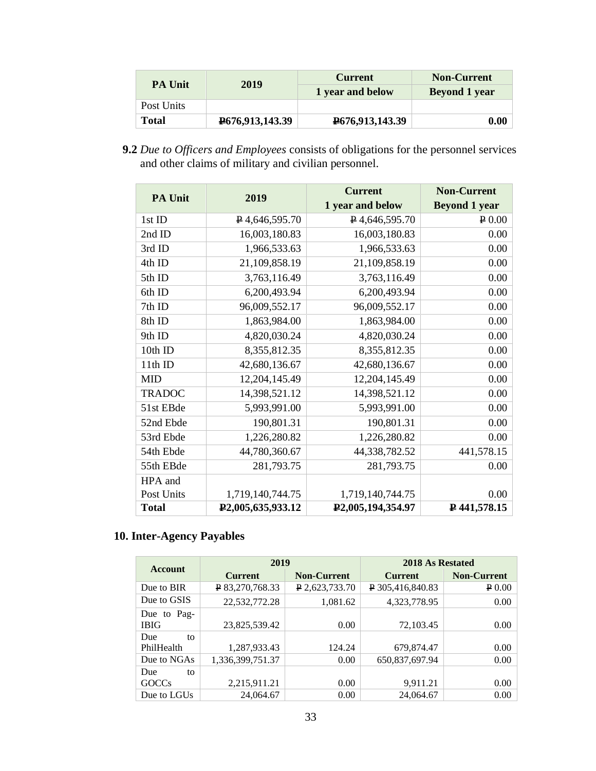| PA Unit | 2019 | Current | Non-Current |
|---|---|---|---|
| | | 1 year and below | Beyond 1 year |
| Post Units | | | |
| **Total** | **₱676,913,143.39** | **₱676,913,143.39** | **0.00** |

**9.2** *Due to Officers and Employees* consists of obligations for the personnel services and other claims of military and civilian personnel.

| PA Unit | 2019 | Current 1 year and below | Non-Current Beyond 1 year |
|---|---|---|---|
| 1st ID | ₱ 4,646,595.70 | ₱ 4,646,595.70 | ₱ 0.00 |
| 2nd ID | 16,003,180.83 | 16,003,180.83 | 0.00 |
| 3rd ID | 1,966,533.63 | 1,966,533.63 | 0.00 |
| 4th ID | 21,109,858.19 | 21,109,858.19 | 0.00 |
| 5th ID | 3,763,116.49 | 3,763,116.49 | 0.00 |
| 6th ID | 6,200,493.94 | 6,200,493.94 | 0.00 |
| 7th ID | 96,009,552.17 | 96,009,552.17 | 0.00 |
| 8th ID | 1,863,984.00 | 1,863,984.00 | 0.00 |
| 9th ID | 4,820,030.24 | 4,820,030.24 | 0.00 |
| 10th ID | 8,355,812.35 | 8,355,812.35 | 0.00 |
| 11th ID | 42,680,136.67 | 42,680,136.67 | 0.00 |
| MID | 12,204,145.49 | 12,204,145.49 | 0.00 |
| TRADOC | 14,398,521.12 | 14,398,521.12 | 0.00 |
| 51st EBde | 5,993,991.00 | 5,993,991.00 | 0.00 |
| 52nd Ebde | 190,801.31 | 190,801.31 | 0.00 |
| 53rd Ebde | 1,226,280.82 | 1,226,280.82 | 0.00 |
| 54th Ebde | 44,780,360.67 | 44,338,782.52 | 441,578.15 |
| 55th EBde | 281,793.75 | 281,793.75 | 0.00 |
| HPA and Post Units | 1,719,140,744.75 | 1,719,140,744.75 | 0.00 |
| **Total** | **₱2,005,635,933.12** | **₱2,005,194,354.97** | **₱ 441,578.15** |

## 10. Inter-Agency Payables

| Account | 2019 | | 2018 As Restated | |
|---|---|---|---|---|
| | Current | Non-Current | Current | Non-Current |
| Due to BIR | ₱ 83,270,768.33 | ₱ 2,623,733.70 | ₱ 305,416,840.83 | ₱ 0.00 |
| Due to GSIS | 22,532,772.28 | 1,081.62 | 4,323,778.95 | 0.00 |
| Due to Pag-IBIG | 23,825,539.42 | 0.00 | 72,103.45 | 0.00 |
| Due to PhilHealth | 1,287,933.43 | 124.24 | 679,874.47 | 0.00 |
| Due to NGAs | 1,336,399,751.37 | 0.00 | 650,837,697.94 | 0.00 |
| Due to GOCCs | 2,215,911.21 | 0.00 | 9,911.21 | 0.00 |
| Due to LGUs | 24,064.67 | 0.00 | 24,064.67 | 0.00 |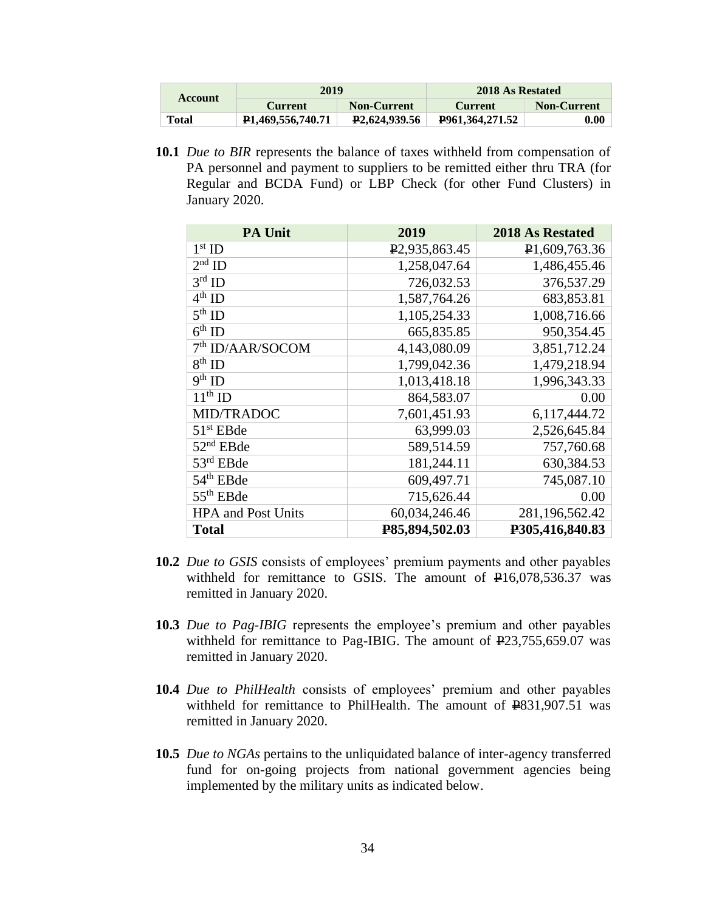| Account | 2019 | | 2018 As Restated | |
|---|---|---|---|---|
| | Current | Non-Current | Current | Non-Current |
| **Total** | **₱1,469,556,740.71** | **₱2,624,939.56** | **₱961,364,271.52** | **0.00** |

**10.1** *Due to BIR* represents the balance of taxes withheld from compensation of PA personnel and payment to suppliers to be remitted either thru TRA (for Regular and BCDA Fund) or LBP Check (for other Fund Clusters) in January 2020.

| PA Unit | 2019 | 2018 As Restated |
|---|---|---|
| 1st ID | ₱2,935,863.45 | ₱1,609,763.36 |
| 2nd ID | 1,258,047.64 | 1,486,455.46 |
| 3rd ID | 726,032.53 | 376,537.29 |
| 4th ID | 1,587,764.26 | 683,853.81 |
| 5th ID | 1,105,254.33 | 1,008,716.66 |
| 6th ID | 665,835.85 | 950,354.45 |
| 7th ID/AAR/SOCOM | 4,143,080.09 | 3,851,712.24 |
| 8th ID | 1,799,042.36 | 1,479,218.94 |
| 9th ID | 1,013,418.18 | 1,996,343.33 |
| 11th ID | 864,583.07 | 0.00 |
| MID/TRADOC | 7,601,451.93 | 6,117,444.72 |
| 51st EBde | 63,999.03 | 2,526,645.84 |
| 52nd EBde | 589,514.59 | 757,760.68 |
| 53rd EBde | 181,244.11 | 630,384.53 |
| 54th EBde | 609,497.71 | 745,087.10 |
| 55th EBde | 715,626.44 | 0.00 |
| HPA and Post Units | 60,034,246.46 | 281,196,562.42 |
| **Total** | **₱85,894,502.03** | **₱305,416,840.83** |

**10.2** *Due to GSIS* consists of employees' premium payments and other payables withheld for remittance to GSIS. The amount of ₱16,078,536.37 was remitted in January 2020.

**10.3** *Due to Pag-IBIG* represents the employee's premium and other payables withheld for remittance to Pag-IBIG. The amount of ₱23,755,659.07 was remitted in January 2020.

**10.4** *Due to PhilHealth* consists of employees' premium and other payables withheld for remittance to PhilHealth. The amount of ₱831,907.51 was remitted in January 2020.

**10.5** *Due to NGAs* pertains to the unliquidated balance of inter-agency transferred fund for on-going projects from national government agencies being implemented by the military units as indicated below.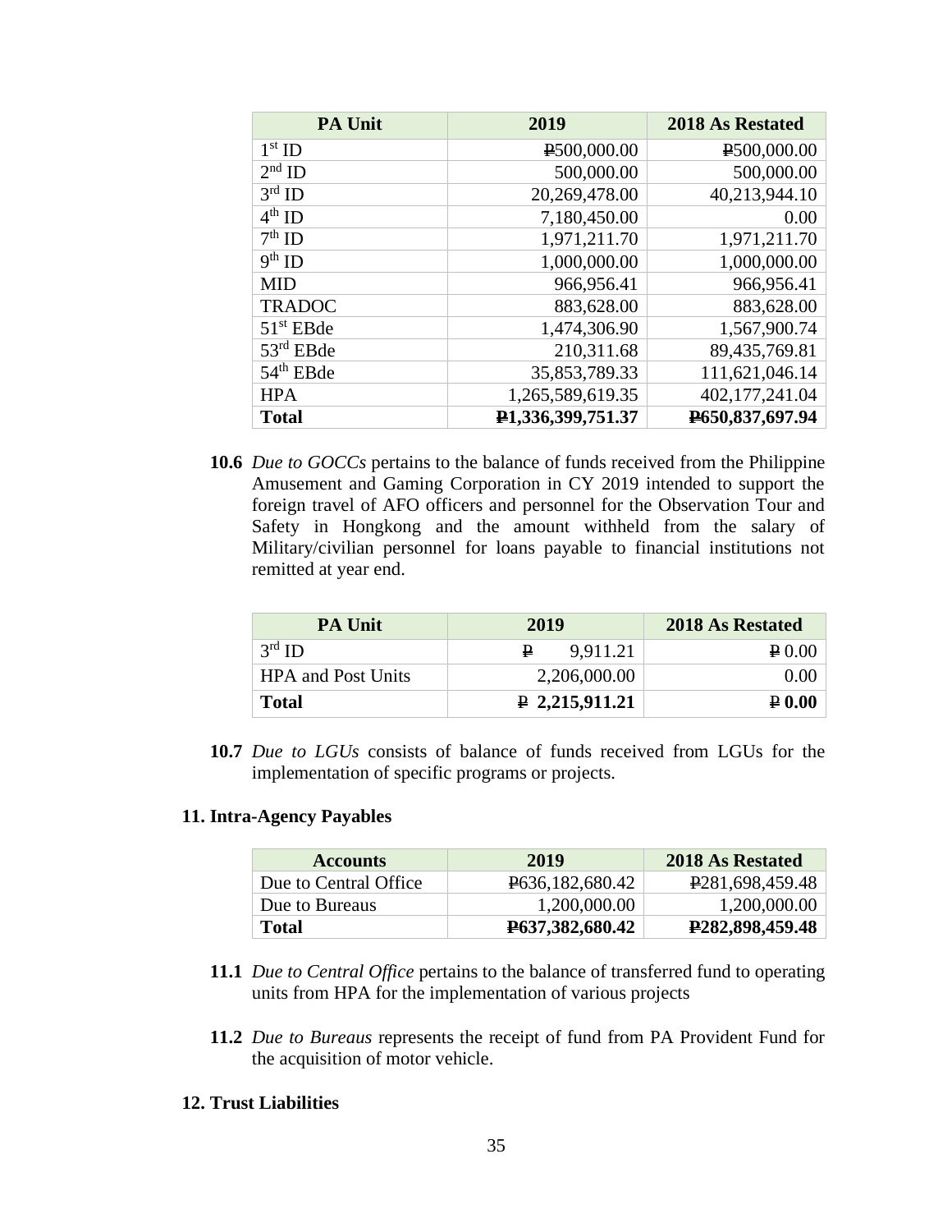| PA Unit | 2019 | 2018 As Restated |
|---|---|---|
| 1st ID | ₱500,000.00 | ₱500,000.00 |
| 2nd ID | 500,000.00 | 500,000.00 |
| 3rd ID | 20,269,478.00 | 40,213,944.10 |
| 4th ID | 7,180,450.00 | 0.00 |
| 7th ID | 1,971,211.70 | 1,971,211.70 |
| 9th ID | 1,000,000.00 | 1,000,000.00 |
| MID | 966,956.41 | 966,956.41 |
| TRADOC | 883,628.00 | 883,628.00 |
| 51st EBde | 1,474,306.90 | 1,567,900.74 |
| 53rd EBde | 210,311.68 | 89,435,769.81 |
| 54th EBde | 35,853,789.33 | 111,621,046.14 |
| HPA | 1,265,589,619.35 | 402,177,241.04 |
| **Total** | **₱1,336,399,751.37** | **₱650,837,697.94** |

**10.6** *Due to GOCCs* pertains to the balance of funds received from the Philippine Amusement and Gaming Corporation in CY 2019 intended to support the foreign travel of AFO officers and personnel for the Observation Tour and Safety in Hongkong and the amount withheld from the salary of Military/civilian personnel for loans payable to financial institutions not remitted at year end.

| PA Unit | 2019 | 2018 As Restated |
|---|---|---|
| 3rd ID | ₱ 9,911.21 | ₱ 0.00 |
| HPA and Post Units | 2,206,000.00 | 0.00 |
| **Total** | **₱ 2,215,911.21** | **₱ 0.00** |

**10.7** *Due to LGUs* consists of balance of funds received from LGUs for the implementation of specific programs or projects.

## 11. Intra-Agency Payables

| Accounts | 2019 | 2018 As Restated |
|---|---|---|
| Due to Central Office | ₱636,182,680.42 | ₱281,698,459.48 |
| Due to Bureaus | 1,200,000.00 | 1,200,000.00 |
| **Total** | **₱637,382,680.42** | **₱282,898,459.48** |

**11.1** *Due to Central Office* pertains to the balance of transferred fund to operating units from HPA for the implementation of various projects

**11.2** *Due to Bureaus* represents the receipt of fund from PA Provident Fund for the acquisition of motor vehicle.

## 12. Trust Liabilities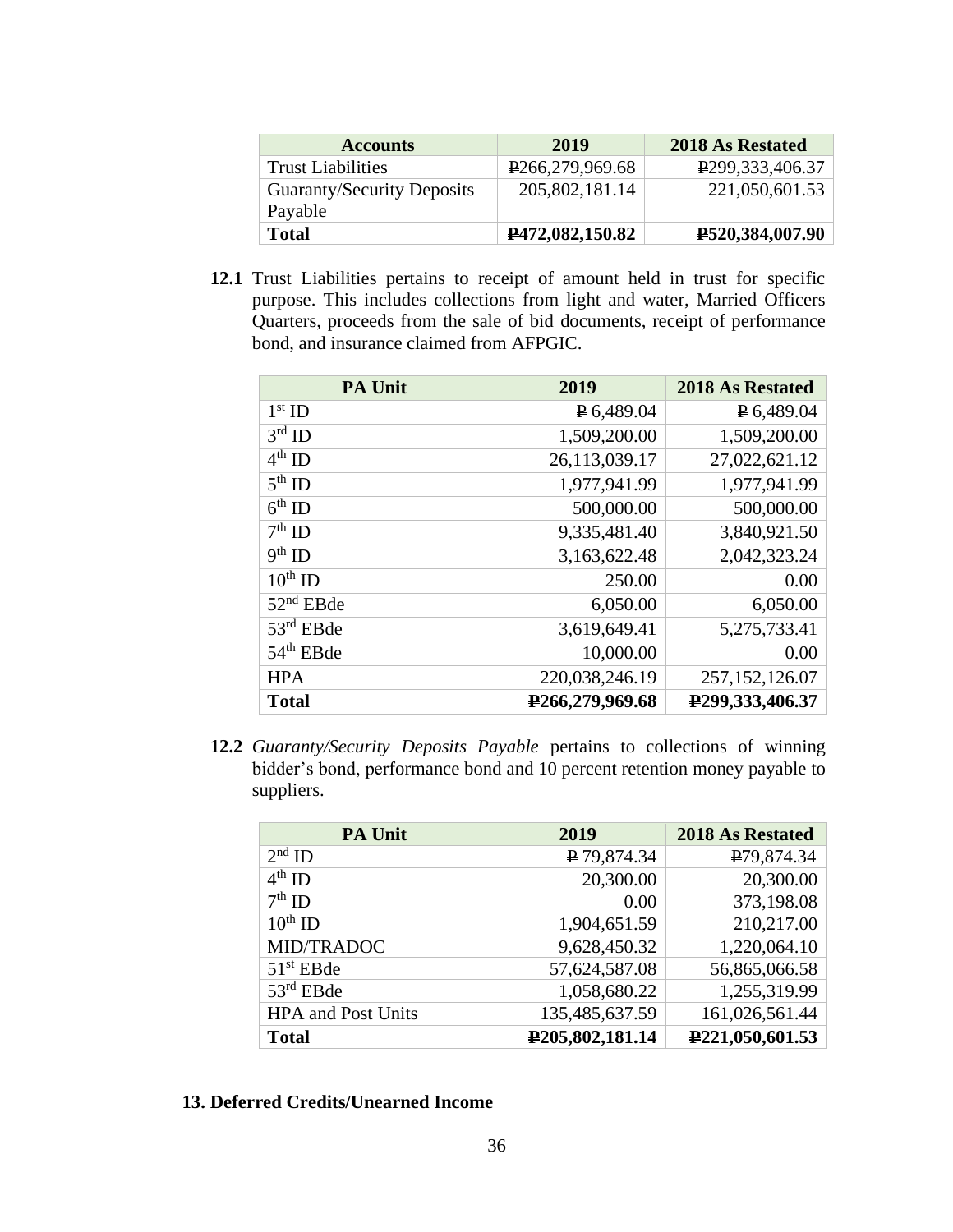| Accounts | 2019 | 2018 As Restated |
|---|---|---|
| Trust Liabilities | ₱266,279,969.68 | ₱299,333,406.37 |
| Guaranty/Security Deposits Payable | 205,802,181.14 | 221,050,601.53 |
| **Total** | **₱472,082,150.82** | **₱520,384,007.90** |

**12.1** Trust Liabilities pertains to receipt of amount held in trust for specific purpose. This includes collections from light and water, Married Officers Quarters, proceeds from the sale of bid documents, receipt of performance bond, and insurance claimed from AFPGIC.

| PA Unit | 2019 | 2018 As Restated |
|---|---|---|
| 1st ID | ₱ 6,489.04 | ₱ 6,489.04 |
| 3rd ID | 1,509,200.00 | 1,509,200.00 |
| 4th ID | 26,113,039.17 | 27,022,621.12 |
| 5th ID | 1,977,941.99 | 1,977,941.99 |
| 6th ID | 500,000.00 | 500,000.00 |
| 7th ID | 9,335,481.40 | 3,840,921.50 |
| 9th ID | 3,163,622.48 | 2,042,323.24 |
| 10th ID | 250.00 | 0.00 |
| 52nd EBde | 6,050.00 | 6,050.00 |
| 53rd EBde | 3,619,649.41 | 5,275,733.41 |
| 54th EBde | 10,000.00 | 0.00 |
| HPA | 220,038,246.19 | 257,152,126.07 |
| **Total** | **₱266,279,969.68** | **₱299,333,406.37** |

**12.2** *Guaranty/Security Deposits Payable* pertains to collections of winning bidder's bond, performance bond and 10 percent retention money payable to suppliers.

| PA Unit | 2019 | 2018 As Restated |
|---|---|---|
| 2nd ID | ₱ 79,874.34 | ₱79,874.34 |
| 4th ID | 20,300.00 | 20,300.00 |
| 7th ID | 0.00 | 373,198.08 |
| 10th ID | 1,904,651.59 | 210,217.00 |
| MID/TRADOC | 9,628,450.32 | 1,220,064.10 |
| 51st EBde | 57,624,587.08 | 56,865,066.58 |
| 53rd EBde | 1,058,680.22 | 1,255,319.99 |
| HPA and Post Units | 135,485,637.59 | 161,026,561.44 |
| **Total** | **₱205,802,181.14** | **₱221,050,601.53** |

## 13. Deferred Credits/Unearned Income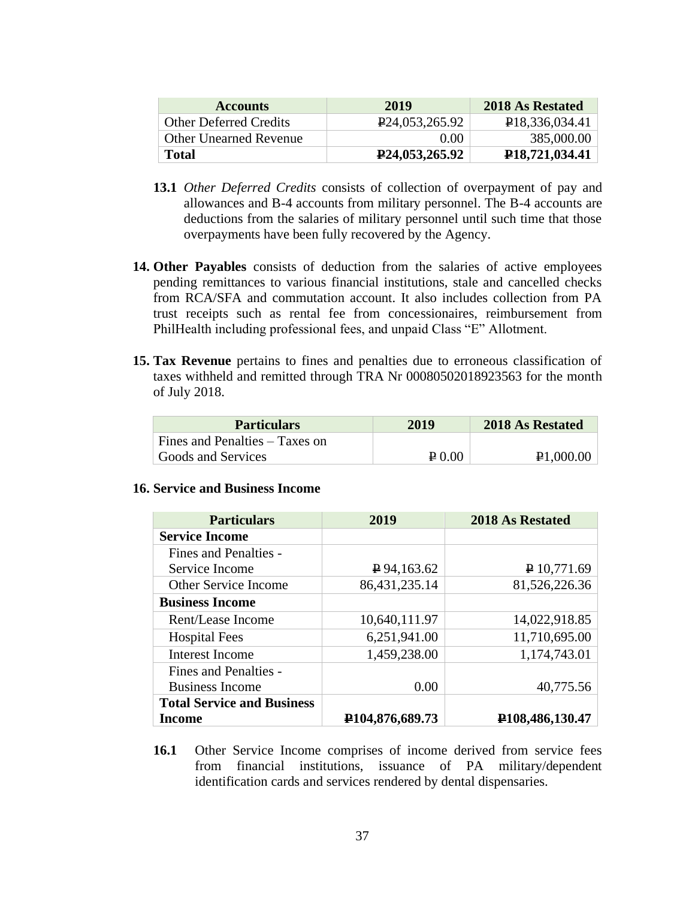| Accounts | 2019 | 2018 As Restated |
|---|---|---|
| Other Deferred Credits | ₱24,053,265.92 | ₱18,336,034.41 |
| Other Unearned Revenue | 0.00 | 385,000.00 |
| **Total** | **₱24,053,265.92** | **₱18,721,034.41** |

**13.1** *Other Deferred Credits* consists of collection of overpayment of pay and allowances and B-4 accounts from military personnel. The B-4 accounts are deductions from the salaries of military personnel until such time that those overpayments have been fully recovered by the Agency.

**14. Other Payables** consists of deduction from the salaries of active employees pending remittances to various financial institutions, stale and cancelled checks from RCA/SFA and commutation account. It also includes collection from PA trust receipts such as rental fee from concessionaires, reimbursement from PhilHealth including professional fees, and unpaid Class "E" Allotment.

**15. Tax Revenue** pertains to fines and penalties due to erroneous classification of taxes withheld and remitted through TRA Nr 00080502018923563 for the month of July 2018.

| Particulars | 2019 | 2018 As Restated |
|---|---|---|
| Fines and Penalties – Taxes on Goods and Services | ₱ 0.00 | ₱1,000.00 |

**16. Service and Business Income**

| Particulars | 2019 | 2018 As Restated |
|---|---|---|
| **Service Income** | | |
| Fines and Penalties - Service Income | ₱ 94,163.62 | ₱ 10,771.69 |
| Other Service Income | 86,431,235.14 | 81,526,226.36 |
| **Business Income** | | |
| Rent/Lease Income | 10,640,111.97 | 14,022,918.85 |
| Hospital Fees | 6,251,941.00 | 11,710,695.00 |
| Interest Income | 1,459,238.00 | 1,174,743.01 |
| Fines and Penalties - Business Income | 0.00 | 40,775.56 |
| **Total Service and Business Income** | **₱104,876,689.73** | **₱108,486,130.47** |

**16.1** Other Service Income comprises of income derived from service fees from financial institutions, issuance of PA military/dependent identification cards and services rendered by dental dispensaries.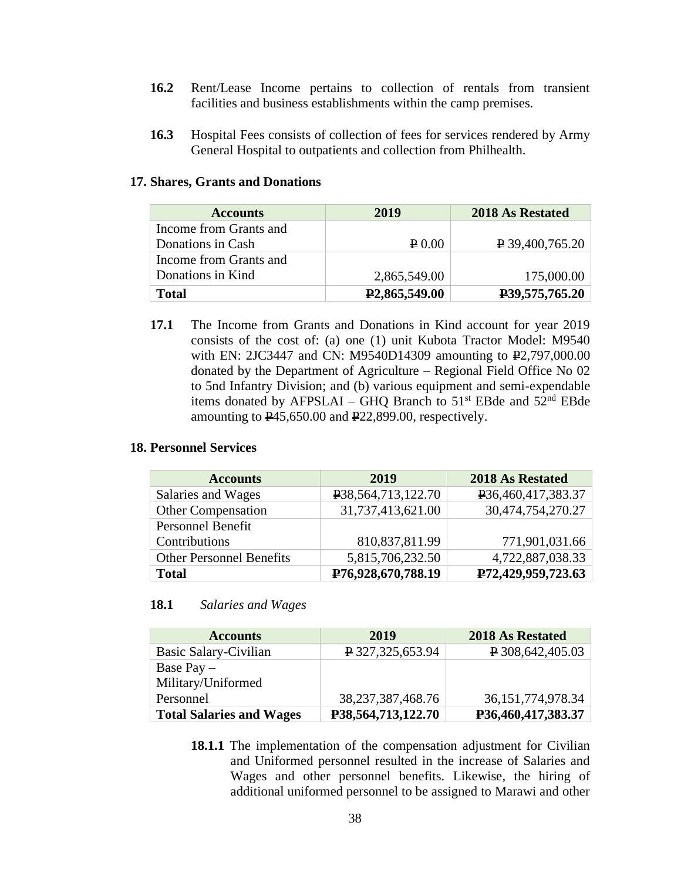**16.2** Rent/Lease Income pertains to collection of rentals from transient facilities and business establishments within the camp premises.

**16.3** Hospital Fees consists of collection of fees for services rendered by Army General Hospital to outpatients and collection from Philhealth.

## 17. Shares, Grants and Donations

| Accounts | 2019 | 2018 As Restated |
|---|---|---|
| Income from Grants and Donations in Cash | ₱ 0.00 | ₱ 39,400,765.20 |
| Income from Grants and Donations in Kind | 2,865,549.00 | 175,000.00 |
| **Total** | **₱2,865,549.00** | **₱39,575,765.20** |

**17.1** The Income from Grants and Donations in Kind account for year 2019 consists of the cost of: (a) one (1) unit Kubota Tractor Model: M9540 with EN: 2JC3447 and CN: M9540D14309 amounting to ₱2,797,000.00 donated by the Department of Agriculture – Regional Field Office No 02 to 5nd Infantry Division; and (b) various equipment and semi-expendable items donated by AFPSLAI – GHQ Branch to 51st EBde and 52nd EBde amounting to ₱45,650.00 and ₱22,899.00, respectively.

## 18. Personnel Services

| Accounts | 2019 | 2018 As Restated |
|---|---|---|
| Salaries and Wages | ₱38,564,713,122.70 | ₱36,460,417,383.37 |
| Other Compensation | 31,737,413,621.00 | 30,474,754,270.27 |
| Personnel Benefit Contributions | 810,837,811.99 | 771,901,031.66 |
| Other Personnel Benefits | 5,815,706,232.50 | 4,722,887,038.33 |
| **Total** | **₱76,928,670,788.19** | **₱72,429,959,723.63** |

**18.1** *Salaries and Wages*

| Accounts | 2019 | 2018 As Restated |
|---|---|---|
| Basic Salary-Civilian | ₱ 327,325,653.94 | ₱ 308,642,405.03 |
| Base Pay – Military/Uniformed Personnel | 38,237,387,468.76 | 36,151,774,978.34 |
| **Total Salaries and Wages** | **₱38,564,713,122.70** | **₱36,460,417,383.37** |

**18.1.1** The implementation of the compensation adjustment for Civilian and Uniformed personnel resulted in the increase of Salaries and Wages and other personnel benefits. Likewise, the hiring of additional uniformed personnel to be assigned to Marawi and other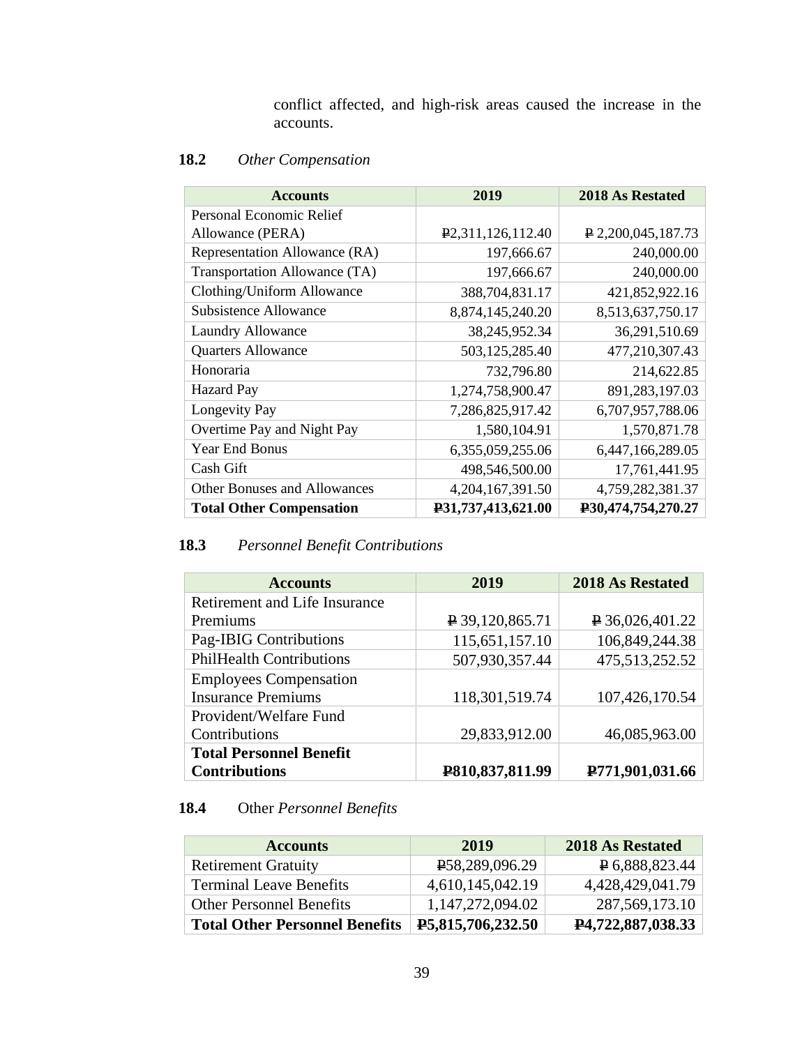conflict affected, and high-risk areas caused the increase in the accounts.

### 18.2 *Other Compensation*

| Accounts | 2019 | 2018 As Restated |
|---|---|---|
| Personal Economic Relief Allowance (PERA) | ₱2,311,126,112.40 | ₱ 2,200,045,187.73 |
| Representation Allowance (RA) | 197,666.67 | 240,000.00 |
| Transportation Allowance (TA) | 197,666.67 | 240,000.00 |
| Clothing/Uniform Allowance | 388,704,831.17 | 421,852,922.16 |
| Subsistence Allowance | 8,874,145,240.20 | 8,513,637,750.17 |
| Laundry Allowance | 38,245,952.34 | 36,291,510.69 |
| Quarters Allowance | 503,125,285.40 | 477,210,307.43 |
| Honoraria | 732,796.80 | 214,622.85 |
| Hazard Pay | 1,274,758,900.47 | 891,283,197.03 |
| Longevity Pay | 7,286,825,917.42 | 6,707,957,788.06 |
| Overtime Pay and Night Pay | 1,580,104.91 | 1,570,871.78 |
| Year End Bonus | 6,355,059,255.06 | 6,447,166,289.05 |
| Cash Gift | 498,546,500.00 | 17,761,441.95 |
| Other Bonuses and Allowances | 4,204,167,391.50 | 4,759,282,381.37 |
| **Total Other Compensation** | **₱31,737,413,621.00** | **₱30,474,754,270.27** |

### 18.3 *Personnel Benefit Contributions*

| Accounts | 2019 | 2018 As Restated |
|---|---|---|
| Retirement and Life Insurance Premiums | ₱ 39,120,865.71 | ₱ 36,026,401.22 |
| Pag-IBIG Contributions | 115,651,157.10 | 106,849,244.38 |
| PhilHealth Contributions | 507,930,357.44 | 475,513,252.52 |
| Employees Compensation Insurance Premiums | 118,301,519.74 | 107,426,170.54 |
| Provident/Welfare Fund Contributions | 29,833,912.00 | 46,085,963.00 |
| **Total Personnel Benefit Contributions** | **₱810,837,811.99** | **₱771,901,031.66** |

### 18.4 Other *Personnel Benefits*

| Accounts | 2019 | 2018 As Restated |
|---|---|---|
| Retirement Gratuity | ₱58,289,096.29 | ₱ 6,888,823.44 |
| Terminal Leave Benefits | 4,610,145,042.19 | 4,428,429,041.79 |
| Other Personnel Benefits | 1,147,272,094.02 | 287,569,173.10 |
| **Total Other Personnel Benefits** | **₱5,815,706,232.50** | **₱4,722,887,038.33** |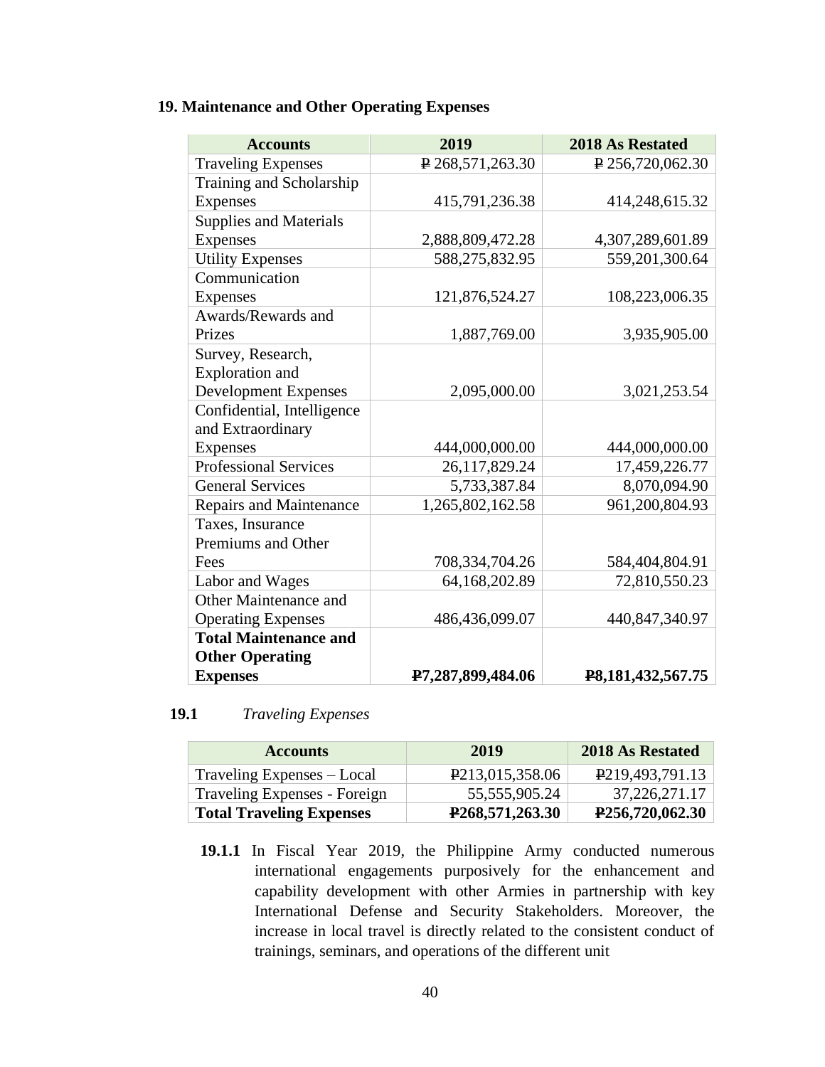## 19. Maintenance and Other Operating Expenses

| Accounts | 2019 | 2018 As Restated |
|---|---:|---:|
| Traveling Expenses | ₱ 268,571,263.30 | ₱ 256,720,062.30 |
| Training and Scholarship Expenses | 415,791,236.38 | 414,248,615.32 |
| Supplies and Materials Expenses | 2,888,809,472.28 | 4,307,289,601.89 |
| Utility Expenses | 588,275,832.95 | 559,201,300.64 |
| Communication Expenses | 121,876,524.27 | 108,223,006.35 |
| Awards/Rewards and Prizes | 1,887,769.00 | 3,935,905.00 |
| Survey, Research, Exploration and Development Expenses | 2,095,000.00 | 3,021,253.54 |
| Confidential, Intelligence and Extraordinary Expenses | 444,000,000.00 | 444,000,000.00 |
| Professional Services | 26,117,829.24 | 17,459,226.77 |
| General Services | 5,733,387.84 | 8,070,094.90 |
| Repairs and Maintenance | 1,265,802,162.58 | 961,200,804.93 |
| Taxes, Insurance Premiums and Other Fees | 708,334,704.26 | 584,404,804.91 |
| Labor and Wages | 64,168,202.89 | 72,810,550.23 |
| Other Maintenance and Operating Expenses | 486,436,099.07 | 440,847,340.97 |
| **Total Maintenance and Other Operating Expenses** | **₱7,287,899,484.06** | **₱8,181,432,567.75** |

### 19.1 *Traveling Expenses*

| Accounts | 2019 | 2018 As Restated |
|---|---:|---:|
| Traveling Expenses – Local | ₱213,015,358.06 | ₱219,493,791.13 |
| Traveling Expenses - Foreign | 55,555,905.24 | 37,226,271.17 |
| **Total Traveling Expenses** | **₱268,571,263.30** | **₱256,720,062.30** |

**19.1.1** In Fiscal Year 2019, the Philippine Army conducted numerous international engagements purposively for the enhancement and capability development with other Armies in partnership with key International Defense and Security Stakeholders. Moreover, the increase in local travel is directly related to the consistent conduct of trainings, seminars, and operations of the different unit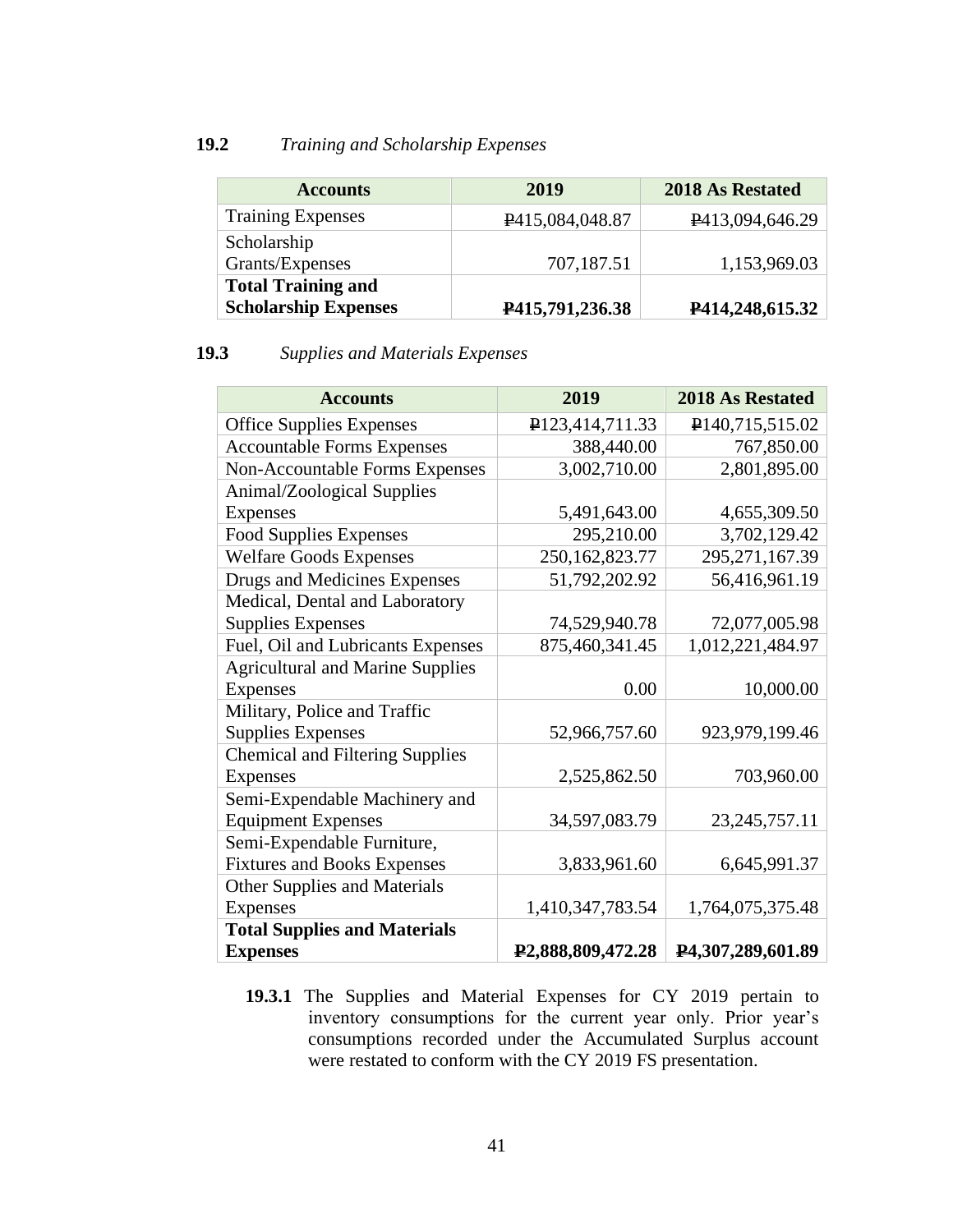### 19.2 *Training and Scholarship Expenses*

| Accounts | 2019 | 2018 As Restated |
|---|---|---|
| Training Expenses | ₱415,084,048.87 | ₱413,094,646.29 |
| Scholarship Grants/Expenses | 707,187.51 | 1,153,969.03 |
| **Total Training and Scholarship Expenses** | **₱415,791,236.38** | **₱414,248,615.32** |

### 19.3 *Supplies and Materials Expenses*

| Accounts | 2019 | 2018 As Restated |
|---|---|---|
| Office Supplies Expenses | ₱123,414,711.33 | ₱140,715,515.02 |
| Accountable Forms Expenses | 388,440.00 | 767,850.00 |
| Non-Accountable Forms Expenses | 3,002,710.00 | 2,801,895.00 |
| Animal/Zoological Supplies Expenses | 5,491,643.00 | 4,655,309.50 |
| Food Supplies Expenses | 295,210.00 | 3,702,129.42 |
| Welfare Goods Expenses | 250,162,823.77 | 295,271,167.39 |
| Drugs and Medicines Expenses | 51,792,202.92 | 56,416,961.19 |
| Medical, Dental and Laboratory Supplies Expenses | 74,529,940.78 | 72,077,005.98 |
| Fuel, Oil and Lubricants Expenses | 875,460,341.45 | 1,012,221,484.97 |
| Agricultural and Marine Supplies Expenses | 0.00 | 10,000.00 |
| Military, Police and Traffic Supplies Expenses | 52,966,757.60 | 923,979,199.46 |
| Chemical and Filtering Supplies Expenses | 2,525,862.50 | 703,960.00 |
| Semi-Expendable Machinery and Equipment Expenses | 34,597,083.79 | 23,245,757.11 |
| Semi-Expendable Furniture, Fixtures and Books Expenses | 3,833,961.60 | 6,645,991.37 |
| Other Supplies and Materials Expenses | 1,410,347,783.54 | 1,764,075,375.48 |
| **Total Supplies and Materials Expenses** | **₱2,888,809,472.28** | **₱4,307,289,601.89** |

**19.3.1** The Supplies and Material Expenses for CY 2019 pertain to inventory consumptions for the current year only. Prior year's consumptions recorded under the Accumulated Surplus account were restated to conform with the CY 2019 FS presentation.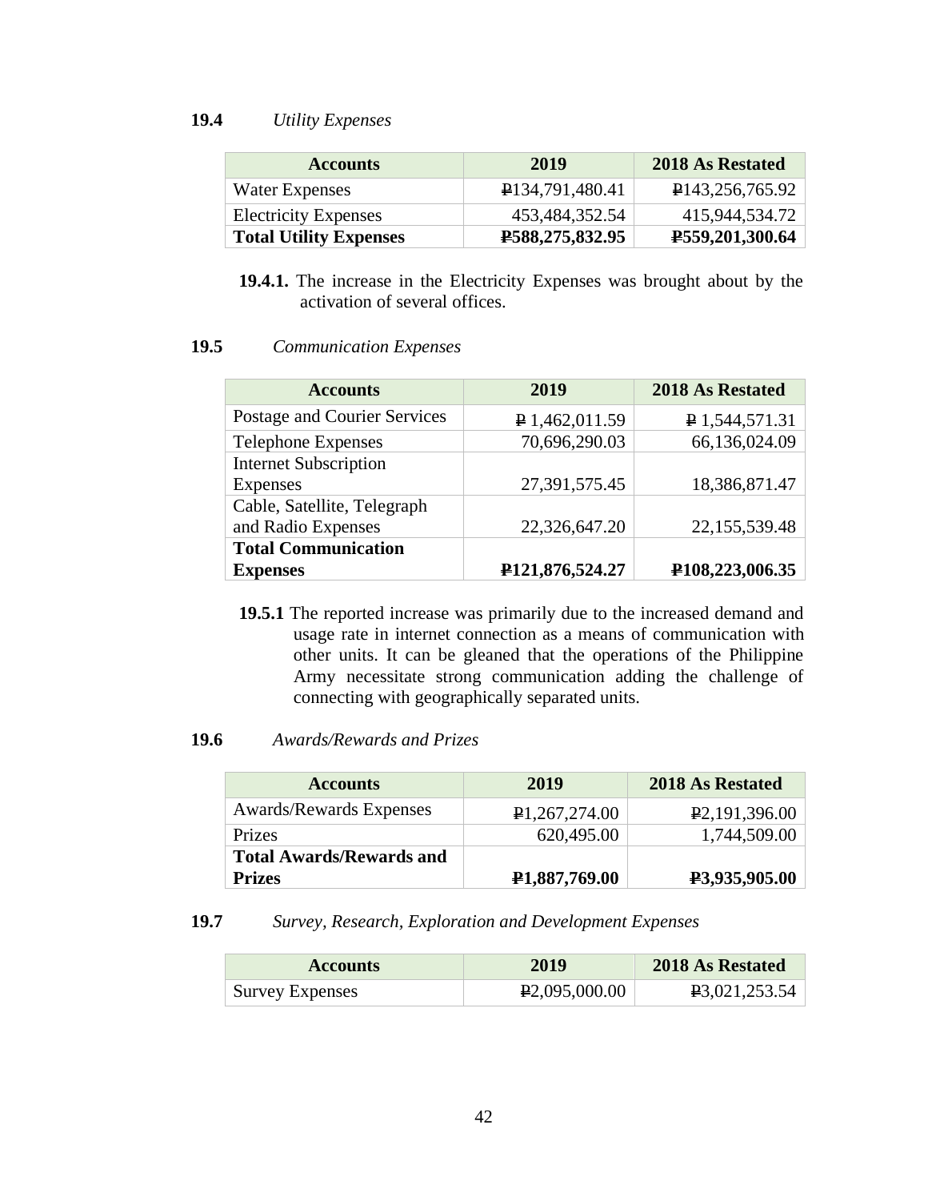**19.4** *Utility Expenses*

| Accounts | 2019 | 2018 As Restated |
|---|---|---|
| Water Expenses | ₱134,791,480.41 | ₱143,256,765.92 |
| Electricity Expenses | 453,484,352.54 | 415,944,534.72 |
| **Total Utility Expenses** | **₱588,275,832.95** | **₱559,201,300.64** |

**19.4.1.** The increase in the Electricity Expenses was brought about by the activation of several offices.

**19.5** *Communication Expenses*

| Accounts | 2019 | 2018 As Restated |
|---|---|---|
| Postage and Courier Services | ₱ 1,462,011.59 | ₱ 1,544,571.31 |
| Telephone Expenses | 70,696,290.03 | 66,136,024.09 |
| Internet Subscription Expenses | 27,391,575.45 | 18,386,871.47 |
| Cable, Satellite, Telegraph and Radio Expenses | 22,326,647.20 | 22,155,539.48 |
| **Total Communication Expenses** | **₱121,876,524.27** | **₱108,223,006.35** |

**19.5.1** The reported increase was primarily due to the increased demand and usage rate in internet connection as a means of communication with other units. It can be gleaned that the operations of the Philippine Army necessitate strong communication adding the challenge of connecting with geographically separated units.

**19.6** *Awards/Rewards and Prizes*

| Accounts | 2019 | 2018 As Restated |
|---|---|---|
| Awards/Rewards Expenses | ₱1,267,274.00 | ₱2,191,396.00 |
| Prizes | 620,495.00 | 1,744,509.00 |
| **Total Awards/Rewards and Prizes** | **₱1,887,769.00** | **₱3,935,905.00** |

**19.7** *Survey, Research, Exploration and Development Expenses*

| Accounts | 2019 | 2018 As Restated |
|---|---|---|
| Survey Expenses | ₱2,095,000.00 | ₱3,021,253.54 |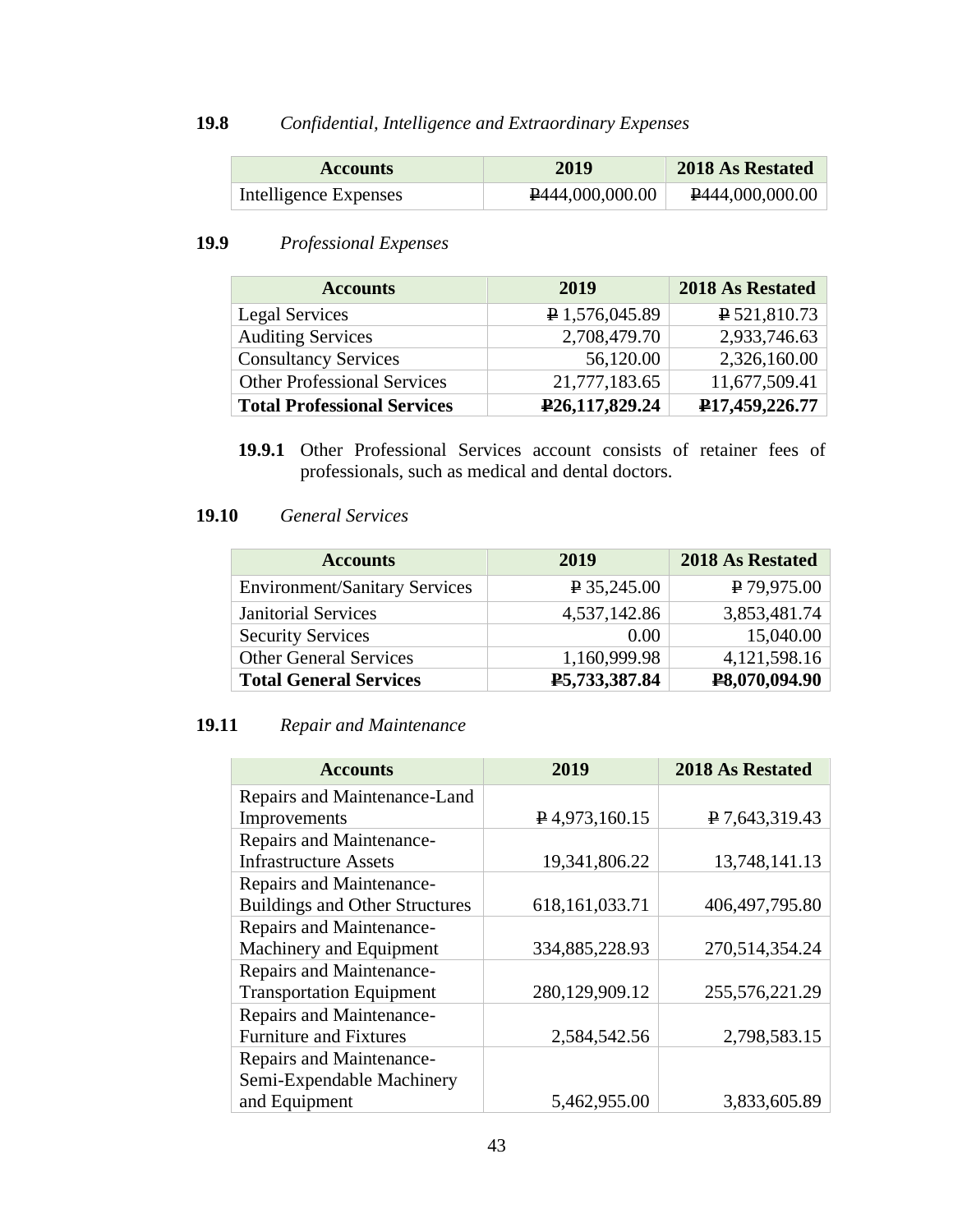**19.8** *Confidential, Intelligence and Extraordinary Expenses*

| Accounts | 2019 | 2018 As Restated |
|---|---|---|
| Intelligence Expenses | ₱444,000,000.00 | ₱444,000,000.00 |

**19.9** *Professional Expenses*

| Accounts | 2019 | 2018 As Restated |
|---|---|---|
| Legal Services | ₱ 1,576,045.89 | ₱ 521,810.73 |
| Auditing Services | 2,708,479.70 | 2,933,746.63 |
| Consultancy Services | 56,120.00 | 2,326,160.00 |
| Other Professional Services | 21,777,183.65 | 11,677,509.41 |
| **Total Professional Services** | **₱26,117,829.24** | **₱17,459,226.77** |

**19.9.1** Other Professional Services account consists of retainer fees of professionals, such as medical and dental doctors.

**19.10** *General Services*

| Accounts | 2019 | 2018 As Restated |
|---|---|---|
| Environment/Sanitary Services | ₱ 35,245.00 | ₱ 79,975.00 |
| Janitorial Services | 4,537,142.86 | 3,853,481.74 |
| Security Services | 0.00 | 15,040.00 |
| Other General Services | 1,160,999.98 | 4,121,598.16 |
| **Total General Services** | **₱5,733,387.84** | **₱8,070,094.90** |

**19.11** *Repair and Maintenance*

| Accounts | 2019 | 2018 As Restated |
|---|---|---|
| Repairs and Maintenance-Land Improvements | ₱ 4,973,160.15 | ₱ 7,643,319.43 |
| Repairs and Maintenance-Infrastructure Assets | 19,341,806.22 | 13,748,141.13 |
| Repairs and Maintenance-Buildings and Other Structures | 618,161,033.71 | 406,497,795.80 |
| Repairs and Maintenance-Machinery and Equipment | 334,885,228.93 | 270,514,354.24 |
| Repairs and Maintenance-Transportation Equipment | 280,129,909.12 | 255,576,221.29 |
| Repairs and Maintenance-Furniture and Fixtures | 2,584,542.56 | 2,798,583.15 |
| Repairs and Maintenance-Semi-Expendable Machinery and Equipment | 5,462,955.00 | 3,833,605.89 |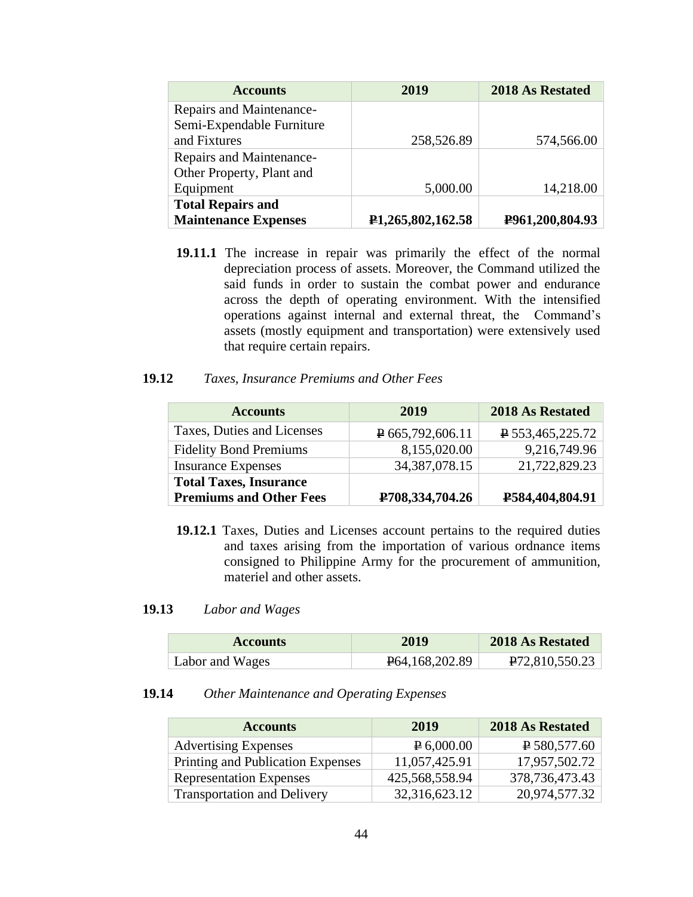| Accounts | 2019 | 2018 As Restated |
|---|---|---|
| Repairs and Maintenance-Semi-Expendable Furniture and Fixtures | 258,526.89 | 574,566.00 |
| Repairs and Maintenance-Other Property, Plant and Equipment | 5,000.00 | 14,218.00 |
| **Total Repairs and Maintenance Expenses** | **₱1,265,802,162.58** | **₱961,200,804.93** |

**19.11.1** The increase in repair was primarily the effect of the normal depreciation process of assets. Moreover, the Command utilized the said funds in order to sustain the combat power and endurance across the depth of operating environment. With the intensified operations against internal and external threat, the Command's assets (mostly equipment and transportation) were extensively used that require certain repairs.

**19.12** *Taxes, Insurance Premiums and Other Fees*

| Accounts | 2019 | 2018 As Restated |
|---|---|---|
| Taxes, Duties and Licenses | ₱ 665,792,606.11 | ₱ 553,465,225.72 |
| Fidelity Bond Premiums | 8,155,020.00 | 9,216,749.96 |
| Insurance Expenses | 34,387,078.15 | 21,722,829.23 |
| **Total Taxes, Insurance Premiums and Other Fees** | **₱708,334,704.26** | **₱584,404,804.91** |

**19.12.1** Taxes, Duties and Licenses account pertains to the required duties and taxes arising from the importation of various ordnance items consigned to Philippine Army for the procurement of ammunition, materiel and other assets.

**19.13** *Labor and Wages*

| Accounts | 2019 | 2018 As Restated |
|---|---|---|
| Labor and Wages | ₱64,168,202.89 | ₱72,810,550.23 |

**19.14** *Other Maintenance and Operating Expenses*

| Accounts | 2019 | 2018 As Restated |
|---|---|---|
| Advertising Expenses | ₱ 6,000.00 | ₱ 580,577.60 |
| Printing and Publication Expenses | 11,057,425.91 | 17,957,502.72 |
| Representation Expenses | 425,568,558.94 | 378,736,473.43 |
| Transportation and Delivery | 32,316,623.12 | 20,974,577.32 |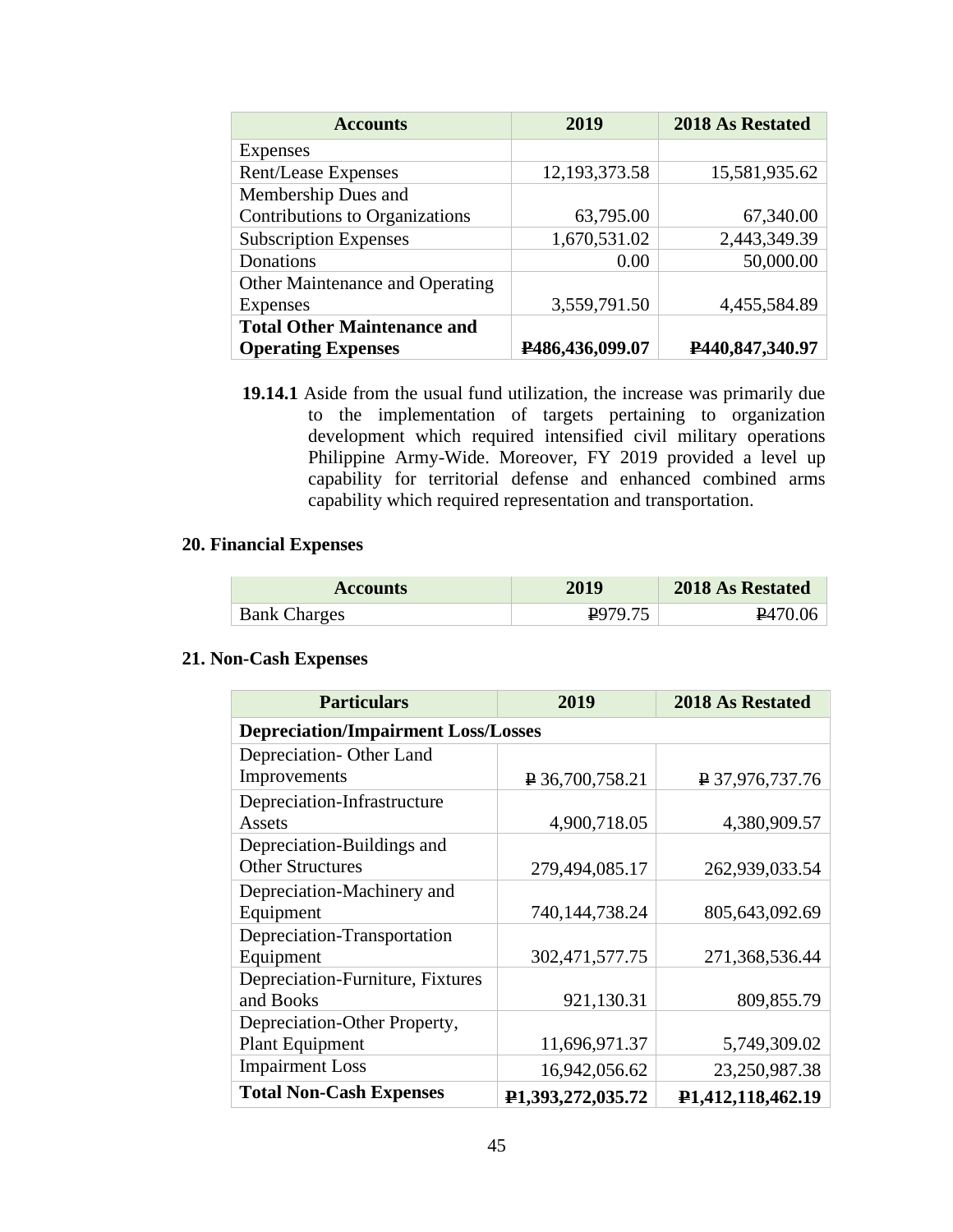| Accounts | 2019 | 2018 As Restated |
|---|---|---|
| Expenses | | |
| Rent/Lease Expenses | 12,193,373.58 | 15,581,935.62 |
| Membership Dues and Contributions to Organizations | 63,795.00 | 67,340.00 |
| Subscription Expenses | 1,670,531.02 | 2,443,349.39 |
| Donations | 0.00 | 50,000.00 |
| Other Maintenance and Operating Expenses | 3,559,791.50 | 4,455,584.89 |
| **Total Other Maintenance and Operating Expenses** | **₱486,436,099.07** | **₱440,847,340.97** |

**19.14.1** Aside from the usual fund utilization, the increase was primarily due to the implementation of targets pertaining to organization development which required intensified civil military operations Philippine Army-Wide. Moreover, FY 2019 provided a level up capability for territorial defense and enhanced combined arms capability which required representation and transportation.

## 20. Financial Expenses

| Accounts | 2019 | 2018 As Restated |
|---|---|---|
| Bank Charges | ₱979.75 | ₱470.06 |

## 21. Non-Cash Expenses

| Particulars | 2019 | 2018 As Restated |
|---|---|---|
| **Depreciation/Impairment Loss/Losses** | | |
| Depreciation- Other Land Improvements | ₱ 36,700,758.21 | ₱ 37,976,737.76 |
| Depreciation-Infrastructure Assets | 4,900,718.05 | 4,380,909.57 |
| Depreciation-Buildings and Other Structures | 279,494,085.17 | 262,939,033.54 |
| Depreciation-Machinery and Equipment | 740,144,738.24 | 805,643,092.69 |
| Depreciation-Transportation Equipment | 302,471,577.75 | 271,368,536.44 |
| Depreciation-Furniture, Fixtures and Books | 921,130.31 | 809,855.79 |
| Depreciation-Other Property, Plant Equipment | 11,696,971.37 | 5,749,309.02 |
| Impairment Loss | 16,942,056.62 | 23,250,987.38 |
| **Total Non-Cash Expenses** | **₱1,393,272,035.72** | **₱1,412,118,462.19** |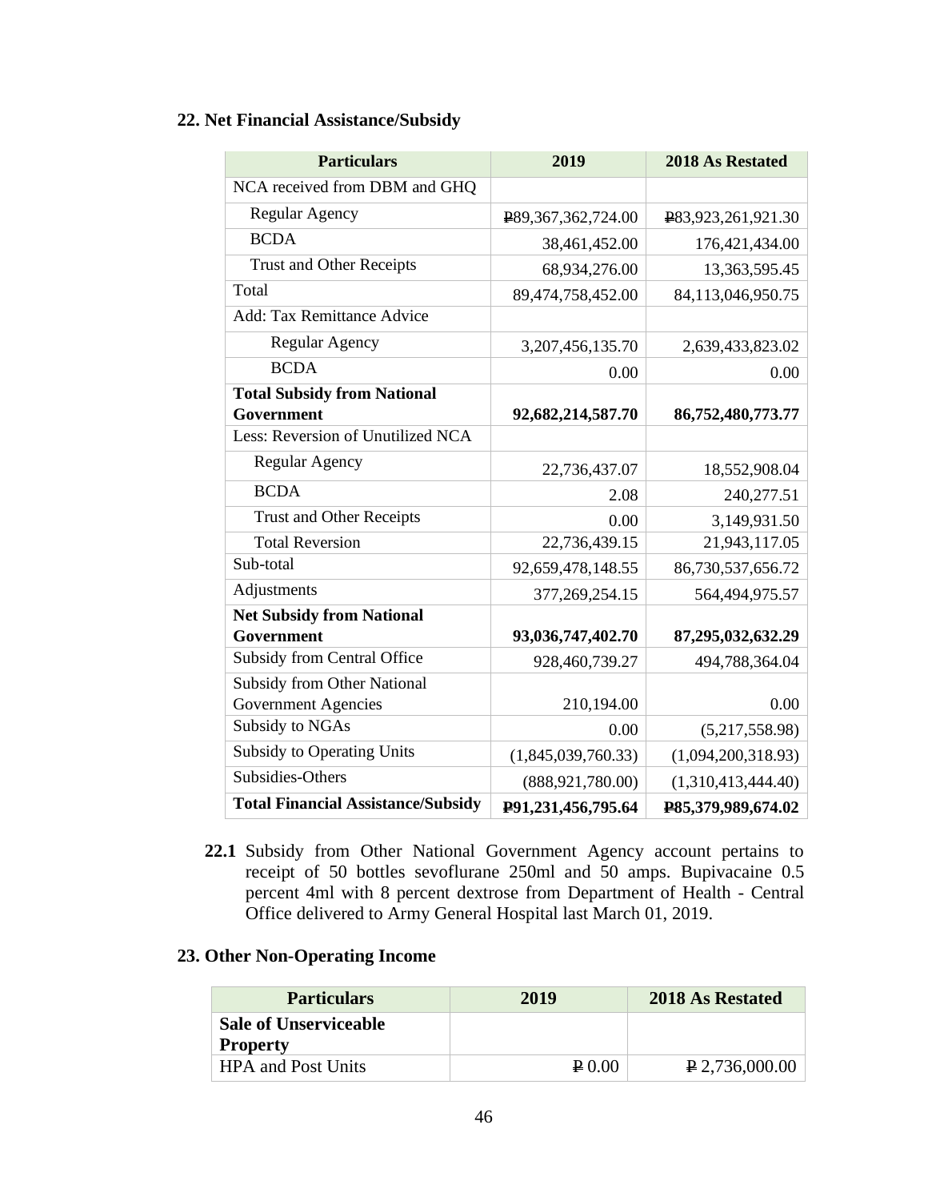## 22. Net Financial Assistance/Subsidy

| Particulars | 2019 | 2018 As Restated |
|---|---|---|
| NCA received from DBM and GHQ | | |
| Regular Agency | ₱89,367,362,724.00 | ₱83,923,261,921.30 |
| BCDA | 38,461,452.00 | 176,421,434.00 |
| Trust and Other Receipts | 68,934,276.00 | 13,363,595.45 |
| Total | 89,474,758,452.00 | 84,113,046,950.75 |
| Add: Tax Remittance Advice | | |
| Regular Agency | 3,207,456,135.70 | 2,639,433,823.02 |
| BCDA | 0.00 | 0.00 |
| **Total Subsidy from National Government** | **92,682,214,587.70** | **86,752,480,773.77** |
| Less: Reversion of Unutilized NCA | | |
| Regular Agency | 22,736,437.07 | 18,552,908.04 |
| BCDA | 2.08 | 240,277.51 |
| Trust and Other Receipts | 0.00 | 3,149,931.50 |
| Total Reversion | 22,736,439.15 | 21,943,117.05 |
| Sub-total | 92,659,478,148.55 | 86,730,537,656.72 |
| Adjustments | 377,269,254.15 | 564,494,975.57 |
| **Net Subsidy from National Government** | **93,036,747,402.70** | **87,295,032,632.29** |
| Subsidy from Central Office | 928,460,739.27 | 494,788,364.04 |
| Subsidy from Other National Government Agencies | 210,194.00 | 0.00 |
| Subsidy to NGAs | 0.00 | (5,217,558.98) |
| Subsidy to Operating Units | (1,845,039,760.33) | (1,094,200,318.93) |
| Subsidies-Others | (888,921,780.00) | (1,310,413,444.40) |
| **Total Financial Assistance/Subsidy** | **₱91,231,456,795.64** | **₱85,379,989,674.02** |

**22.1** Subsidy from Other National Government Agency account pertains to receipt of 50 bottles sevoflurane 250ml and 50 amps. Bupivacaine 0.5 percent 4ml with 8 percent dextrose from Department of Health - Central Office delivered to Army General Hospital last March 01, 2019.

## 23. Other Non-Operating Income

| Particulars | 2019 | 2018 As Restated |
|---|---|---|
| **Sale of Unserviceable Property** | | |
| HPA and Post Units | ₱ 0.00 | ₱ 2,736,000.00 |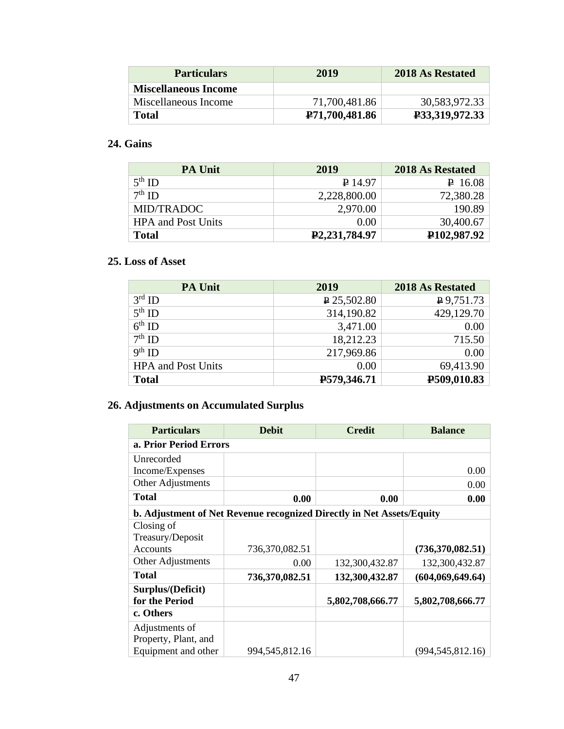| Particulars | 2019 | 2018 As Restated |
|---|---|---|
| **Miscellaneous Income** | | |
| Miscellaneous Income | 71,700,481.86 | 30,583,972.33 |
| **Total** | **₱71,700,481.86** | **₱33,319,972.33** |

## 24. Gains

| PA Unit | 2019 | 2018 As Restated |
|---|---|---|
| 5th ID | ₱ 14.97 | ₱ 16.08 |
| 7th ID | 2,228,800.00 | 72,380.28 |
| MID/TRADOC | 2,970.00 | 190.89 |
| HPA and Post Units | 0.00 | 30,400.67 |
| **Total** | **₱2,231,784.97** | **₱102,987.92** |

## 25. Loss of Asset

| PA Unit | 2019 | 2018 As Restated |
|---|---|---|
| 3rd ID | ₱ 25,502.80 | ₱ 9,751.73 |
| 5th ID | 314,190.82 | 429,129.70 |
| 6th ID | 3,471.00 | 0.00 |
| 7th ID | 18,212.23 | 715.50 |
| 9th ID | 217,969.86 | 0.00 |
| HPA and Post Units | 0.00 | 69,413.90 |
| **Total** | **₱579,346.71** | **₱509,010.83** |

## 26. Adjustments on Accumulated Surplus

| Particulars | Debit | Credit | Balance |
|---|---|---|---|
| **a. Prior Period Errors** | | | |
| Unrecorded Income/Expenses | | | 0.00 |
| Other Adjustments | | | 0.00 |
| **Total** | **0.00** | **0.00** | **0.00** |
| **b. Adjustment of Net Revenue recognized Directly in Net Assets/Equity** | | | |
| Closing of Treasury/Deposit Accounts | 736,370,082.51 | | **(736,370,082.51)** |
| Other Adjustments | 0.00 | 132,300,432.87 | 132,300,432.87 |
| **Total** | **736,370,082.51** | **132,300,432.87** | **(604,069,649.64)** |
| **Surplus/(Deficit) for the Period** | | **5,802,708,666.77** | **5,802,708,666.77** |
| **c. Others** | | | |
| Adjustments of Property, Plant, and Equipment and other | 994,545,812.16 | | (994,545,812.16) |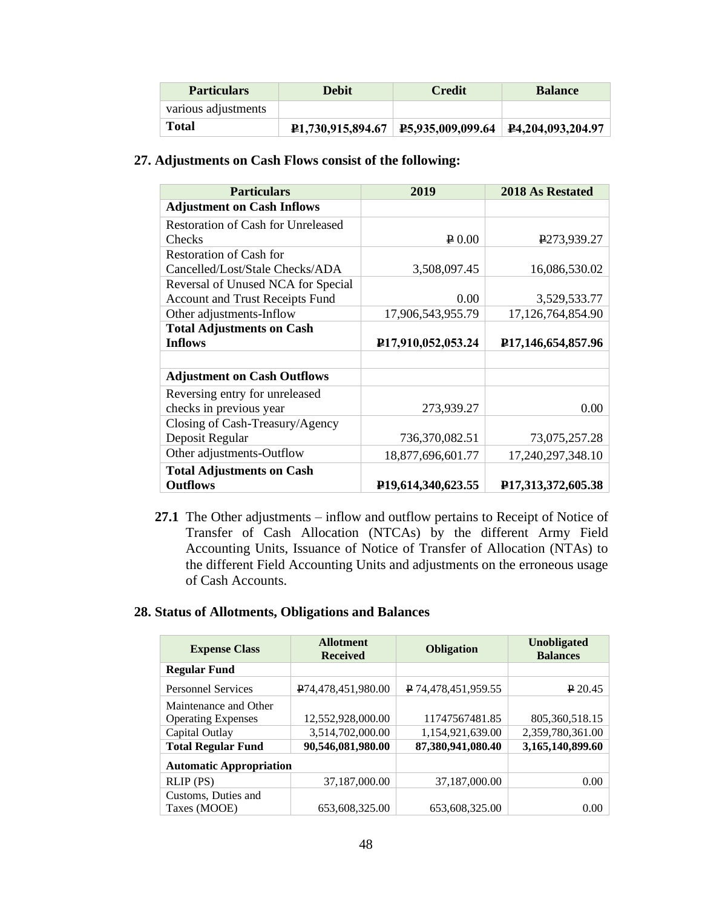| Particulars | Debit | Credit | Balance |
| --- | --- | --- | --- |
| various adjustments | | | |
| **Total** | **₱1,730,915,894.67** | **₱5,935,009,099.64** | **₱4,204,093,204.97** |

## 27. Adjustments on Cash Flows consist of the following:

| Particulars | 2019 | 2018 As Restated |
| --- | --- | --- |
| **Adjustment on Cash Inflows** | | |
| Restoration of Cash for Unreleased Checks | ₱ 0.00 | ₱273,939.27 |
| Restoration of Cash for Cancelled/Lost/Stale Checks/ADA | 3,508,097.45 | 16,086,530.02 |
| Reversal of Unused NCA for Special Account and Trust Receipts Fund | 0.00 | 3,529,533.77 |
| Other adjustments-Inflow | 17,906,543,955.79 | 17,126,764,854.90 |
| **Total Adjustments on Cash Inflows** | **₱17,910,052,053.24** | **₱17,146,654,857.96** |
| | | |
| **Adjustment on Cash Outflows** | | |
| Reversing entry for unreleased checks in previous year | 273,939.27 | 0.00 |
| Closing of Cash-Treasury/Agency Deposit Regular | 736,370,082.51 | 73,075,257.28 |
| Other adjustments-Outflow | 18,877,696,601.77 | 17,240,297,348.10 |
| **Total Adjustments on Cash Outflows** | **₱19,614,340,623.55** | **₱17,313,372,605.38** |

**27.1** The Other adjustments – inflow and outflow pertains to Receipt of Notice of Transfer of Cash Allocation (NTCAs) by the different Army Field Accounting Units, Issuance of Notice of Transfer of Allocation (NTAs) to the different Field Accounting Units and adjustments on the erroneous usage of Cash Accounts.

## 28. Status of Allotments, Obligations and Balances

| Expense Class | Allotment Received | Obligation | Unobligated Balances |
| --- | --- | --- | --- |
| **Regular Fund** | | | |
| Personnel Services | ₱74,478,451,980.00 | ₱ 74,478,451,959.55 | ₱ 20.45 |
| Maintenance and Other Operating Expenses | 12,552,928,000.00 | 11747567481.85 | 805,360,518.15 |
| Capital Outlay | 3,514,702,000.00 | 1,154,921,639.00 | 2,359,780,361.00 |
| **Total Regular Fund** | **90,546,081,980.00** | **87,380,941,080.40** | **3,165,140,899.60** |
| **Automatic Appropriation** | | | |
| RLIP (PS) | 37,187,000.00 | 37,187,000.00 | 0.00 |
| Customs, Duties and Taxes (MOOE) | 653,608,325.00 | 653,608,325.00 | 0.00 |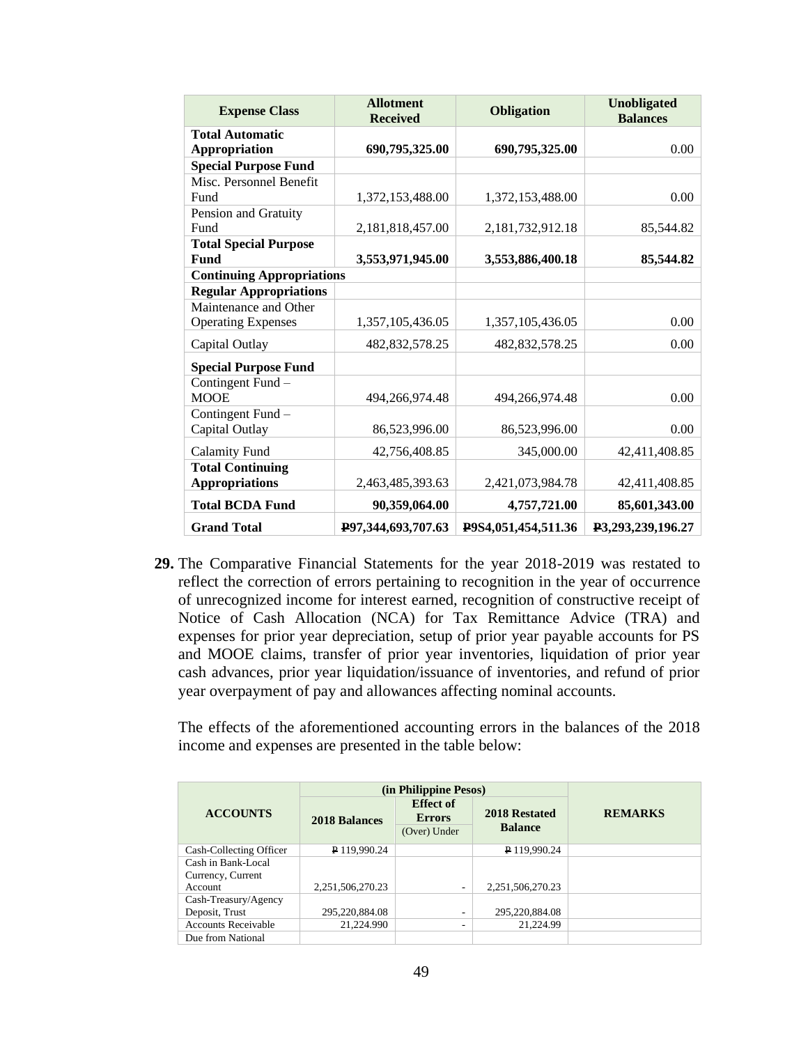| Expense Class | Allotment Received | Obligation | Unobligated Balances |
|---|---|---|---|
| **Total Automatic Appropriation** | **690,795,325.00** | **690,795,325.00** | 0.00 |
| **Special Purpose Fund** | | | |
| Misc. Personnel Benefit Fund | 1,372,153,488.00 | 1,372,153,488.00 | 0.00 |
| Pension and Gratuity Fund | 2,181,818,457.00 | 2,181,732,912.18 | 85,544.82 |
| **Total Special Purpose Fund** | **3,553,971,945.00** | **3,553,886,400.18** | **85,544.82** |
| **Continuing Appropriations** | | | |
| **Regular Appropriations** | | | |
| Maintenance and Other Operating Expenses | 1,357,105,436.05 | 1,357,105,436.05 | 0.00 |
| Capital Outlay | 482,832,578.25 | 482,832,578.25 | 0.00 |
| **Special Purpose Fund** | | | |
| Contingent Fund – MOOE | 494,266,974.48 | 494,266,974.48 | 0.00 |
| Contingent Fund – Capital Outlay | 86,523,996.00 | 86,523,996.00 | 0.00 |
| Calamity Fund | 42,756,408.85 | 345,000.00 | 42,411,408.85 |
| **Total Continuing Appropriations** | 2,463,485,393.63 | 2,421,073,984.78 | 42,411,408.85 |
| **Total BCDA Fund** | **90,359,064.00** | **4,757,721.00** | **85,601,343.00** |
| **Grand Total** | **₱97,344,693,707.63** | **₱9S4,051,454,511.36** | **₱3,293,239,196.27** |

**29.** The Comparative Financial Statements for the year 2018-2019 was restated to reflect the correction of errors pertaining to recognition in the year of occurrence of unrecognized income for interest earned, recognition of constructive receipt of Notice of Cash Allocation (NCA) for Tax Remittance Advice (TRA) and expenses for prior year depreciation, setup of prior year payable accounts for PS and MOOE claims, transfer of prior year inventories, liquidation of prior year cash advances, prior year liquidation/issuance of inventories, and refund of prior year overpayment of pay and allowances affecting nominal accounts.

The effects of the aforementioned accounting errors in the balances of the 2018 income and expenses are presented in the table below:

| ACCOUNTS | (in Philippine Pesos) | | | REMARKS |
|---|---|---|---|---|
| | 2018 Balances | Effect of Errors (Over) Under | 2018 Restated Balance | |
| Cash-Collecting Officer | ₱ 119,990.24 | | ₱ 119,990.24 | |
| Cash in Bank-Local Currency, Current Account | 2,251,506,270.23 | - | 2,251,506,270.23 | |
| Cash-Treasury/Agency Deposit, Trust | 295,220,884.08 | - | 295,220,884.08 | |
| Accounts Receivable | 21,224.990 | - | 21,224.99 | |
| Due from National | | | | |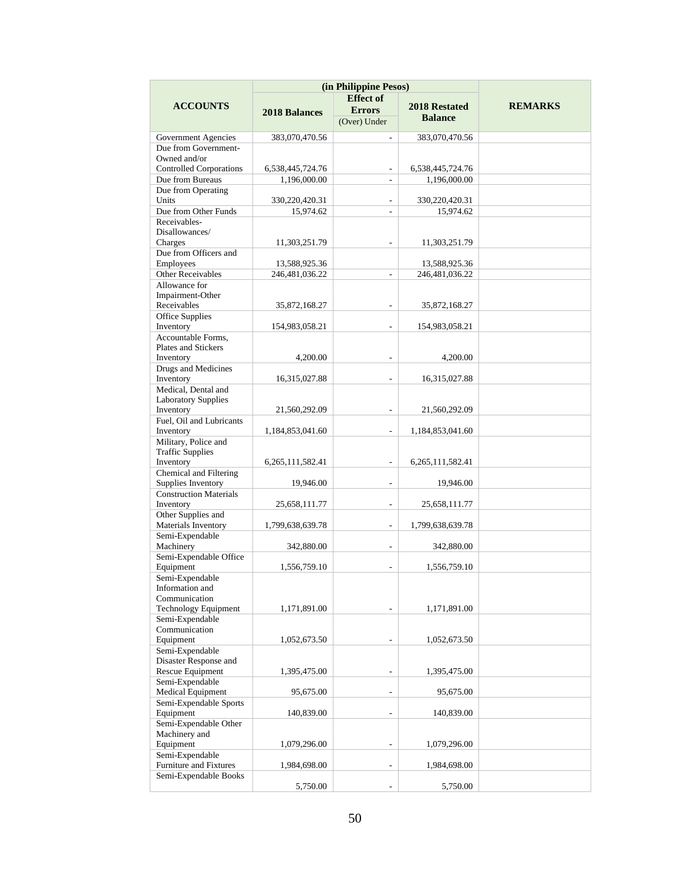| ACCOUNTS | (in Philippine Pesos) | | | REMARKS |
|---|---|---|---|---|
| | 2018 Balances | Effect of Errors (Over) Under | 2018 Restated Balance | |
| Government Agencies | 383,070,470.56 | - | 383,070,470.56 | |
| Due from Government-Owned and/or Controlled Corporations | 6,538,445,724.76 | - | 6,538,445,724.76 | |
| Due from Bureaus | 1,196,000.00 | - | 1,196,000.00 | |
| Due from Operating Units | 330,220,420.31 | - | 330,220,420.31 | |
| Due from Other Funds | 15,974.62 | - | 15,974.62 | |
| Receivables-Disallowances/ Charges | 11,303,251.79 | - | 11,303,251.79 | |
| Due from Officers and Employees | 13,588,925.36 | | 13,588,925.36 | |
| Other Receivables | 246,481,036.22 | - | 246,481,036.22 | |
| Allowance for Impairment-Other Receivables | 35,872,168.27 | - | 35,872,168.27 | |
| Office Supplies Inventory | 154,983,058.21 | - | 154,983,058.21 | |
| Accountable Forms, Plates and Stickers Inventory | 4,200.00 | - | 4,200.00 | |
| Drugs and Medicines Inventory | 16,315,027.88 | - | 16,315,027.88 | |
| Medical, Dental and Laboratory Supplies Inventory | 21,560,292.09 | - | 21,560,292.09 | |
| Fuel, Oil and Lubricants Inventory | 1,184,853,041.60 | - | 1,184,853,041.60 | |
| Military, Police and Traffic Supplies Inventory | 6,265,111,582.41 | - | 6,265,111,582.41 | |
| Chemical and Filtering Supplies Inventory | 19,946.00 | - | 19,946.00 | |
| Construction Materials Inventory | 25,658,111.77 | - | 25,658,111.77 | |
| Other Supplies and Materials Inventory | 1,799,638,639.78 | - | 1,799,638,639.78 | |
| Semi-Expendable Machinery | 342,880.00 | - | 342,880.00 | |
| Semi-Expendable Office Equipment | 1,556,759.10 | - | 1,556,759.10 | |
| Semi-Expendable Information and Communication Technology Equipment | 1,171,891.00 | - | 1,171,891.00 | |
| Semi-Expendable Communication Equipment | 1,052,673.50 | - | 1,052,673.50 | |
| Semi-Expendable Disaster Response and Rescue Equipment | 1,395,475.00 | - | 1,395,475.00 | |
| Semi-Expendable Medical Equipment | 95,675.00 | - | 95,675.00 | |
| Semi-Expendable Sports Equipment | 140,839.00 | - | 140,839.00 | |
| Semi-Expendable Other Machinery and Equipment | 1,079,296.00 | - | 1,079,296.00 | |
| Semi-Expendable Furniture and Fixtures | 1,984,698.00 | - | 1,984,698.00 | |
| Semi-Expendable Books | 5,750.00 | - | 5,750.00 | |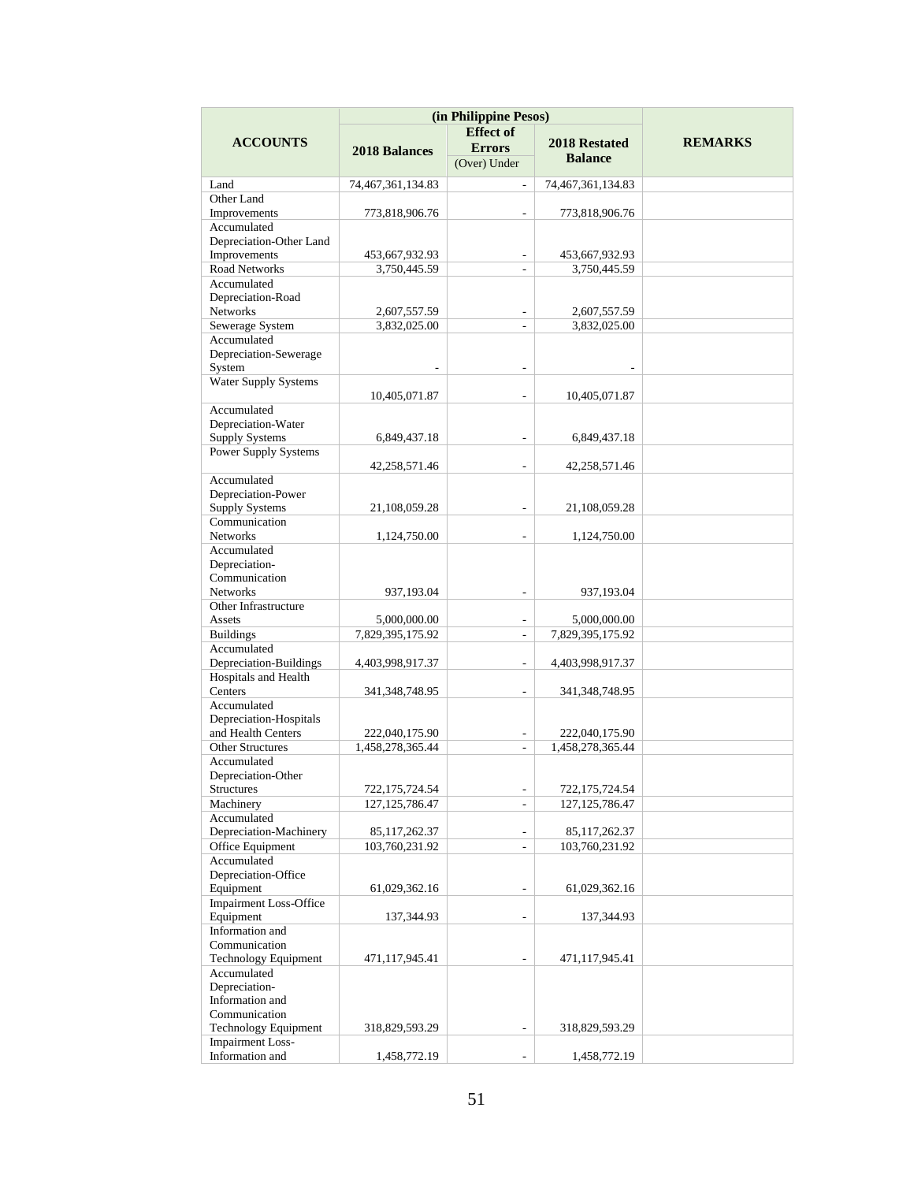| ACCOUNTS | (in Philippine Pesos) | | | REMARKS |
|---|---|---|---|---|
| | 2018 Balances | Effect of Errors (Over) Under | 2018 Restated Balance | |
| Land | 74,467,361,134.83 | - | 74,467,361,134.83 | |
| Other Land Improvements | 773,818,906.76 | - | 773,818,906.76 | |
| Accumulated Depreciation-Other Land Improvements | 453,667,932.93 | - | 453,667,932.93 | |
| Road Networks | 3,750,445.59 | - | 3,750,445.59 | |
| Accumulated Depreciation-Road Networks | 2,607,557.59 | - | 2,607,557.59 | |
| Sewerage System | 3,832,025.00 | - | 3,832,025.00 | |
| Accumulated Depreciation-Sewerage System | - | - | - | |
| Water Supply Systems | 10,405,071.87 | - | 10,405,071.87 | |
| Accumulated Depreciation-Water Supply Systems | 6,849,437.18 | - | 6,849,437.18 | |
| Power Supply Systems | 42,258,571.46 | - | 42,258,571.46 | |
| Accumulated Depreciation-Power Supply Systems | 21,108,059.28 | - | 21,108,059.28 | |
| Communication Networks | 1,124,750.00 | - | 1,124,750.00 | |
| Accumulated Depreciation-Communication Networks | 937,193.04 | - | 937,193.04 | |
| Other Infrastructure Assets | 5,000,000.00 | - | 5,000,000.00 | |
| Buildings | 7,829,395,175.92 | - | 7,829,395,175.92 | |
| Accumulated Depreciation-Buildings | 4,403,998,917.37 | - | 4,403,998,917.37 | |
| Hospitals and Health Centers | 341,348,748.95 | - | 341,348,748.95 | |
| Accumulated Depreciation-Hospitals and Health Centers | 222,040,175.90 | - | 222,040,175.90 | |
| Other Structures | 1,458,278,365.44 | - | 1,458,278,365.44 | |
| Accumulated Depreciation-Other Structures | 722,175,724.54 | - | 722,175,724.54 | |
| Machinery | 127,125,786.47 | - | 127,125,786.47 | |
| Accumulated Depreciation-Machinery | 85,117,262.37 | - | 85,117,262.37 | |
| Office Equipment | 103,760,231.92 | - | 103,760,231.92 | |
| Accumulated Depreciation-Office Equipment | 61,029,362.16 | - | 61,029,362.16 | |
| Impairment Loss-Office Equipment | 137,344.93 | - | 137,344.93 | |
| Information and Communication Technology Equipment | 471,117,945.41 | - | 471,117,945.41 | |
| Accumulated Depreciation-Information and Communication Technology Equipment | 318,829,593.29 | - | 318,829,593.29 | |
| Impairment Loss-Information and | 1,458,772.19 | - | 1,458,772.19 | |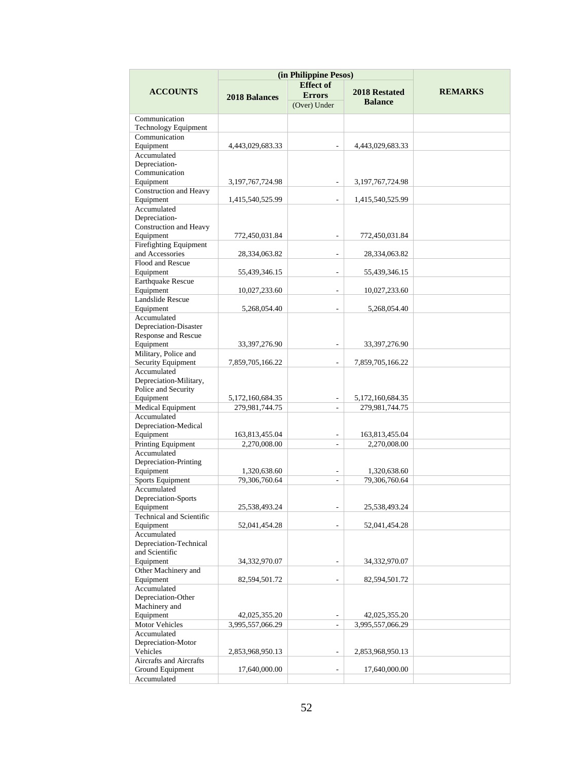| ACCOUNTS | (in Philippine Pesos) | | | REMARKS |
|---|---|---|---|---|
| | 2018 Balances | Effect of Errors (Over) Under | 2018 Restated Balance | |
| Communication Technology Equipment | | | | |
| Communication Equipment | 4,443,029,683.33 | - | 4,443,029,683.33 | |
| Accumulated Depreciation-Communication Equipment | 3,197,767,724.98 | - | 3,197,767,724.98 | |
| Construction and Heavy Equipment | 1,415,540,525.99 | - | 1,415,540,525.99 | |
| Accumulated Depreciation-Construction and Heavy Equipment | 772,450,031.84 | - | 772,450,031.84 | |
| Firefighting Equipment and Accessories | 28,334,063.82 | - | 28,334,063.82 | |
| Flood and Rescue Equipment | 55,439,346.15 | - | 55,439,346.15 | |
| Earthquake Rescue Equipment | 10,027,233.60 | - | 10,027,233.60 | |
| Landslide Rescue Equipment | 5,268,054.40 | - | 5,268,054.40 | |
| Accumulated Depreciation-Disaster Response and Rescue Equipment | 33,397,276.90 | - | 33,397,276.90 | |
| Military, Police and Security Equipment | 7,859,705,166.22 | - | 7,859,705,166.22 | |
| Accumulated Depreciation-Military, Police and Security Equipment | 5,172,160,684.35 | - | 5,172,160,684.35 | |
| Medical Equipment | 279,981,744.75 | - | 279,981,744.75 | |
| Accumulated Depreciation-Medical Equipment | 163,813,455.04 | - | 163,813,455.04 | |
| Printing Equipment | 2,270,008.00 | - | 2,270,008.00 | |
| Accumulated Depreciation-Printing Equipment | 1,320,638.60 | - | 1,320,638.60 | |
| Sports Equipment | 79,306,760.64 | - | 79,306,760.64 | |
| Accumulated Depreciation-Sports Equipment | 25,538,493.24 | - | 25,538,493.24 | |
| Technical and Scientific Equipment | 52,041,454.28 | - | 52,041,454.28 | |
| Accumulated Depreciation-Technical and Scientific Equipment | 34,332,970.07 | - | 34,332,970.07 | |
| Other Machinery and Equipment | 82,594,501.72 | - | 82,594,501.72 | |
| Accumulated Depreciation-Other Machinery and Equipment | 42,025,355.20 | - | 42,025,355.20 | |
| Motor Vehicles | 3,995,557,066.29 | - | 3,995,557,066.29 | |
| Accumulated Depreciation-Motor Vehicles | 2,853,968,950.13 | - | 2,853,968,950.13 | |
| Aircrafts and Aircrafts Ground Equipment | 17,640,000.00 | - | 17,640,000.00 | |
| Accumulated | | | | |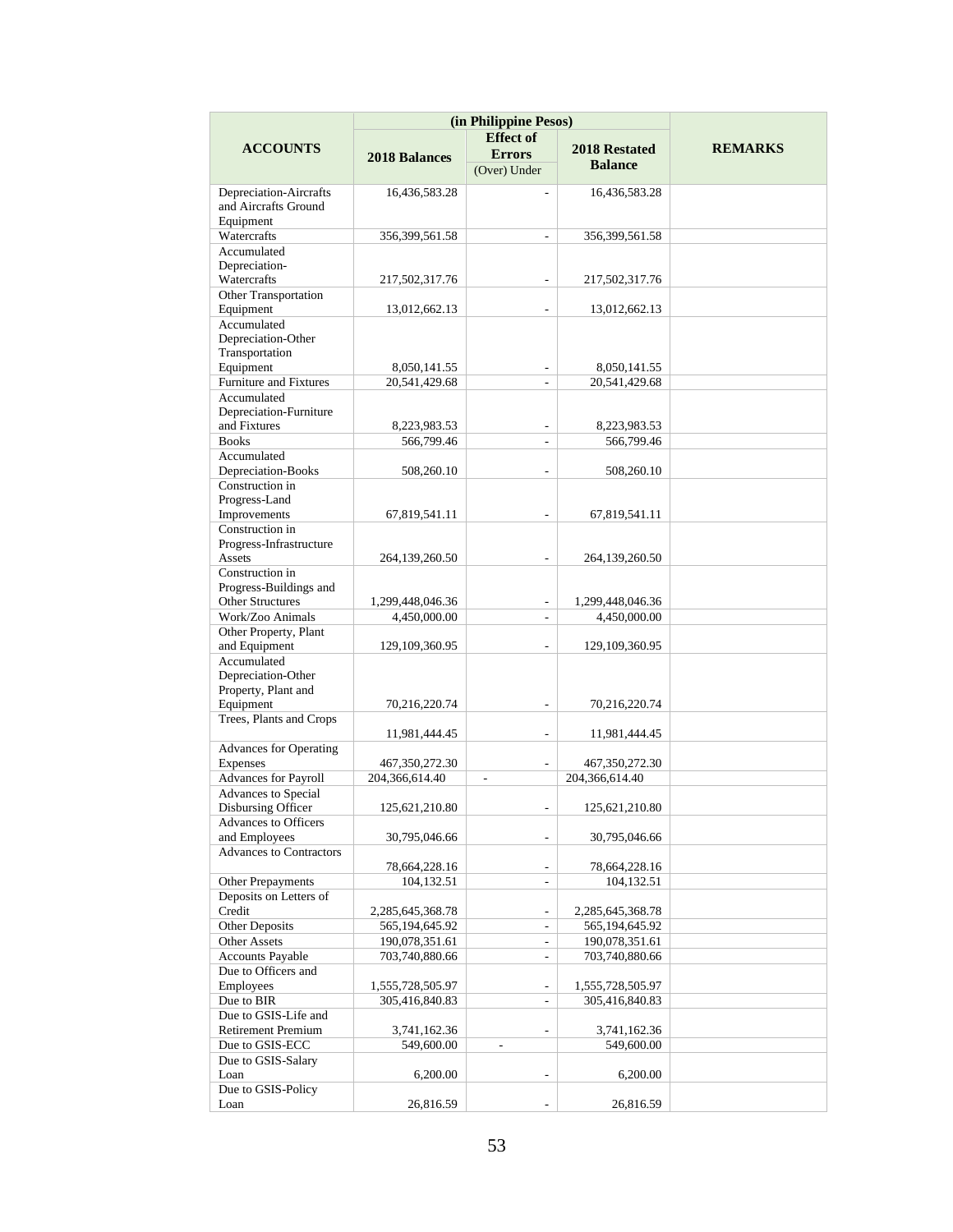| ACCOUNTS | (in Philippine Pesos) | | | REMARKS |
|---|---|---|---|---|
| | 2018 Balances | Effect of Errors (Over) Under | 2018 Restated Balance | |
| Depreciation-Aircrafts and Aircrafts Ground Equipment | 16,436,583.28 | - | 16,436,583.28 | |
| Watercrafts | 356,399,561.58 | - | 356,399,561.58 | |
| Accumulated Depreciation-Watercrafts | 217,502,317.76 | - | 217,502,317.76 | |
| Other Transportation Equipment | 13,012,662.13 | - | 13,012,662.13 | |
| Accumulated Depreciation-Other Transportation Equipment | 8,050,141.55 | - | 8,050,141.55 | |
| Furniture and Fixtures | 20,541,429.68 | - | 20,541,429.68 | |
| Accumulated Depreciation-Furniture and Fixtures | 8,223,983.53 | - | 8,223,983.53 | |
| Books | 566,799.46 | - | 566,799.46 | |
| Accumulated Depreciation-Books | 508,260.10 | - | 508,260.10 | |
| Construction in Progress-Land Improvements | 67,819,541.11 | - | 67,819,541.11 | |
| Construction in Progress-Infrastructure Assets | 264,139,260.50 | - | 264,139,260.50 | |
| Construction in Progress-Buildings and Other Structures | 1,299,448,046.36 | - | 1,299,448,046.36 | |
| Work/Zoo Animals | 4,450,000.00 | - | 4,450,000.00 | |
| Other Property, Plant and Equipment | 129,109,360.95 | - | 129,109,360.95 | |
| Accumulated Depreciation-Other Property, Plant and Equipment | 70,216,220.74 | - | 70,216,220.74 | |
| Trees, Plants and Crops | 11,981,444.45 | - | 11,981,444.45 | |
| Advances for Operating Expenses | 467,350,272.30 | - | 467,350,272.30 | |
| Advances for Payroll | 204,366,614.40 | - | 204,366,614.40 | |
| Advances to Special Disbursing Officer | 125,621,210.80 | - | 125,621,210.80 | |
| Advances to Officers and Employees | 30,795,046.66 | - | 30,795,046.66 | |
| Advances to Contractors | 78,664,228.16 | - | 78,664,228.16 | |
| Other Prepayments | 104,132.51 | - | 104,132.51 | |
| Deposits on Letters of Credit | 2,285,645,368.78 | - | 2,285,645,368.78 | |
| Other Deposits | 565,194,645.92 | - | 565,194,645.92 | |
| Other Assets | 190,078,351.61 | - | 190,078,351.61 | |
| Accounts Payable | 703,740,880.66 | - | 703,740,880.66 | |
| Due to Officers and Employees | 1,555,728,505.97 | - | 1,555,728,505.97 | |
| Due to BIR | 305,416,840.83 | - | 305,416,840.83 | |
| Due to GSIS-Life and Retirement Premium | 3,741,162.36 | - | 3,741,162.36 | |
| Due to GSIS-ECC | 549,600.00 | - | 549,600.00 | |
| Due to GSIS-Salary Loan | 6,200.00 | - | 6,200.00 | |
| Due to GSIS-Policy Loan | 26,816.59 | - | 26,816.59 | |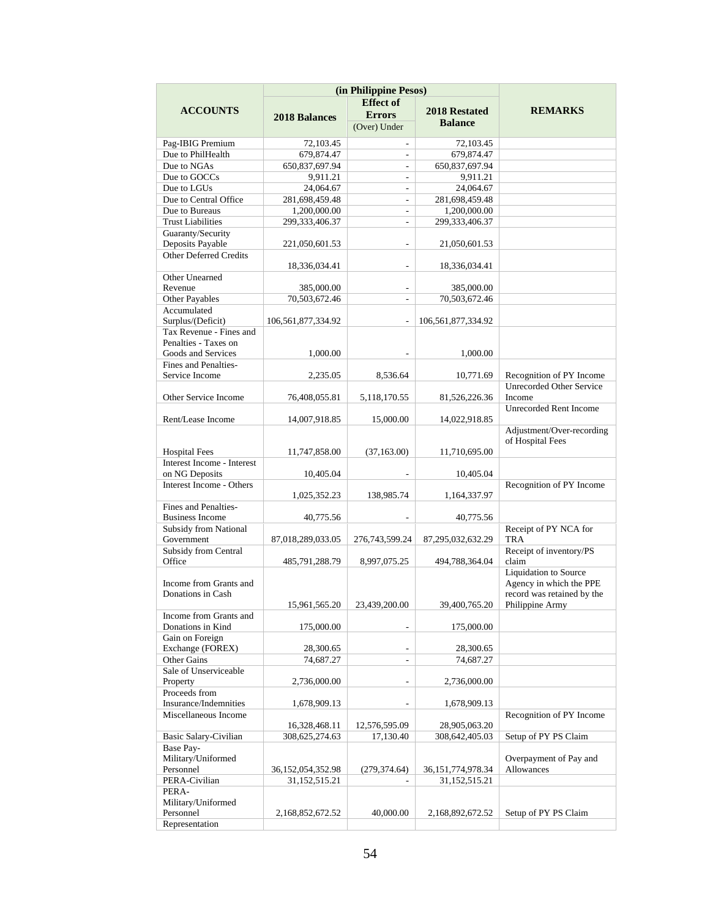| ACCOUNTS | (in Philippine Pesos) | | | REMARKS |
|---|---|---|---|---|
| | 2018 Balances | Effect of Errors (Over) Under | 2018 Restated Balance | |
| Pag-IBIG Premium | 72,103.45 | - | 72,103.45 | |
| Due to PhilHealth | 679,874.47 | - | 679,874.47 | |
| Due to NGAs | 650,837,697.94 | - | 650,837,697.94 | |
| Due to GOCCs | 9,911.21 | - | 9,911.21 | |
| Due to LGUs | 24,064.67 | - | 24,064.67 | |
| Due to Central Office | 281,698,459.48 | - | 281,698,459.48 | |
| Due to Bureaus | 1,200,000.00 | - | 1,200,000.00 | |
| Trust Liabilities | 299,333,406.37 | - | 299,333,406.37 | |
| Guaranty/Security Deposits Payable | 221,050,601.53 | - | 21,050,601.53 | |
| Other Deferred Credits | 18,336,034.41 | - | 18,336,034.41 | |
| Other Unearned Revenue | 385,000.00 | - | 385,000.00 | |
| Other Payables | 70,503,672.46 | - | 70,503,672.46 | |
| Accumulated Surplus/(Deficit) | 106,561,877,334.92 | - | 106,561,877,334.92 | |
| Tax Revenue - Fines and Penalties - Taxes on Goods and Services | 1,000.00 | - | 1,000.00 | |
| Fines and Penalties-Service Income | 2,235.05 | 8,536.64 | 10,771.69 | Recognition of PY Income |
| Other Service Income | 76,408,055.81 | 5,118,170.55 | 81,526,226.36 | Unrecorded Other Service Income |
| Rent/Lease Income | 14,007,918.85 | 15,000.00 | 14,022,918.85 | Unrecorded Rent Income |
| Hospital Fees | 11,747,858.00 | (37,163.00) | 11,710,695.00 | Adjustment/Over-recording of Hospital Fees |
| Interest Income - Interest on NG Deposits | 10,405.04 | - | 10,405.04 | |
| Interest Income - Others | 1,025,352.23 | 138,985.74 | 1,164,337.97 | Recognition of PY Income |
| Fines and Penalties-Business Income | 40,775.56 | - | 40,775.56 | |
| Subsidy from National Government | 87,018,289,033.05 | 276,743,599.24 | 87,295,032,632.29 | Receipt of PY NCA for TRA |
| Subsidy from Central Office | 485,791,288.79 | 8,997,075.25 | 494,788,364.04 | Receipt of inventory/PS claim |
| Income from Grants and Donations in Cash | 15,961,565.20 | 23,439,200.00 | 39,400,765.20 | Liquidation to Source Agency in which the PPE record was retained by the Philippine Army |
| Income from Grants and Donations in Kind | 175,000.00 | - | 175,000.00 | |
| Gain on Foreign Exchange (FOREX) | 28,300.65 | - | 28,300.65 | |
| Other Gains | 74,687.27 | - | 74,687.27 | |
| Sale of Unserviceable Property | 2,736,000.00 | - | 2,736,000.00 | |
| Proceeds from Insurance/Indemnities | 1,678,909.13 | - | 1,678,909.13 | |
| Miscellaneous Income | 16,328,468.11 | 12,576,595.09 | 28,905,063.20 | Recognition of PY Income |
| Basic Salary-Civilian | 308,625,274.63 | 17,130.40 | 308,642,405.03 | Setup of PY PS Claim |
| Base Pay-Military/Uniformed Personnel | 36,152,054,352.98 | (279,374.64) | 36,151,774,978.34 | Overpayment of Pay and Allowances |
| PERA-Civilian | 31,152,515.21 | - | 31,152,515.21 | |
| PERA-Military/Uniformed Personnel | 2,168,852,672.52 | 40,000.00 | 2,168,892,672.52 | Setup of PY PS Claim |
| Representation | | | | |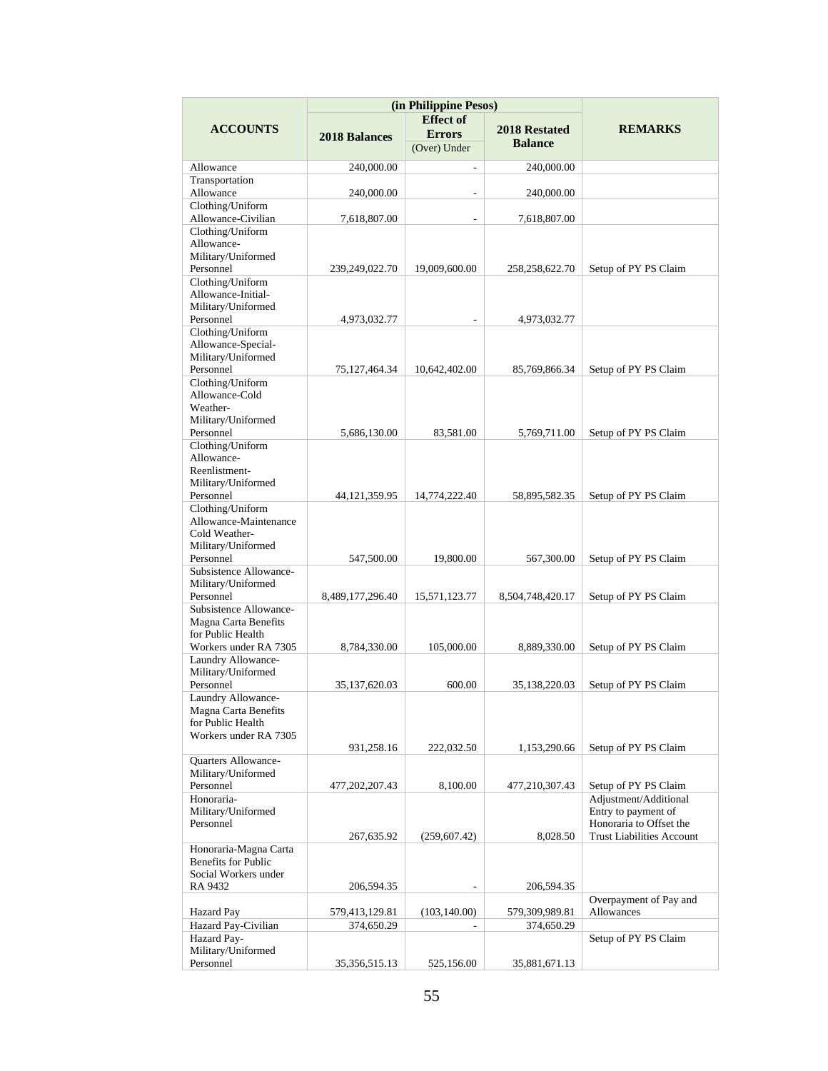| ACCOUNTS | (in Philippine Pesos) | | | REMARKS |
|---|---|---|---|---|
| | 2018 Balances | Effect of Errors (Over) Under | 2018 Restated Balance | |
| Allowance | 240,000.00 | - | 240,000.00 | |
| Transportation Allowance | 240,000.00 | - | 240,000.00 | |
| Clothing/Uniform Allowance-Civilian | 7,618,807.00 | - | 7,618,807.00 | |
| Clothing/Uniform Allowance-Military/Uniformed Personnel | 239,249,022.70 | 19,009,600.00 | 258,258,622.70 | Setup of PY PS Claim |
| Clothing/Uniform Allowance-Initial-Military/Uniformed Personnel | 4,973,032.77 | - | 4,973,032.77 | |
| Clothing/Uniform Allowance-Special-Military/Uniformed Personnel | 75,127,464.34 | 10,642,402.00 | 85,769,866.34 | Setup of PY PS Claim |
| Clothing/Uniform Allowance-Cold Weather-Military/Uniformed Personnel | 5,686,130.00 | 83,581.00 | 5,769,711.00 | Setup of PY PS Claim |
| Clothing/Uniform Allowance-Reenlistment-Military/Uniformed Personnel | 44,121,359.95 | 14,774,222.40 | 58,895,582.35 | Setup of PY PS Claim |
| Clothing/Uniform Allowance-Maintenance Cold Weather-Military/Uniformed Personnel | 547,500.00 | 19,800.00 | 567,300.00 | Setup of PY PS Claim |
| Subsistence Allowance-Military/Uniformed Personnel | 8,489,177,296.40 | 15,571,123.77 | 8,504,748,420.17 | Setup of PY PS Claim |
| Subsistence Allowance-Magna Carta Benefits for Public Health Workers under RA 7305 | 8,784,330.00 | 105,000.00 | 8,889,330.00 | Setup of PY PS Claim |
| Laundry Allowance-Military/Uniformed Personnel | 35,137,620.03 | 600.00 | 35,138,220.03 | Setup of PY PS Claim |
| Laundry Allowance-Magna Carta Benefits for Public Health Workers under RA 7305 | 931,258.16 | 222,032.50 | 1,153,290.66 | Setup of PY PS Claim |
| Quarters Allowance-Military/Uniformed Personnel | 477,202,207.43 | 8,100.00 | 477,210,307.43 | Setup of PY PS Claim |
| Honoraria-Military/Uniformed Personnel | 267,635.92 | (259,607.42) | 8,028.50 | Adjustment/Additional Entry to payment of Honoraria to Offset the Trust Liabilities Account |
| Honoraria-Magna Carta Benefits for Public Social Workers under RA 9432 | 206,594.35 | - | 206,594.35 | |
| Hazard Pay | 579,413,129.81 | (103,140.00) | 579,309,989.81 | Overpayment of Pay and Allowances |
| Hazard Pay-Civilian | 374,650.29 | - | 374,650.29 | |
| Hazard Pay-Military/Uniformed Personnel | 35,356,515.13 | 525,156.00 | 35,881,671.13 | Setup of PY PS Claim |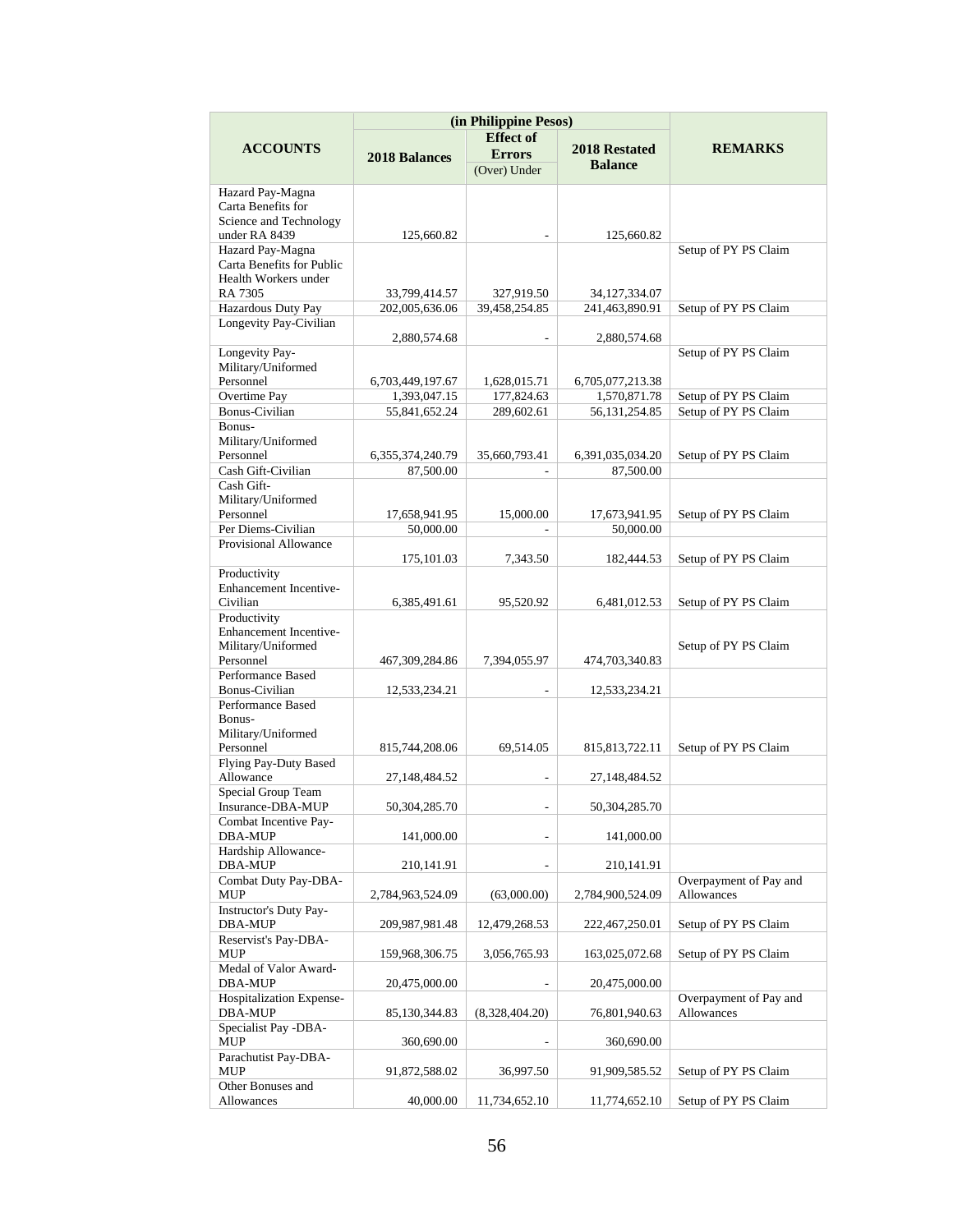| ACCOUNTS | (in Philippine Pesos) | | | REMARKS |
|---|---|---|---|---|
| | 2018 Balances | Effect of Errors (Over) Under | 2018 Restated Balance | |
| Hazard Pay-Magna Carta Benefits for Science and Technology under RA 8439 | 125,660.82 | - | 125,660.82 | |
| Hazard Pay-Magna Carta Benefits for Public Health Workers under RA 7305 | 33,799,414.57 | 327,919.50 | 34,127,334.07 | Setup of PY PS Claim |
| Hazardous Duty Pay | 202,005,636.06 | 39,458,254.85 | 241,463,890.91 | Setup of PY PS Claim |
| Longevity Pay-Civilian | 2,880,574.68 | - | 2,880,574.68 | |
| Longevity Pay-Military/Uniformed Personnel | 6,703,449,197.67 | 1,628,015.71 | 6,705,077,213.38 | Setup of PY PS Claim |
| Overtime Pay | 1,393,047.15 | 177,824.63 | 1,570,871.78 | Setup of PY PS Claim |
| Bonus-Civilian | 55,841,652.24 | 289,602.61 | 56,131,254.85 | Setup of PY PS Claim |
| Bonus-Military/Uniformed Personnel | 6,355,374,240.79 | 35,660,793.41 | 6,391,035,034.20 | Setup of PY PS Claim |
| Cash Gift-Civilian | 87,500.00 | - | 87,500.00 | |
| Cash Gift-Military/Uniformed Personnel | 17,658,941.95 | 15,000.00 | 17,673,941.95 | Setup of PY PS Claim |
| Per Diems-Civilian | 50,000.00 | - | 50,000.00 | |
| Provisional Allowance | 175,101.03 | 7,343.50 | 182,444.53 | Setup of PY PS Claim |
| Productivity Enhancement Incentive-Civilian | 6,385,491.61 | 95,520.92 | 6,481,012.53 | Setup of PY PS Claim |
| Productivity Enhancement Incentive-Military/Uniformed Personnel | 467,309,284.86 | 7,394,055.97 | 474,703,340.83 | Setup of PY PS Claim |
| Performance Based Bonus-Civilian | 12,533,234.21 | - | 12,533,234.21 | |
| Performance Based Bonus-Military/Uniformed Personnel | 815,744,208.06 | 69,514.05 | 815,813,722.11 | Setup of PY PS Claim |
| Flying Pay-Duty Based Allowance | 27,148,484.52 | - | 27,148,484.52 | |
| Special Group Team Insurance-DBA-MUP | 50,304,285.70 | - | 50,304,285.70 | |
| Combat Incentive Pay-DBA-MUP | 141,000.00 | - | 141,000.00 | |
| Hardship Allowance-DBA-MUP | 210,141.91 | - | 210,141.91 | |
| Combat Duty Pay-DBA-MUP | 2,784,963,524.09 | (63,000.00) | 2,784,900,524.09 | Overpayment of Pay and Allowances |
| Instructor's Duty Pay-DBA-MUP | 209,987,981.48 | 12,479,268.53 | 222,467,250.01 | Setup of PY PS Claim |
| Reservist's Pay-DBA-MUP | 159,968,306.75 | 3,056,765.93 | 163,025,072.68 | Setup of PY PS Claim |
| Medal of Valor Award-DBA-MUP | 20,475,000.00 | - | 20,475,000.00 | |
| Hospitalization Expense-DBA-MUP | 85,130,344.83 | (8,328,404.20) | 76,801,940.63 | Overpayment of Pay and Allowances |
| Specialist Pay -DBA-MUP | 360,690.00 | - | 360,690.00 | |
| Parachutist Pay-DBA-MUP | 91,872,588.02 | 36,997.50 | 91,909,585.52 | Setup of PY PS Claim |
| Other Bonuses and Allowances | 40,000.00 | 11,734,652.10 | 11,774,652.10 | Setup of PY PS Claim |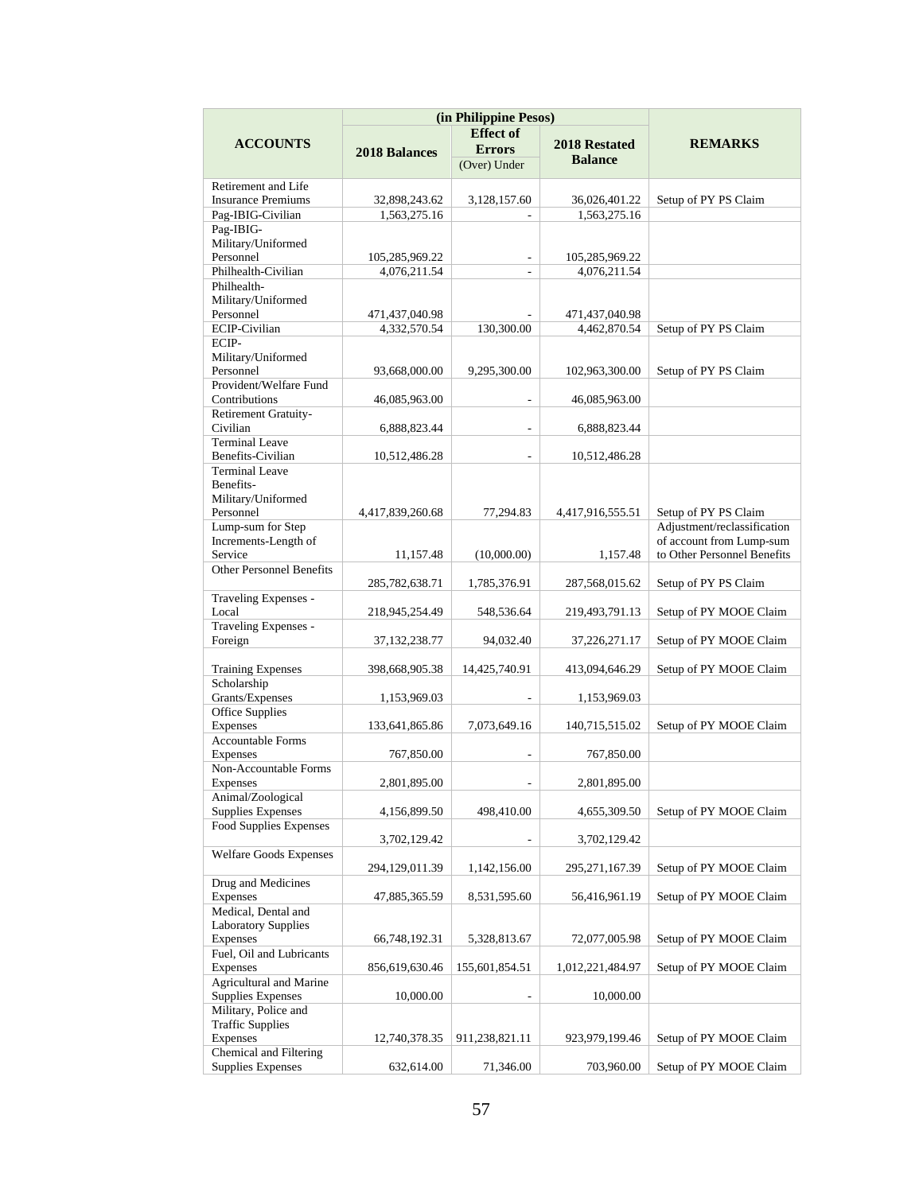| ACCOUNTS | (in Philippine Pesos) | | | REMARKS |
|---|---|---|---|---|
| | 2018 Balances | Effect of Errors (Over) Under | 2018 Restated Balance | |
| Retirement and Life Insurance Premiums | 32,898,243.62 | 3,128,157.60 | 36,026,401.22 | Setup of PY PS Claim |
| Pag-IBIG-Civilian | 1,563,275.16 | - | 1,563,275.16 | |
| Pag-IBIG-Military/Uniformed Personnel | 105,285,969.22 | - | 105,285,969.22 | |
| Philhealth-Civilian | 4,076,211.54 | - | 4,076,211.54 | |
| Philhealth-Military/Uniformed Personnel | 471,437,040.98 | - | 471,437,040.98 | |
| ECIP-Civilian | 4,332,570.54 | 130,300.00 | 4,462,870.54 | Setup of PY PS Claim |
| ECIP-Military/Uniformed Personnel | 93,668,000.00 | 9,295,300.00 | 102,963,300.00 | Setup of PY PS Claim |
| Provident/Welfare Fund Contributions | 46,085,963.00 | - | 46,085,963.00 | |
| Retirement Gratuity-Civilian | 6,888,823.44 | - | 6,888,823.44 | |
| Terminal Leave Benefits-Civilian | 10,512,486.28 | - | 10,512,486.28 | |
| Terminal Leave Benefits-Military/Uniformed Personnel | 4,417,839,260.68 | 77,294.83 | 4,417,916,555.51 | Setup of PY PS Claim |
| Lump-sum for Step Increments-Length of Service | 11,157.48 | (10,000.00) | 1,157.48 | Adjustment/reclassification of account from Lump-sum to Other Personnel Benefits |
| Other Personnel Benefits | 285,782,638.71 | 1,785,376.91 | 287,568,015.62 | Setup of PY PS Claim |
| Traveling Expenses - Local | 218,945,254.49 | 548,536.64 | 219,493,791.13 | Setup of PY MOOE Claim |
| Traveling Expenses - Foreign | 37,132,238.77 | 94,032.40 | 37,226,271.17 | Setup of PY MOOE Claim |
| Training Expenses | 398,668,905.38 | 14,425,740.91 | 413,094,646.29 | Setup of PY MOOE Claim |
| Scholarship Grants/Expenses | 1,153,969.03 | - | 1,153,969.03 | |
| Office Supplies Expenses | 133,641,865.86 | 7,073,649.16 | 140,715,515.02 | Setup of PY MOOE Claim |
| Accountable Forms Expenses | 767,850.00 | - | 767,850.00 | |
| Non-Accountable Forms Expenses | 2,801,895.00 | - | 2,801,895.00 | |
| Animal/Zoological Supplies Expenses | 4,156,899.50 | 498,410.00 | 4,655,309.50 | Setup of PY MOOE Claim |
| Food Supplies Expenses | 3,702,129.42 | - | 3,702,129.42 | |
| Welfare Goods Expenses | 294,129,011.39 | 1,142,156.00 | 295,271,167.39 | Setup of PY MOOE Claim |
| Drug and Medicines Expenses | 47,885,365.59 | 8,531,595.60 | 56,416,961.19 | Setup of PY MOOE Claim |
| Medical, Dental and Laboratory Supplies Expenses | 66,748,192.31 | 5,328,813.67 | 72,077,005.98 | Setup of PY MOOE Claim |
| Fuel, Oil and Lubricants Expenses | 856,619,630.46 | 155,601,854.51 | 1,012,221,484.97 | Setup of PY MOOE Claim |
| Agricultural and Marine Supplies Expenses | 10,000.00 | - | 10,000.00 | |
| Military, Police and Traffic Supplies Expenses | 12,740,378.35 | 911,238,821.11 | 923,979,199.46 | Setup of PY MOOE Claim |
| Chemical and Filtering Supplies Expenses | 632,614.00 | 71,346.00 | 703,960.00 | Setup of PY MOOE Claim |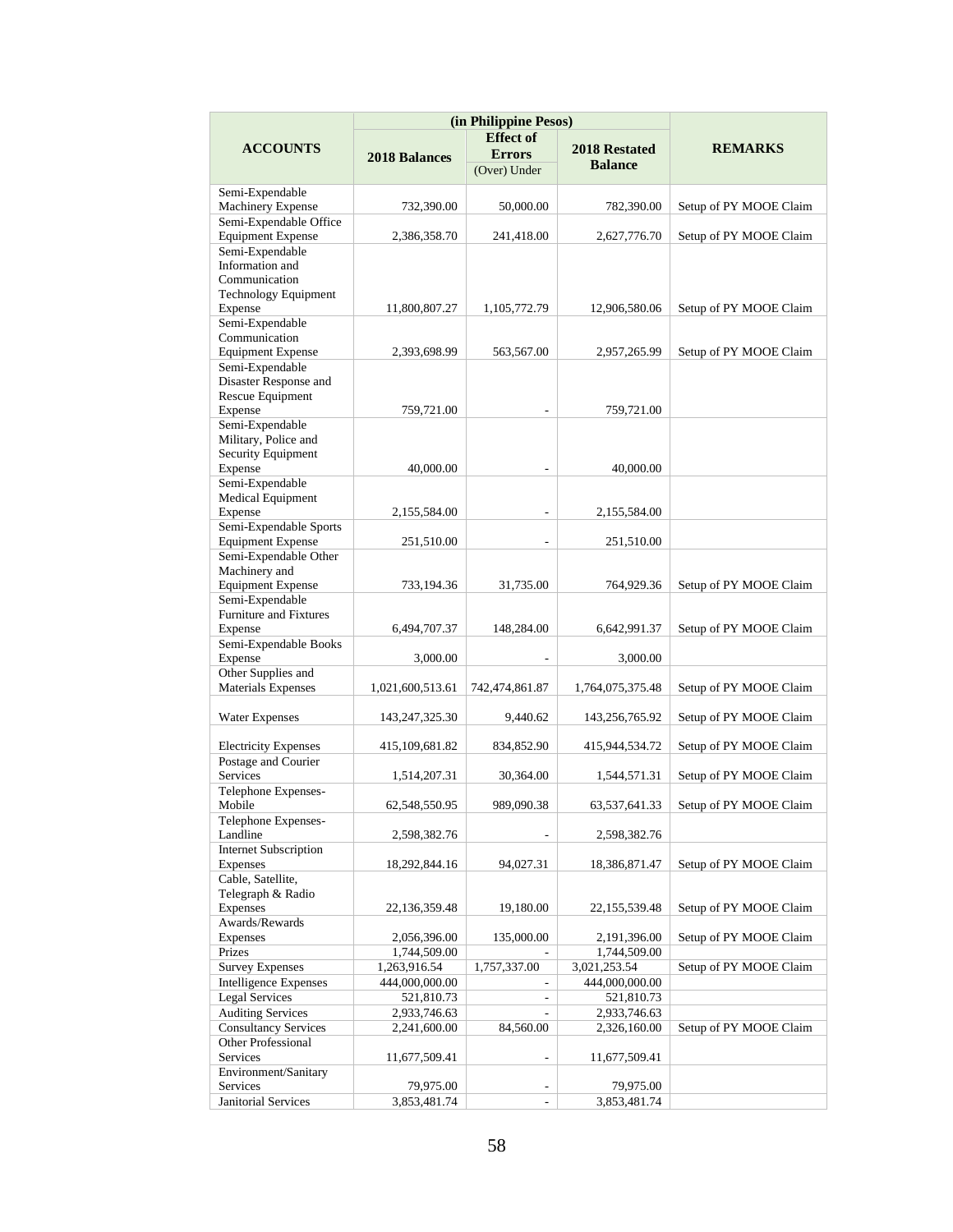| ACCOUNTS | (in Philippine Pesos) | | | REMARKS |
|---|---|---|---|---|
| | 2018 Balances | Effect of Errors (Over) Under | 2018 Restated Balance | |
| Semi-Expendable Machinery Expense | 732,390.00 | 50,000.00 | 782,390.00 | Setup of PY MOOE Claim |
| Semi-Expendable Office Equipment Expense | 2,386,358.70 | 241,418.00 | 2,627,776.70 | Setup of PY MOOE Claim |
| Semi-Expendable Information and Communication Technology Equipment Expense | 11,800,807.27 | 1,105,772.79 | 12,906,580.06 | Setup of PY MOOE Claim |
| Semi-Expendable Communication Equipment Expense | 2,393,698.99 | 563,567.00 | 2,957,265.99 | Setup of PY MOOE Claim |
| Semi-Expendable Disaster Response and Rescue Equipment Expense | 759,721.00 | - | 759,721.00 | |
| Semi-Expendable Military, Police and Security Equipment Expense | 40,000.00 | - | 40,000.00 | |
| Semi-Expendable Medical Equipment Expense | 2,155,584.00 | - | 2,155,584.00 | |
| Semi-Expendable Sports Equipment Expense | 251,510.00 | - | 251,510.00 | |
| Semi-Expendable Other Machinery and Equipment Expense | 733,194.36 | 31,735.00 | 764,929.36 | Setup of PY MOOE Claim |
| Semi-Expendable Furniture and Fixtures Expense | 6,494,707.37 | 148,284.00 | 6,642,991.37 | Setup of PY MOOE Claim |
| Semi-Expendable Books Expense | 3,000.00 | - | 3,000.00 | |
| Other Supplies and Materials Expenses | 1,021,600,513.61 | 742,474,861.87 | 1,764,075,375.48 | Setup of PY MOOE Claim |
| Water Expenses | 143,247,325.30 | 9,440.62 | 143,256,765.92 | Setup of PY MOOE Claim |
| Electricity Expenses | 415,109,681.82 | 834,852.90 | 415,944,534.72 | Setup of PY MOOE Claim |
| Postage and Courier Services | 1,514,207.31 | 30,364.00 | 1,544,571.31 | Setup of PY MOOE Claim |
| Telephone Expenses-Mobile | 62,548,550.95 | 989,090.38 | 63,537,641.33 | Setup of PY MOOE Claim |
| Telephone Expenses-Landline | 2,598,382.76 | - | 2,598,382.76 | |
| Internet Subscription Expenses | 18,292,844.16 | 94,027.31 | 18,386,871.47 | Setup of PY MOOE Claim |
| Cable, Satellite, Telegraph & Radio Expenses | 22,136,359.48 | 19,180.00 | 22,155,539.48 | Setup of PY MOOE Claim |
| Awards/Rewards Expenses | 2,056,396.00 | 135,000.00 | 2,191,396.00 | Setup of PY MOOE Claim |
| Prizes | 1,744,509.00 | - | 1,744,509.00 | |
| Survey Expenses | 1,263,916.54 | 1,757,337.00 | 3,021,253.54 | Setup of PY MOOE Claim |
| Intelligence Expenses | 444,000,000.00 | - | 444,000,000.00 | |
| Legal Services | 521,810.73 | - | 521,810.73 | |
| Auditing Services | 2,933,746.63 | - | 2,933,746.63 | |
| Consultancy Services | 2,241,600.00 | 84,560.00 | 2,326,160.00 | Setup of PY MOOE Claim |
| Other Professional Services | 11,677,509.41 | - | 11,677,509.41 | |
| Environment/Sanitary Services | 79,975.00 | - | 79,975.00 | |
| Janitorial Services | 3,853,481.74 | - | 3,853,481.74 | |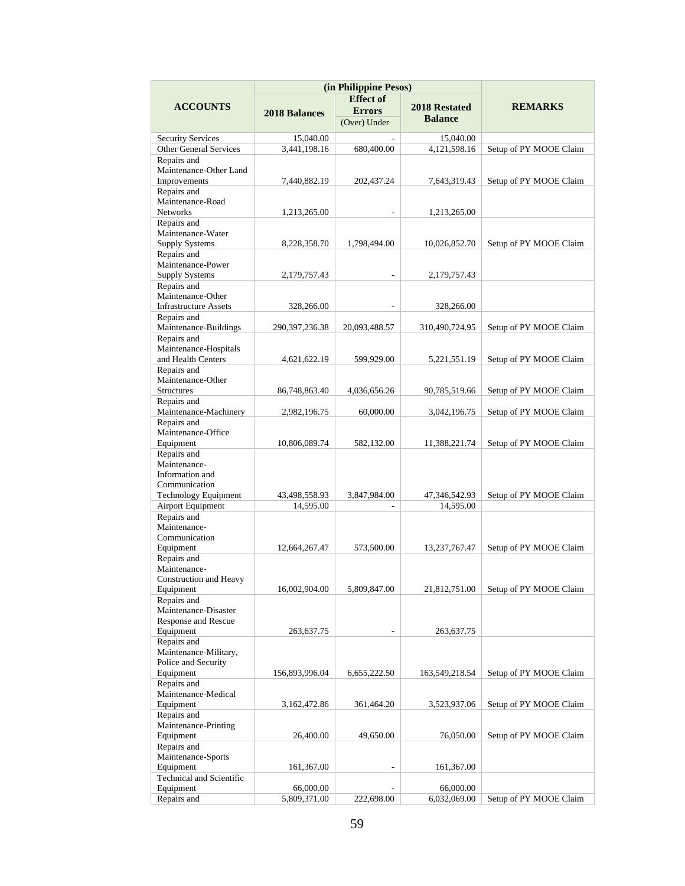| ACCOUNTS | (in Philippine Pesos) | | | REMARKS |
|---|---|---|---|---|
| | 2018 Balances | Effect of Errors (Over) Under | 2018 Restated Balance | |
| Security Services | 15,040.00 | - | 15,040.00 | |
| Other General Services | 3,441,198.16 | 680,400.00 | 4,121,598.16 | Setup of PY MOOE Claim |
| Repairs and Maintenance-Other Land Improvements | 7,440,882.19 | 202,437.24 | 7,643,319.43 | Setup of PY MOOE Claim |
| Repairs and Maintenance-Road Networks | 1,213,265.00 | - | 1,213,265.00 | |
| Repairs and Maintenance-Water Supply Systems | 8,228,358.70 | 1,798,494.00 | 10,026,852.70 | Setup of PY MOOE Claim |
| Repairs and Maintenance-Power Supply Systems | 2,179,757.43 | - | 2,179,757.43 | |
| Repairs and Maintenance-Other Infrastructure Assets | 328,266.00 | - | 328,266.00 | |
| Repairs and Maintenance-Buildings | 290,397,236.38 | 20,093,488.57 | 310,490,724.95 | Setup of PY MOOE Claim |
| Repairs and Maintenance-Hospitals and Health Centers | 4,621,622.19 | 599,929.00 | 5,221,551.19 | Setup of PY MOOE Claim |
| Repairs and Maintenance-Other Structures | 86,748,863.40 | 4,036,656.26 | 90,785,519.66 | Setup of PY MOOE Claim |
| Repairs and Maintenance-Machinery | 2,982,196.75 | 60,000.00 | 3,042,196.75 | Setup of PY MOOE Claim |
| Repairs and Maintenance-Office Equipment | 10,806,089.74 | 582,132.00 | 11,388,221.74 | Setup of PY MOOE Claim |
| Repairs and Maintenance-Information and Communication Technology Equipment | 43,498,558.93 | 3,847,984.00 | 47,346,542.93 | Setup of PY MOOE Claim |
| Airport Equipment | 14,595.00 | - | 14,595.00 | |
| Repairs and Maintenance-Communication Equipment | 12,664,267.47 | 573,500.00 | 13,237,767.47 | Setup of PY MOOE Claim |
| Repairs and Maintenance-Construction and Heavy Equipment | 16,002,904.00 | 5,809,847.00 | 21,812,751.00 | Setup of PY MOOE Claim |
| Repairs and Maintenance-Disaster Response and Rescue Equipment | 263,637.75 | - | 263,637.75 | |
| Repairs and Maintenance-Military, Police and Security Equipment | 156,893,996.04 | 6,655,222.50 | 163,549,218.54 | Setup of PY MOOE Claim |
| Repairs and Maintenance-Medical Equipment | 3,162,472.86 | 361,464.20 | 3,523,937.06 | Setup of PY MOOE Claim |
| Repairs and Maintenance-Printing Equipment | 26,400.00 | 49,650.00 | 76,050.00 | Setup of PY MOOE Claim |
| Repairs and Maintenance-Sports Equipment | 161,367.00 | - | 161,367.00 | |
| Technical and Scientific Equipment | 66,000.00 | - | 66,000.00 | |
| Repairs and | 5,809,371.00 | 222,698.00 | 6,032,069.00 | Setup of PY MOOE Claim |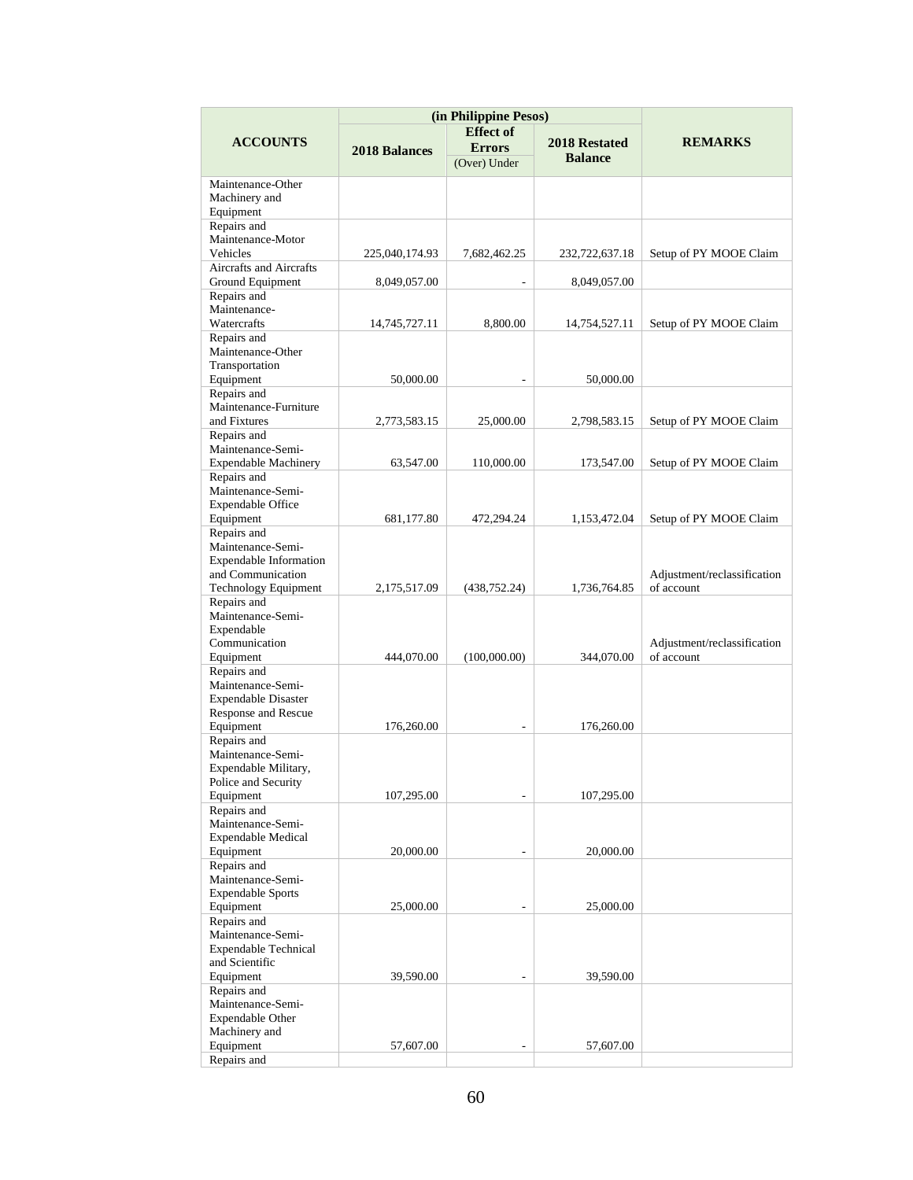| ACCOUNTS | (in Philippine Pesos) | | | REMARKS |
|---|---|---|---|---|
| | 2018 Balances | Effect of Errors (Over) Under | 2018 Restated Balance | |
| Maintenance-Other Machinery and Equipment | | | | |
| Repairs and Maintenance-Motor Vehicles | 225,040,174.93 | 7,682,462.25 | 232,722,637.18 | Setup of PY MOOE Claim |
| Aircrafts and Aircrafts Ground Equipment | 8,049,057.00 | - | 8,049,057.00 | |
| Repairs and Maintenance-Watercrafts | 14,745,727.11 | 8,800.00 | 14,754,527.11 | Setup of PY MOOE Claim |
| Repairs and Maintenance-Other Transportation Equipment | 50,000.00 | - | 50,000.00 | |
| Repairs and Maintenance-Furniture and Fixtures | 2,773,583.15 | 25,000.00 | 2,798,583.15 | Setup of PY MOOE Claim |
| Repairs and Maintenance-Semi-Expendable Machinery | 63,547.00 | 110,000.00 | 173,547.00 | Setup of PY MOOE Claim |
| Repairs and Maintenance-Semi-Expendable Office Equipment | 681,177.80 | 472,294.24 | 1,153,472.04 | Setup of PY MOOE Claim |
| Repairs and Maintenance-Semi-Expendable Information and Communication Technology Equipment | 2,175,517.09 | (438,752.24) | 1,736,764.85 | Adjustment/reclassification of account |
| Repairs and Maintenance-Semi-Expendable Communication Equipment | 444,070.00 | (100,000.00) | 344,070.00 | Adjustment/reclassification of account |
| Repairs and Maintenance-Semi-Expendable Disaster Response and Rescue Equipment | 176,260.00 | - | 176,260.00 | |
| Repairs and Maintenance-Semi-Expendable Military, Police and Security Equipment | 107,295.00 | - | 107,295.00 | |
| Repairs and Maintenance-Semi-Expendable Medical Equipment | 20,000.00 | - | 20,000.00 | |
| Repairs and Maintenance-Semi-Expendable Sports Equipment | 25,000.00 | - | 25,000.00 | |
| Repairs and Maintenance-Semi-Expendable Technical and Scientific Equipment | 39,590.00 | - | 39,590.00 | |
| Repairs and Maintenance-Semi-Expendable Other Machinery and Equipment | 57,607.00 | - | 57,607.00 | |
| Repairs and | | | | |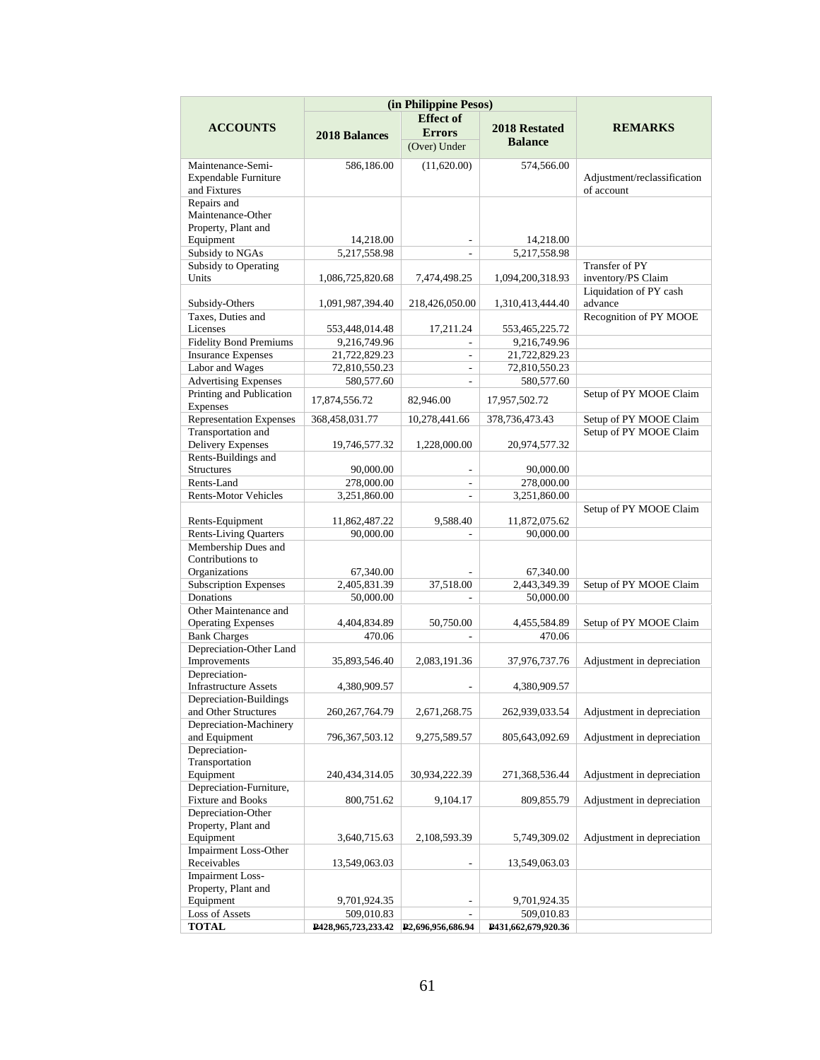| ACCOUNTS | (in Philippine Pesos) | | | REMARKS |
|---|---|---|---|---|
| | 2018 Balances | Effect of Errors (Over) Under | 2018 Restated Balance | |
| Maintenance-Semi-Expendable Furniture and Fixtures | 586,186.00 | (11,620.00) | 574,566.00 | Adjustment/reclassification of account |
| Repairs and Maintenance-Other Property, Plant and Equipment | 14,218.00 | - | 14,218.00 | |
| Subsidy to NGAs | 5,217,558.98 | - | 5,217,558.98 | |
| Subsidy to Operating Units | 1,086,725,820.68 | 7,474,498.25 | 1,094,200,318.93 | Transfer of PY inventory/PS Claim |
| Subsidy-Others | 1,091,987,394.40 | 218,426,050.00 | 1,310,413,444.40 | Liquidation of PY cash advance |
| Taxes, Duties and Licenses | 553,448,014.48 | 17,211.24 | 553,465,225.72 | Recognition of PY MOOE |
| Fidelity Bond Premiums | 9,216,749.96 | - | 9,216,749.96 | |
| Insurance Expenses | 21,722,829.23 | - | 21,722,829.23 | |
| Labor and Wages | 72,810,550.23 | - | 72,810,550.23 | |
| Advertising Expenses | 580,577.60 | - | 580,577.60 | |
| Printing and Publication Expenses | 17,874,556.72 | 82,946.00 | 17,957,502.72 | Setup of PY MOOE Claim |
| Representation Expenses | 368,458,031.77 | 10,278,441.66 | 378,736,473.43 | Setup of PY MOOE Claim |
| Transportation and Delivery Expenses | 19,746,577.32 | 1,228,000.00 | 20,974,577.32 | Setup of PY MOOE Claim |
| Rents-Buildings and Structures | 90,000.00 | - | 90,000.00 | |
| Rents-Land | 278,000.00 | - | 278,000.00 | |
| Rents-Motor Vehicles | 3,251,860.00 | - | 3,251,860.00 | |
| Rents-Equipment | 11,862,487.22 | 9,588.40 | 11,872,075.62 | Setup of PY MOOE Claim |
| Rents-Living Quarters | 90,000.00 | - | 90,000.00 | |
| Membership Dues and Contributions to Organizations | 67,340.00 | - | 67,340.00 | |
| Subscription Expenses | 2,405,831.39 | 37,518.00 | 2,443,349.39 | Setup of PY MOOE Claim |
| Donations | 50,000.00 | - | 50,000.00 | |
| Other Maintenance and Operating Expenses | 4,404,834.89 | 50,750.00 | 4,455,584.89 | Setup of PY MOOE Claim |
| Bank Charges | 470.06 | - | 470.06 | |
| Depreciation-Other Land Improvements | 35,893,546.40 | 2,083,191.36 | 37,976,737.76 | Adjustment in depreciation |
| Depreciation-Infrastructure Assets | 4,380,909.57 | - | 4,380,909.57 | |
| Depreciation-Buildings and Other Structures | 260,267,764.79 | 2,671,268.75 | 262,939,033.54 | Adjustment in depreciation |
| Depreciation-Machinery and Equipment | 796,367,503.12 | 9,275,589.57 | 805,643,092.69 | Adjustment in depreciation |
| Depreciation-Transportation Equipment | 240,434,314.05 | 30,934,222.39 | 271,368,536.44 | Adjustment in depreciation |
| Depreciation-Furniture, Fixture and Books | 800,751.62 | 9,104.17 | 809,855.79 | Adjustment in depreciation |
| Depreciation-Other Property, Plant and Equipment | 3,640,715.63 | 2,108,593.39 | 5,749,309.02 | Adjustment in depreciation |
| Impairment Loss-Other Receivables | 13,549,063.03 | - | 13,549,063.03 | |
| Impairment Loss-Property, Plant and Equipment | 9,701,924.35 | - | 9,701,924.35 | |
| Loss of Assets | 509,010.83 | - | 509,010.83 | |
| **TOTAL** | **₱428,965,723,233.42** | **₱2,696,956,686.94** | **₱431,662,679,920.36** | |